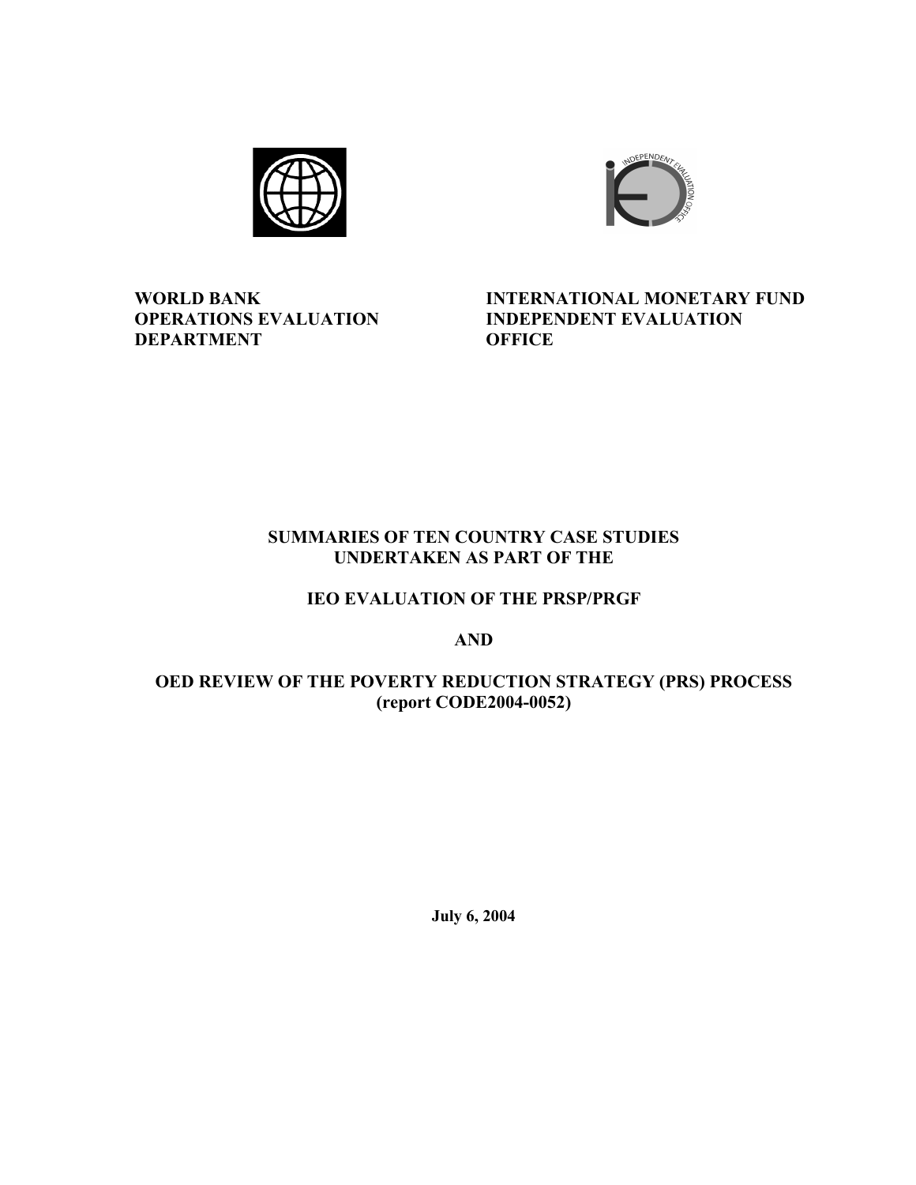**WORLD BANK OPERATIONS EVALUATION DEPARTMENT**

**INTERNATIONAL MONETARY FUND INDEPENDENT EVALUATION OFFICE**

# SUMMARIES OF TEN COUNTRY CASE STUDIES UNDERTAKEN AS PART OF THE

# IEO EVALUATION OF THE PRSP/PRGF

# AND

# OED REVIEW OF THE POVERTY REDUCTION STRATEGY (PRS) PROCESS (report CODE2004-0052)

**July 6, 2004**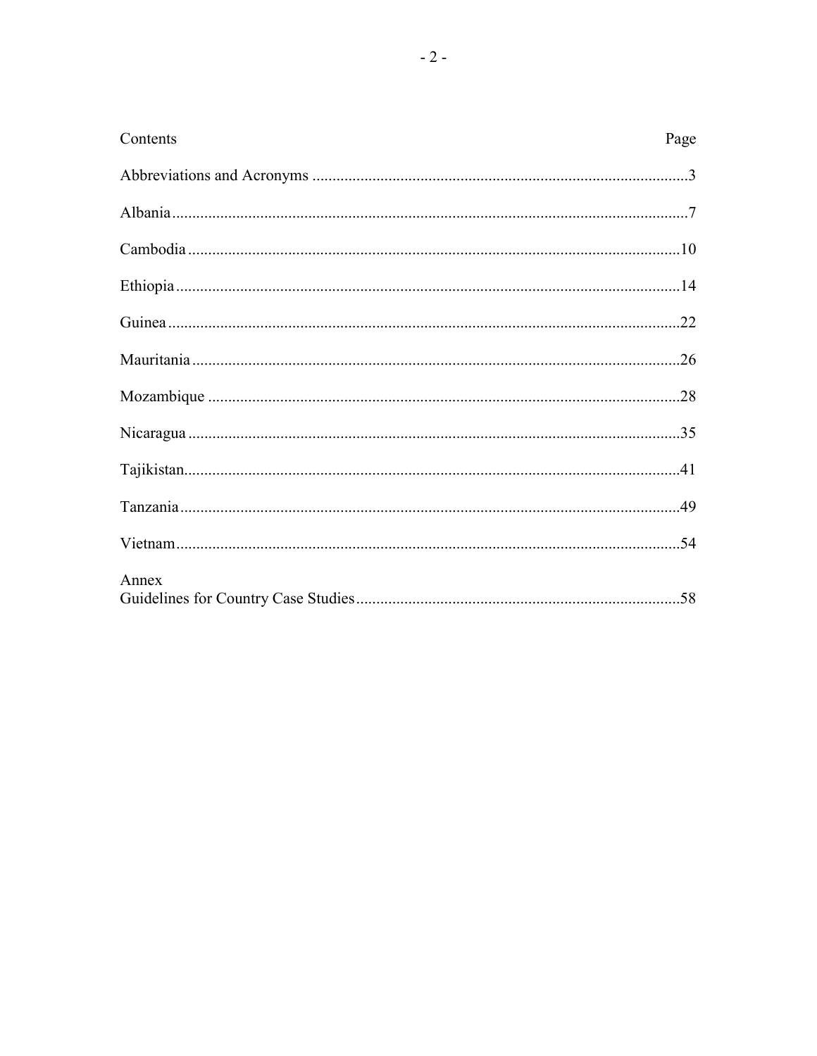| Contents | Page |
|---|---|
| Abbreviations and Acronyms | 3 |
| Albania | 7 |
| Cambodia | 10 |
| Ethiopia | 14 |
| Guinea | 22 |
| Mauritania | 26 |
| Mozambique | 28 |
| Nicaragua | 35 |
| Tajikistan | 41 |
| Tanzania | 49 |
| Vietnam | 54 |
| Annex<br>Guidelines for Country Case Studies | 58 |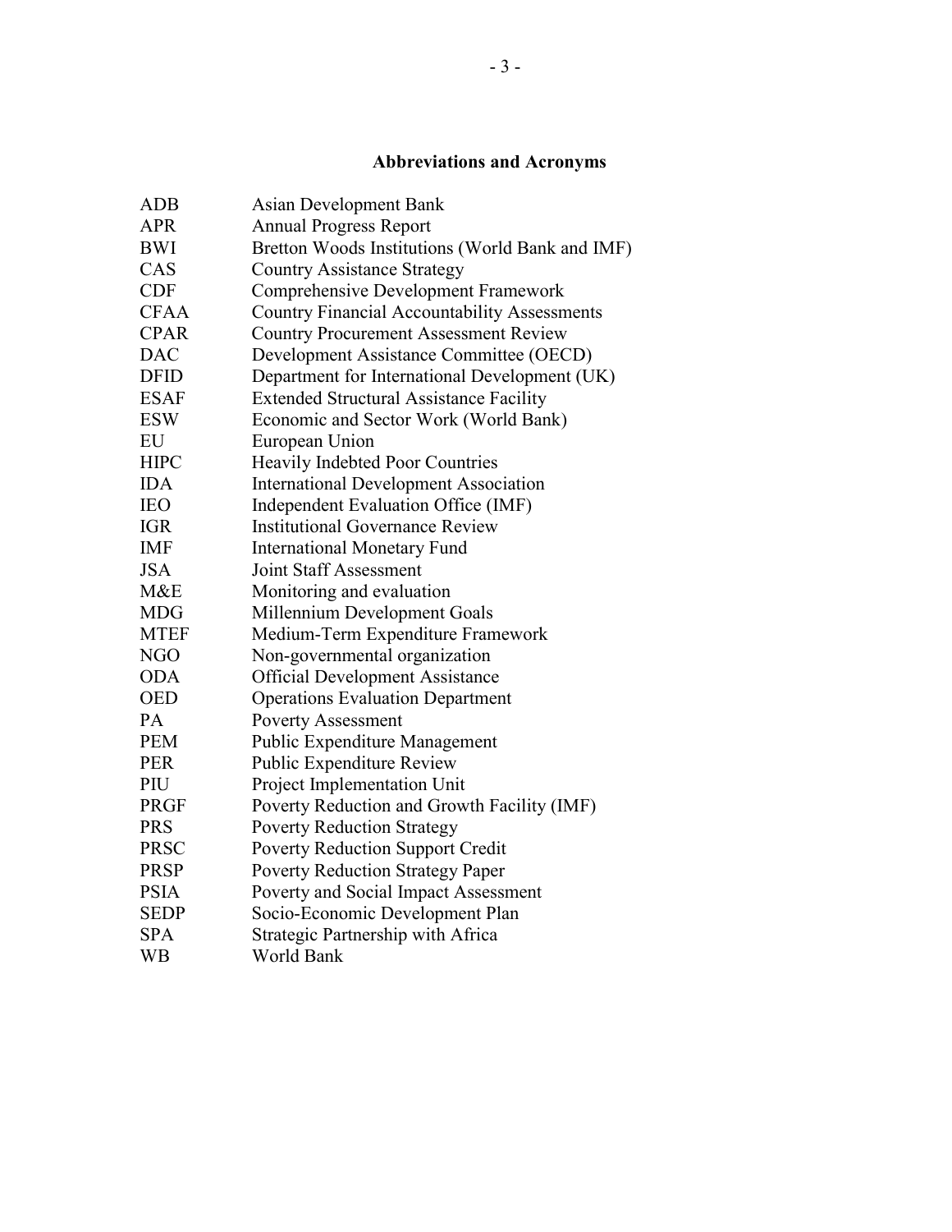## Abbreviations and Acronyms

| | |
|---|---|
| ADB | Asian Development Bank |
| APR | Annual Progress Report |
| BWI | Bretton Woods Institutions (World Bank and IMF) |
| CAS | Country Assistance Strategy |
| CDF | Comprehensive Development Framework |
| CFAA | Country Financial Accountability Assessments |
| CPAR | Country Procurement Assessment Review |
| DAC | Development Assistance Committee (OECD) |
| DFID | Department for International Development (UK) |
| ESAF | Extended Structural Assistance Facility |
| ESW | Economic and Sector Work (World Bank) |
| EU | European Union |
| HIPC | Heavily Indebted Poor Countries |
| IDA | International Development Association |
| IEO | Independent Evaluation Office (IMF) |
| IGR | Institutional Governance Review |
| IMF | International Monetary Fund |
| JSA | Joint Staff Assessment |
| M&E | Monitoring and evaluation |
| MDG | Millennium Development Goals |
| MTEF | Medium-Term Expenditure Framework |
| NGO | Non-governmental organization |
| ODA | Official Development Assistance |
| OED | Operations Evaluation Department |
| PA | Poverty Assessment |
| PEM | Public Expenditure Management |
| PER | Public Expenditure Review |
| PIU | Project Implementation Unit |
| PRGF | Poverty Reduction and Growth Facility (IMF) |
| PRS | Poverty Reduction Strategy |
| PRSC | Poverty Reduction Support Credit |
| PRSP | Poverty Reduction Strategy Paper |
| PSIA | Poverty and Social Impact Assessment |
| SEDP | Socio-Economic Development Plan |
| SPA | Strategic Partnership with Africa |
| WB | World Bank |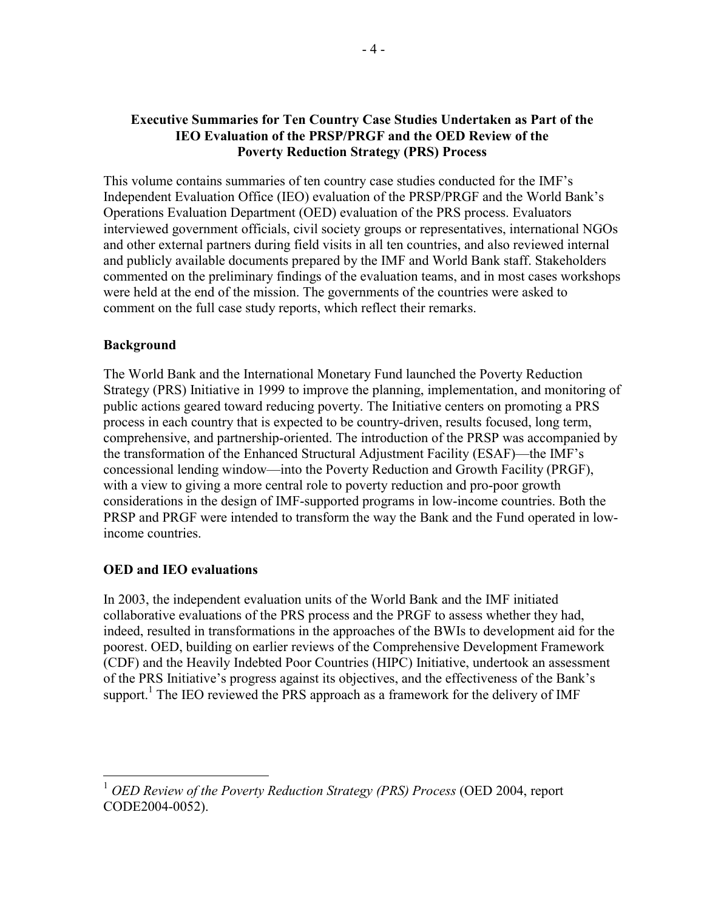**Executive Summaries for Ten Country Case Studies Undertaken as Part of the IEO Evaluation of the PRSP/PRGF and the OED Review of the Poverty Reduction Strategy (PRS) Process**

This volume contains summaries of ten country case studies conducted for the IMF's Independent Evaluation Office (IEO) evaluation of the PRSP/PRGF and the World Bank's Operations Evaluation Department (OED) evaluation of the PRS process. Evaluators interviewed government officials, civil society groups or representatives, international NGOs and other external partners during field visits in all ten countries, and also reviewed internal and publicly available documents prepared by the IMF and World Bank staff. Stakeholders commented on the preliminary findings of the evaluation teams, and in most cases workshops were held at the end of the mission. The governments of the countries were asked to comment on the full case study reports, which reflect their remarks.

## Background

The World Bank and the International Monetary Fund launched the Poverty Reduction Strategy (PRS) Initiative in 1999 to improve the planning, implementation, and monitoring of public actions geared toward reducing poverty. The Initiative centers on promoting a PRS process in each country that is expected to be country-driven, results focused, long term, comprehensive, and partnership-oriented. The introduction of the PRSP was accompanied by the transformation of the Enhanced Structural Adjustment Facility (ESAF)—the IMF's concessional lending window—into the Poverty Reduction and Growth Facility (PRGF), with a view to giving a more central role to poverty reduction and pro-poor growth considerations in the design of IMF-supported programs in low-income countries. Both the PRSP and PRGF were intended to transform the way the Bank and the Fund operated in low-income countries.

## OED and IEO evaluations

In 2003, the independent evaluation units of the World Bank and the IMF initiated collaborative evaluations of the PRS process and the PRGF to assess whether they had, indeed, resulted in transformations in the approaches of the BWIs to development aid for the poorest. OED, building on earlier reviews of the Comprehensive Development Framework (CDF) and the Heavily Indebted Poor Countries (HIPC) Initiative, undertook an assessment of the PRS Initiative's progress against its objectives, and the effectiveness of the Bank's support.[1] The IEO reviewed the PRS approach as a framework for the delivery of IMF

[1] *OED Review of the Poverty Reduction Strategy (PRS) Process* (OED 2004, report CODE2004-0052).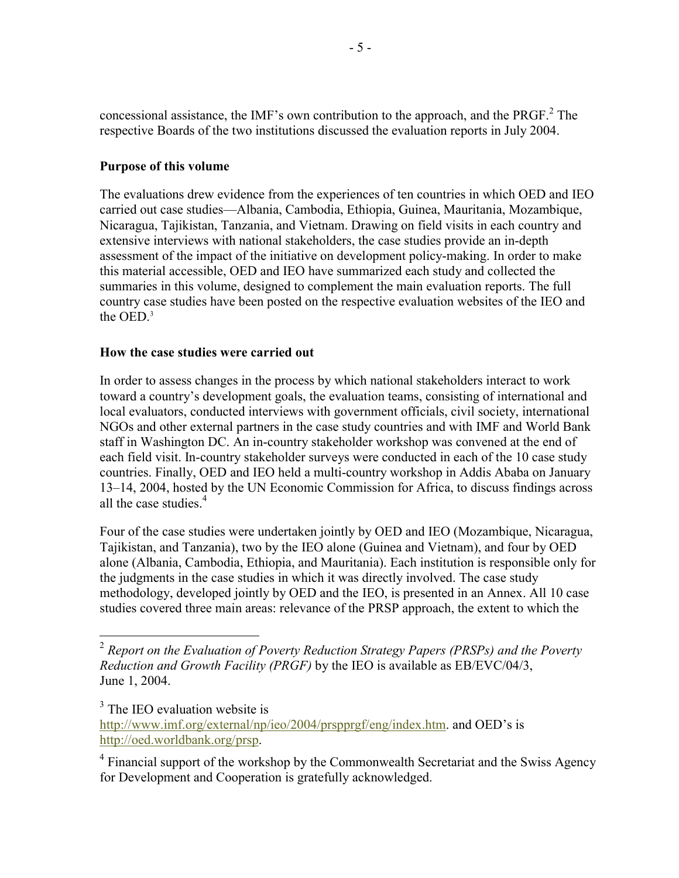concessional assistance, the IMF's own contribution to the approach, and the PRGF.[2] The respective Boards of the two institutions discussed the evaluation reports in July 2004.

**Purpose of this volume**

The evaluations drew evidence from the experiences of ten countries in which OED and IEO carried out case studies—Albania, Cambodia, Ethiopia, Guinea, Mauritania, Mozambique, Nicaragua, Tajikistan, Tanzania, and Vietnam. Drawing on field visits in each country and extensive interviews with national stakeholders, the case studies provide an in-depth assessment of the impact of the initiative on development policy-making. In order to make this material accessible, OED and IEO have summarized each study and collected the summaries in this volume, designed to complement the main evaluation reports. The full country case studies have been posted on the respective evaluation websites of the IEO and the OED.[3]

**How the case studies were carried out**

In order to assess changes in the process by which national stakeholders interact to work toward a country's development goals, the evaluation teams, consisting of international and local evaluators, conducted interviews with government officials, civil society, international NGOs and other external partners in the case study countries and with IMF and World Bank staff in Washington DC. An in-country stakeholder workshop was convened at the end of each field visit. In-country stakeholder surveys were conducted in each of the 10 case study countries. Finally, OED and IEO held a multi-country workshop in Addis Ababa on January 13–14, 2004, hosted by the UN Economic Commission for Africa, to discuss findings across all the case studies.[4]

Four of the case studies were undertaken jointly by OED and IEO (Mozambique, Nicaragua, Tajikistan, and Tanzania), two by the IEO alone (Guinea and Vietnam), and four by OED alone (Albania, Cambodia, Ethiopia, and Mauritania). Each institution is responsible only for the judgments in the case studies in which it was directly involved. The case study methodology, developed jointly by OED and the IEO, is presented in an Annex. All 10 case studies covered three main areas: relevance of the PRSP approach, the extent to which the

---

[2] *Report on the Evaluation of Poverty Reduction Strategy Papers (PRSPs) and the Poverty Reduction and Growth Facility (PRGF)* by the IEO is available as EB/EVC/04/3, June 1, 2004.

[3] The IEO evaluation website is http://www.imf.org/external/np/ieo/2004/prspprgf/eng/index.htm. and OED's is http://oed.worldbank.org/prsp.

[4] Financial support of the workshop by the Commonwealth Secretariat and the Swiss Agency for Development and Cooperation is gratefully acknowledged.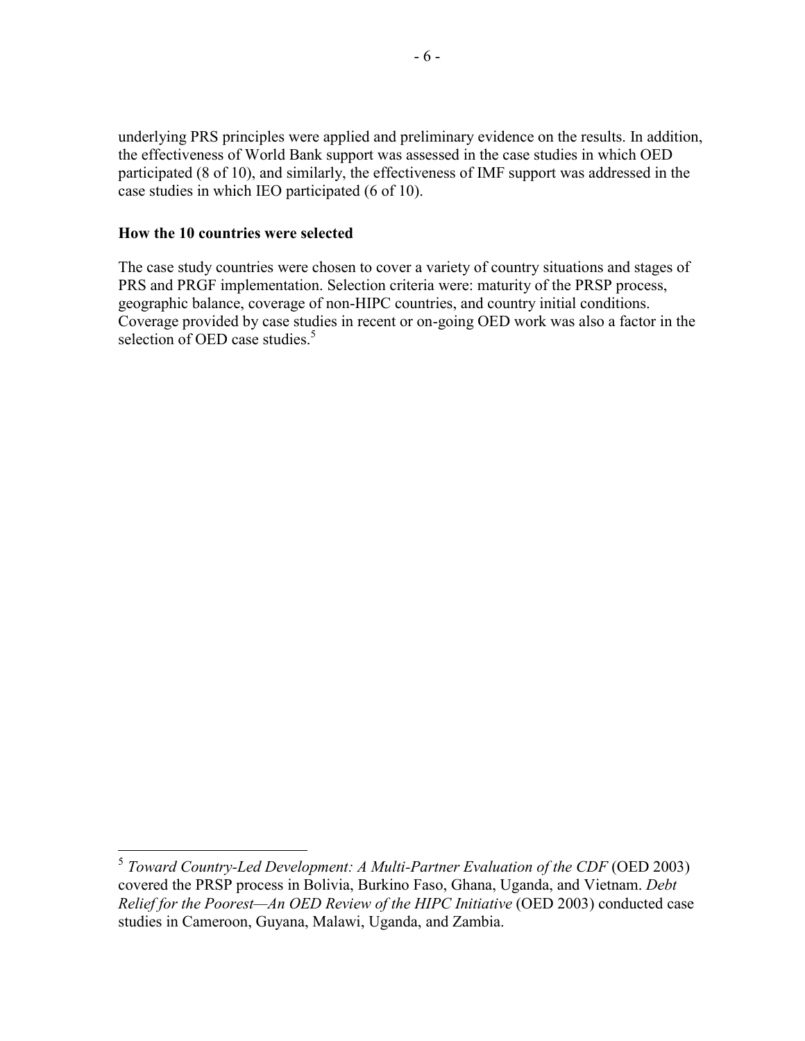underlying PRS principles were applied and preliminary evidence on the results. In addition, the effectiveness of World Bank support was assessed in the case studies in which OED participated (8 of 10), and similarly, the effectiveness of IMF support was addressed in the case studies in which IEO participated (6 of 10).

**How the 10 countries were selected**

The case study countries were chosen to cover a variety of country situations and stages of PRS and PRGF implementation. Selection criteria were: maturity of the PRSP process, geographic balance, coverage of non-HIPC countries, and country initial conditions. Coverage provided by case studies in recent or on-going OED work was also a factor in the selection of OED case studies.[5]

[5] *Toward Country-Led Development: A Multi-Partner Evaluation of the CDF* (OED 2003) covered the PRSP process in Bolivia, Burkino Faso, Ghana, Uganda, and Vietnam. *Debt Relief for the Poorest—An OED Review of the HIPC Initiative* (OED 2003) conducted case studies in Cameroon, Guyana, Malawi, Uganda, and Zambia.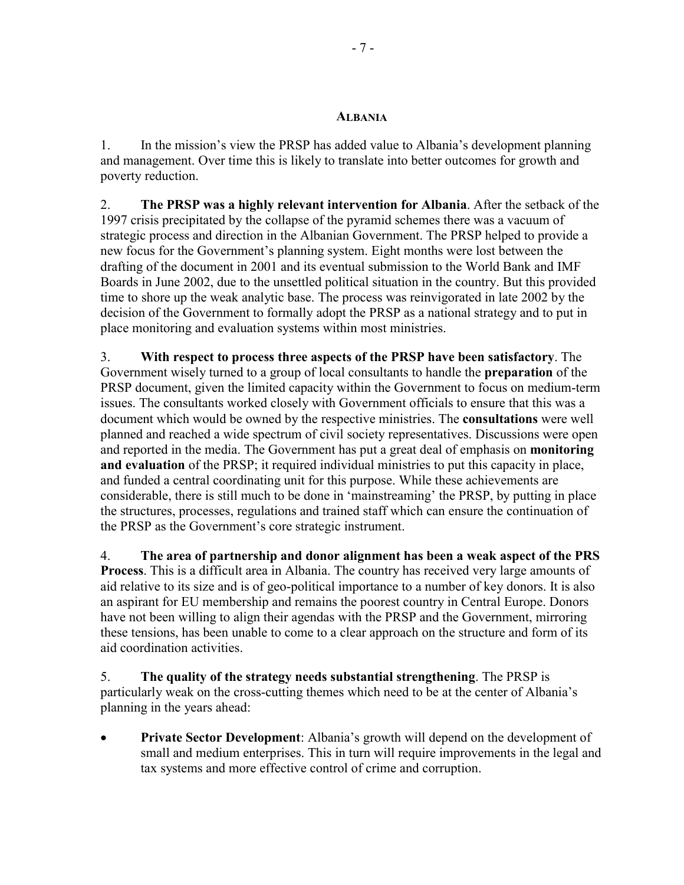## ALBANIA

1. In the mission's view the PRSP has added value to Albania's development planning and management. Over time this is likely to translate into better outcomes for growth and poverty reduction.

2. **The PRSP was a highly relevant intervention for Albania**. After the setback of the 1997 crisis precipitated by the collapse of the pyramid schemes there was a vacuum of strategic process and direction in the Albanian Government. The PRSP helped to provide a new focus for the Government's planning system. Eight months were lost between the drafting of the document in 2001 and its eventual submission to the World Bank and IMF Boards in June 2002, due to the unsettled political situation in the country. But this provided time to shore up the weak analytic base. The process was reinvigorated in late 2002 by the decision of the Government to formally adopt the PRSP as a national strategy and to put in place monitoring and evaluation systems within most ministries.

3. **With respect to process three aspects of the PRSP have been satisfactory**. The Government wisely turned to a group of local consultants to handle the **preparation** of the PRSP document, given the limited capacity within the Government to focus on medium-term issues. The consultants worked closely with Government officials to ensure that this was a document which would be owned by the respective ministries. The **consultations** were well planned and reached a wide spectrum of civil society representatives. Discussions were open and reported in the media. The Government has put a great deal of emphasis on **monitoring and evaluation** of the PRSP; it required individual ministries to put this capacity in place, and funded a central coordinating unit for this purpose. While these achievements are considerable, there is still much to be done in 'mainstreaming' the PRSP, by putting in place the structures, processes, regulations and trained staff which can ensure the continuation of the PRSP as the Government's core strategic instrument.

4. **The area of partnership and donor alignment has been a weak aspect of the PRS Process**. This is a difficult area in Albania. The country has received very large amounts of aid relative to its size and is of geo-political importance to a number of key donors. It is also an aspirant for EU membership and remains the poorest country in Central Europe. Donors have not been willing to align their agendas with the PRSP and the Government, mirroring these tensions, has been unable to come to a clear approach on the structure and form of its aid coordination activities.

5. **The quality of the strategy needs substantial strengthening**. The PRSP is particularly weak on the cross-cutting themes which need to be at the center of Albania's planning in the years ahead:

- **Private Sector Development**: Albania's growth will depend on the development of small and medium enterprises. This in turn will require improvements in the legal and tax systems and more effective control of crime and corruption.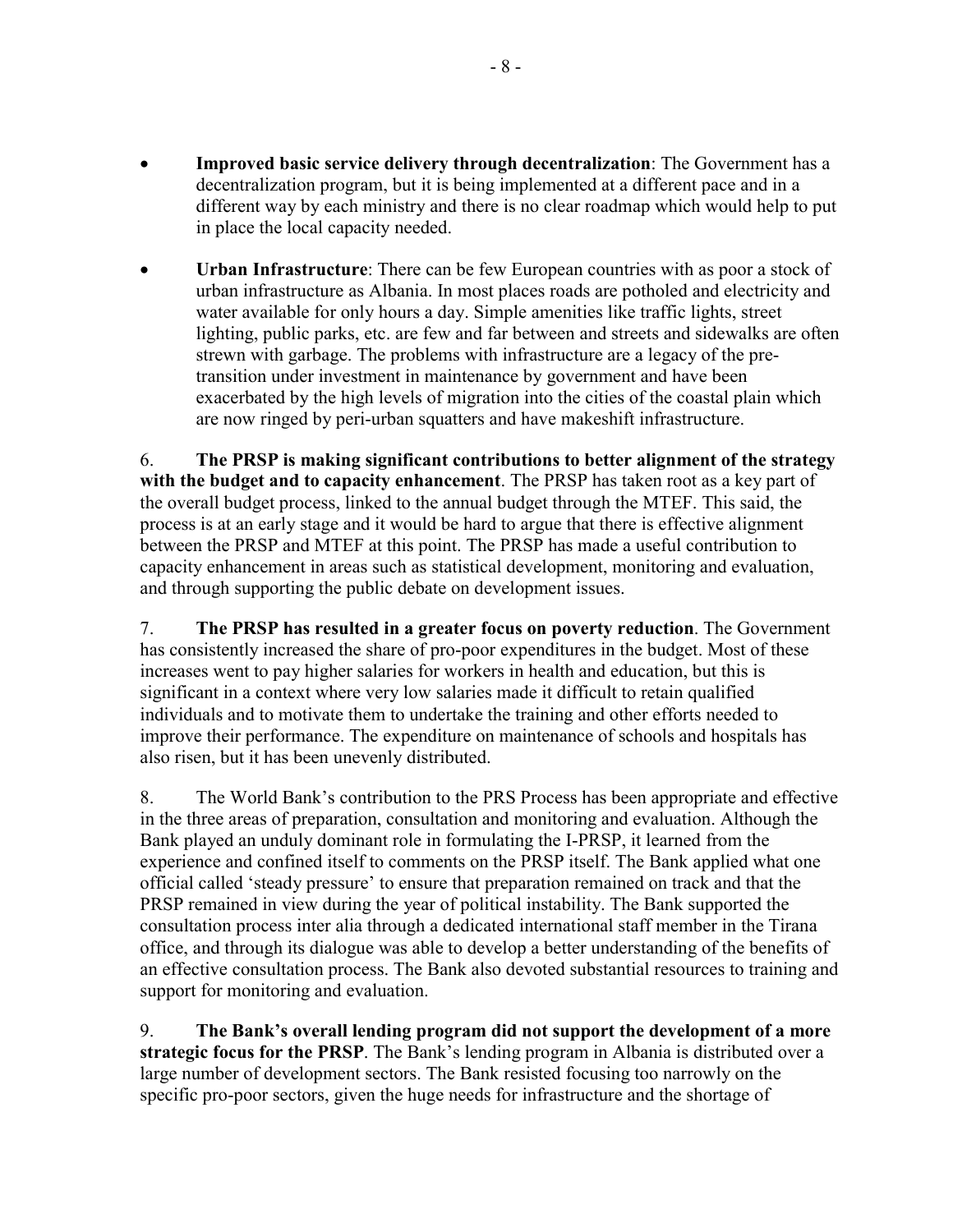- **Improved basic service delivery through decentralization**: The Government has a decentralization program, but it is being implemented at a different pace and in a different way by each ministry and there is no clear roadmap which would help to put in place the local capacity needed.

- **Urban Infrastructure**: There can be few European countries with as poor a stock of urban infrastructure as Albania. In most places roads are potholed and electricity and water available for only hours a day. Simple amenities like traffic lights, street lighting, public parks, etc. are few and far between and streets and sidewalks are often strewn with garbage. The problems with infrastructure are a legacy of the pre-transition under investment in maintenance by government and have been exacerbated by the high levels of migration into the cities of the coastal plain which are now ringed by peri-urban squatters and have makeshift infrastructure.

6. **The PRSP is making significant contributions to better alignment of the strategy with the budget and to capacity enhancement**. The PRSP has taken root as a key part of the overall budget process, linked to the annual budget through the MTEF. This said, the process is at an early stage and it would be hard to argue that there is effective alignment between the PRSP and MTEF at this point. The PRSP has made a useful contribution to capacity enhancement in areas such as statistical development, monitoring and evaluation, and through supporting the public debate on development issues.

7. **The PRSP has resulted in a greater focus on poverty reduction**. The Government has consistently increased the share of pro-poor expenditures in the budget. Most of these increases went to pay higher salaries for workers in health and education, but this is significant in a context where very low salaries made it difficult to retain qualified individuals and to motivate them to undertake the training and other efforts needed to improve their performance. The expenditure on maintenance of schools and hospitals has also risen, but it has been unevenly distributed.

8. The World Bank's contribution to the PRS Process has been appropriate and effective in the three areas of preparation, consultation and monitoring and evaluation. Although the Bank played an unduly dominant role in formulating the I-PRSP, it learned from the experience and confined itself to comments on the PRSP itself. The Bank applied what one official called 'steady pressure' to ensure that preparation remained on track and that the PRSP remained in view during the year of political instability. The Bank supported the consultation process inter alia through a dedicated international staff member in the Tirana office, and through its dialogue was able to develop a better understanding of the benefits of an effective consultation process. The Bank also devoted substantial resources to training and support for monitoring and evaluation.

9. **The Bank's overall lending program did not support the development of a more strategic focus for the PRSP**. The Bank's lending program in Albania is distributed over a large number of development sectors. The Bank resisted focusing too narrowly on the specific pro-poor sectors, given the huge needs for infrastructure and the shortage of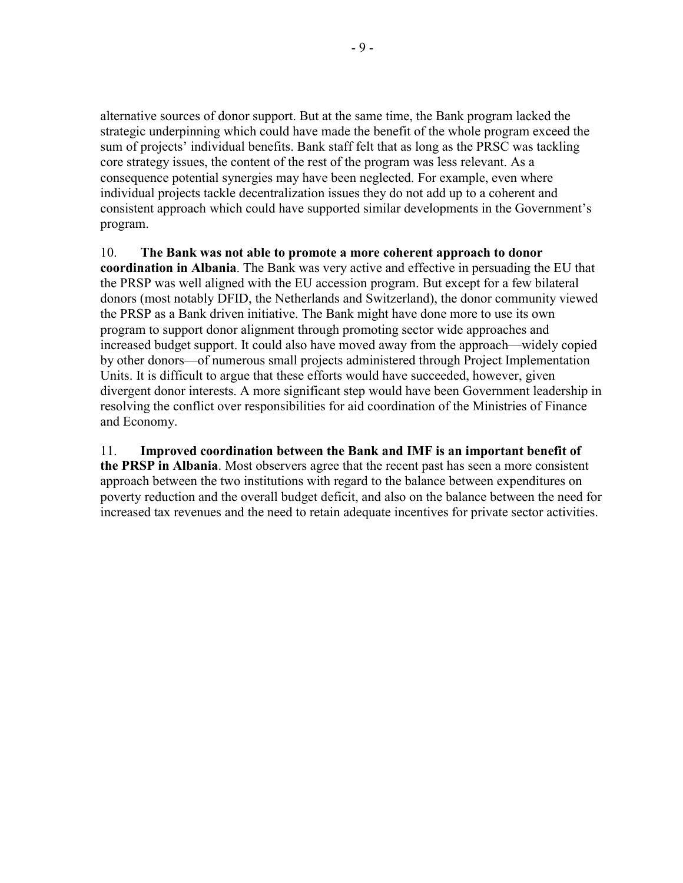alternative sources of donor support. But at the same time, the Bank program lacked the strategic underpinning which could have made the benefit of the whole program exceed the sum of projects' individual benefits. Bank staff felt that as long as the PRSC was tackling core strategy issues, the content of the rest of the program was less relevant. As a consequence potential synergies may have been neglected. For example, even where individual projects tackle decentralization issues they do not add up to a coherent and consistent approach which could have supported similar developments in the Government's program.

10. **The Bank was not able to promote a more coherent approach to donor coordination in Albania**. The Bank was very active and effective in persuading the EU that the PRSP was well aligned with the EU accession program. But except for a few bilateral donors (most notably DFID, the Netherlands and Switzerland), the donor community viewed the PRSP as a Bank driven initiative. The Bank might have done more to use its own program to support donor alignment through promoting sector wide approaches and increased budget support. It could also have moved away from the approach—widely copied by other donors—of numerous small projects administered through Project Implementation Units. It is difficult to argue that these efforts would have succeeded, however, given divergent donor interests. A more significant step would have been Government leadership in resolving the conflict over responsibilities for aid coordination of the Ministries of Finance and Economy.

11. **Improved coordination between the Bank and IMF is an important benefit of the PRSP in Albania**. Most observers agree that the recent past has seen a more consistent approach between the two institutions with regard to the balance between expenditures on poverty reduction and the overall budget deficit, and also on the balance between the need for increased tax revenues and the need to retain adequate incentives for private sector activities.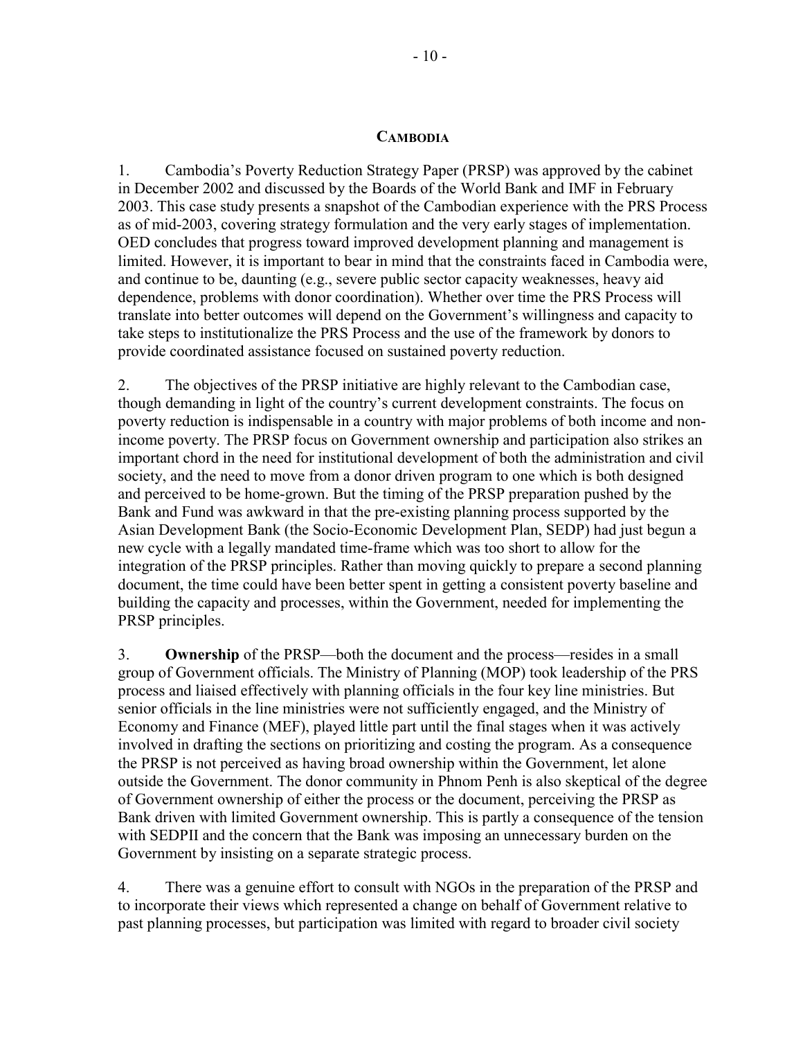## CAMBODIA

1. Cambodia's Poverty Reduction Strategy Paper (PRSP) was approved by the cabinet in December 2002 and discussed by the Boards of the World Bank and IMF in February 2003. This case study presents a snapshot of the Cambodian experience with the PRS Process as of mid-2003, covering strategy formulation and the very early stages of implementation. OED concludes that progress toward improved development planning and management is limited. However, it is important to bear in mind that the constraints faced in Cambodia were, and continue to be, daunting (e.g., severe public sector capacity weaknesses, heavy aid dependence, problems with donor coordination). Whether over time the PRS Process will translate into better outcomes will depend on the Government's willingness and capacity to take steps to institutionalize the PRS Process and the use of the framework by donors to provide coordinated assistance focused on sustained poverty reduction.

2. The objectives of the PRSP initiative are highly relevant to the Cambodian case, though demanding in light of the country's current development constraints. The focus on poverty reduction is indispensable in a country with major problems of both income and non-income poverty. The PRSP focus on Government ownership and participation also strikes an important chord in the need for institutional development of both the administration and civil society, and the need to move from a donor driven program to one which is both designed and perceived to be home-grown. But the timing of the PRSP preparation pushed by the Bank and Fund was awkward in that the pre-existing planning process supported by the Asian Development Bank (the Socio-Economic Development Plan, SEDP) had just begun a new cycle with a legally mandated time-frame which was too short to allow for the integration of the PRSP principles. Rather than moving quickly to prepare a second planning document, the time could have been better spent in getting a consistent poverty baseline and building the capacity and processes, within the Government, needed for implementing the PRSP principles.

3. **Ownership** of the PRSP—both the document and the process—resides in a small group of Government officials. The Ministry of Planning (MOP) took leadership of the PRS process and liaised effectively with planning officials in the four key line ministries. But senior officials in the line ministries were not sufficiently engaged, and the Ministry of Economy and Finance (MEF), played little part until the final stages when it was actively involved in drafting the sections on prioritizing and costing the program. As a consequence the PRSP is not perceived as having broad ownership within the Government, let alone outside the Government. The donor community in Phnom Penh is also skeptical of the degree of Government ownership of either the process or the document, perceiving the PRSP as Bank driven with limited Government ownership. This is partly a consequence of the tension with SEDPII and the concern that the Bank was imposing an unnecessary burden on the Government by insisting on a separate strategic process.

4. There was a genuine effort to consult with NGOs in the preparation of the PRSP and to incorporate their views which represented a change on behalf of Government relative to past planning processes, but participation was limited with regard to broader civil society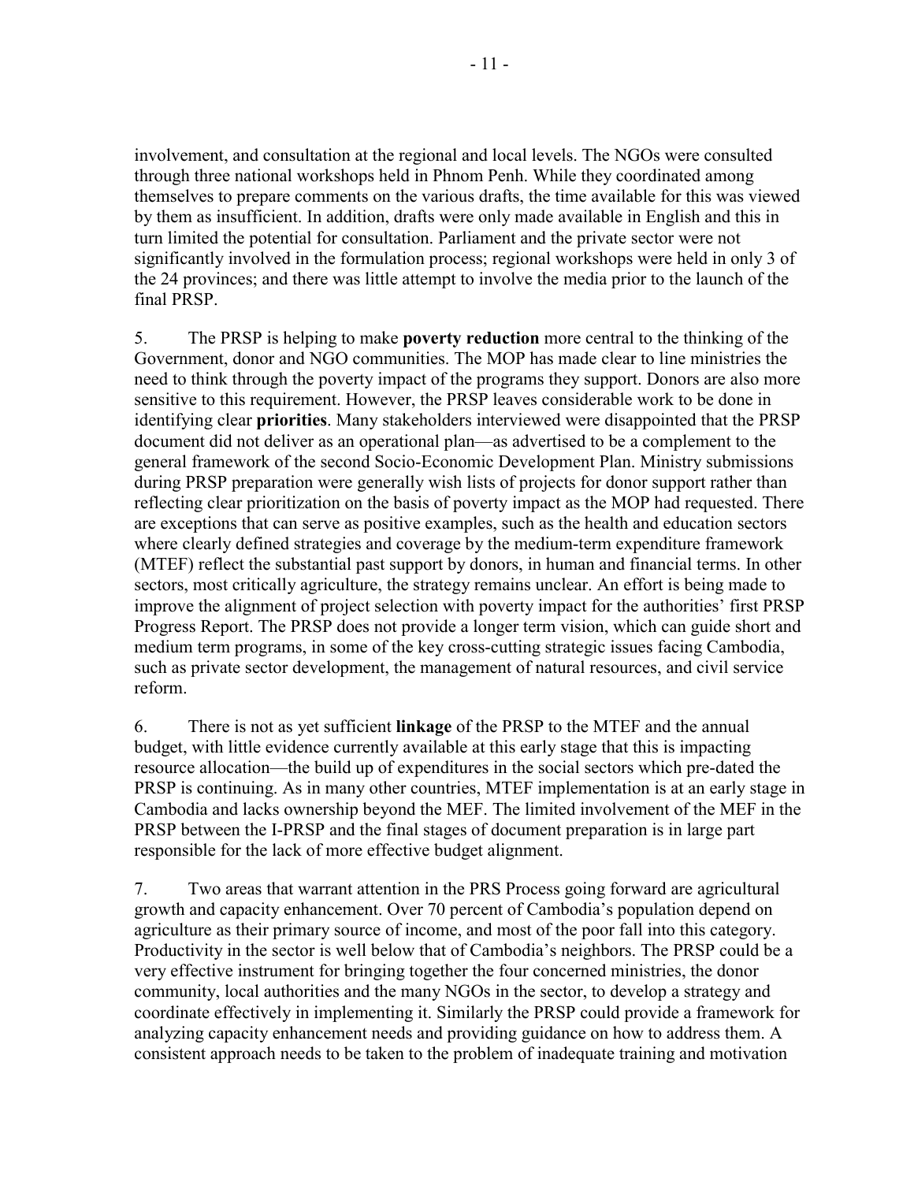involvement, and consultation at the regional and local levels. The NGOs were consulted through three national workshops held in Phnom Penh. While they coordinated among themselves to prepare comments on the various drafts, the time available for this was viewed by them as insufficient. In addition, drafts were only made available in English and this in turn limited the potential for consultation. Parliament and the private sector were not significantly involved in the formulation process; regional workshops were held in only 3 of the 24 provinces; and there was little attempt to involve the media prior to the launch of the final PRSP.

5. The PRSP is helping to make **poverty reduction** more central to the thinking of the Government, donor and NGO communities. The MOP has made clear to line ministries the need to think through the poverty impact of the programs they support. Donors are also more sensitive to this requirement. However, the PRSP leaves considerable work to be done in identifying clear **priorities**. Many stakeholders interviewed were disappointed that the PRSP document did not deliver as an operational plan—as advertised to be a complement to the general framework of the second Socio-Economic Development Plan. Ministry submissions during PRSP preparation were generally wish lists of projects for donor support rather than reflecting clear prioritization on the basis of poverty impact as the MOP had requested. There are exceptions that can serve as positive examples, such as the health and education sectors where clearly defined strategies and coverage by the medium-term expenditure framework (MTEF) reflect the substantial past support by donors, in human and financial terms. In other sectors, most critically agriculture, the strategy remains unclear. An effort is being made to improve the alignment of project selection with poverty impact for the authorities' first PRSP Progress Report. The PRSP does not provide a longer term vision, which can guide short and medium term programs, in some of the key cross-cutting strategic issues facing Cambodia, such as private sector development, the management of natural resources, and civil service reform.

6. There is not as yet sufficient **linkage** of the PRSP to the MTEF and the annual budget, with little evidence currently available at this early stage that this is impacting resource allocation—the build up of expenditures in the social sectors which pre-dated the PRSP is continuing. As in many other countries, MTEF implementation is at an early stage in Cambodia and lacks ownership beyond the MEF. The limited involvement of the MEF in the PRSP between the I-PRSP and the final stages of document preparation is in large part responsible for the lack of more effective budget alignment.

7. Two areas that warrant attention in the PRS Process going forward are agricultural growth and capacity enhancement. Over 70 percent of Cambodia's population depend on agriculture as their primary source of income, and most of the poor fall into this category. Productivity in the sector is well below that of Cambodia's neighbors. The PRSP could be a very effective instrument for bringing together the four concerned ministries, the donor community, local authorities and the many NGOs in the sector, to develop a strategy and coordinate effectively in implementing it. Similarly the PRSP could provide a framework for analyzing capacity enhancement needs and providing guidance on how to address them. A consistent approach needs to be taken to the problem of inadequate training and motivation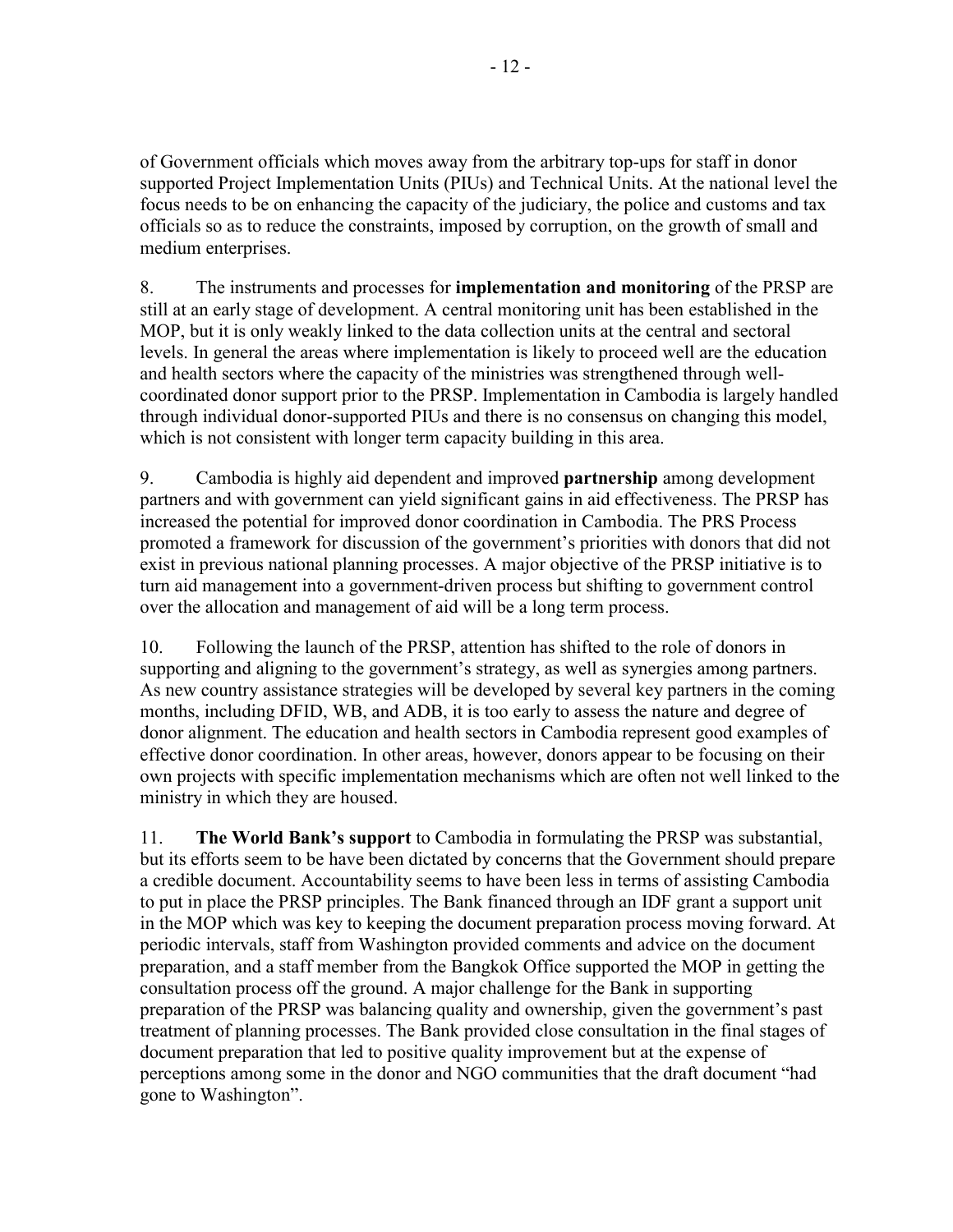of Government officials which moves away from the arbitrary top-ups for staff in donor supported Project Implementation Units (PIUs) and Technical Units. At the national level the focus needs to be on enhancing the capacity of the judiciary, the police and customs and tax officials so as to reduce the constraints, imposed by corruption, on the growth of small and medium enterprises.

8. The instruments and processes for **implementation and monitoring** of the PRSP are still at an early stage of development. A central monitoring unit has been established in the MOP, but it is only weakly linked to the data collection units at the central and sectoral levels. In general the areas where implementation is likely to proceed well are the education and health sectors where the capacity of the ministries was strengthened through well-coordinated donor support prior to the PRSP. Implementation in Cambodia is largely handled through individual donor-supported PIUs and there is no consensus on changing this model, which is not consistent with longer term capacity building in this area.

9. Cambodia is highly aid dependent and improved **partnership** among development partners and with government can yield significant gains in aid effectiveness. The PRSP has increased the potential for improved donor coordination in Cambodia. The PRS Process promoted a framework for discussion of the government's priorities with donors that did not exist in previous national planning processes. A major objective of the PRSP initiative is to turn aid management into a government-driven process but shifting to government control over the allocation and management of aid will be a long term process.

10. Following the launch of the PRSP, attention has shifted to the role of donors in supporting and aligning to the government's strategy, as well as synergies among partners. As new country assistance strategies will be developed by several key partners in the coming months, including DFID, WB, and ADB, it is too early to assess the nature and degree of donor alignment. The education and health sectors in Cambodia represent good examples of effective donor coordination. In other areas, however, donors appear to be focusing on their own projects with specific implementation mechanisms which are often not well linked to the ministry in which they are housed.

11. **The World Bank's support** to Cambodia in formulating the PRSP was substantial, but its efforts seem to be have been dictated by concerns that the Government should prepare a credible document. Accountability seems to have been less in terms of assisting Cambodia to put in place the PRSP principles. The Bank financed through an IDF grant a support unit in the MOP which was key to keeping the document preparation process moving forward. At periodic intervals, staff from Washington provided comments and advice on the document preparation, and a staff member from the Bangkok Office supported the MOP in getting the consultation process off the ground. A major challenge for the Bank in supporting preparation of the PRSP was balancing quality and ownership, given the government's past treatment of planning processes. The Bank provided close consultation in the final stages of document preparation that led to positive quality improvement but at the expense of perceptions among some in the donor and NGO communities that the draft document "had gone to Washington".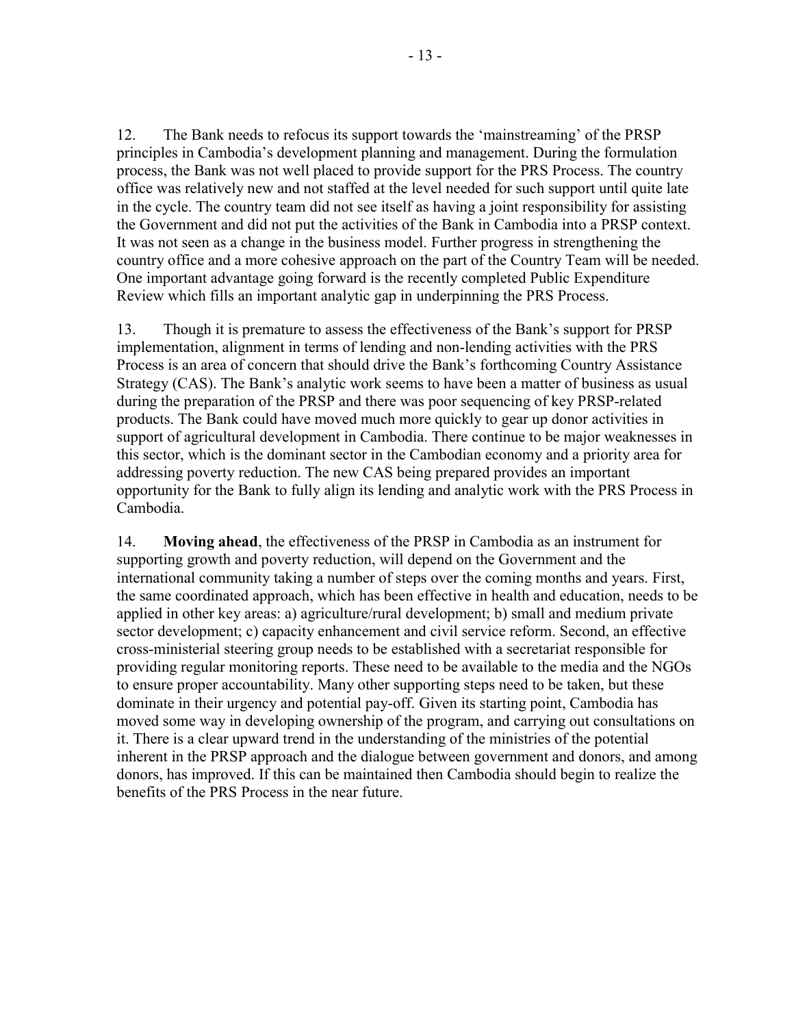12. The Bank needs to refocus its support towards the 'mainstreaming' of the PRSP principles in Cambodia's development planning and management. During the formulation process, the Bank was not well placed to provide support for the PRS Process. The country office was relatively new and not staffed at the level needed for such support until quite late in the cycle. The country team did not see itself as having a joint responsibility for assisting the Government and did not put the activities of the Bank in Cambodia into a PRSP context. It was not seen as a change in the business model. Further progress in strengthening the country office and a more cohesive approach on the part of the Country Team will be needed. One important advantage going forward is the recently completed Public Expenditure Review which fills an important analytic gap in underpinning the PRS Process.

13. Though it is premature to assess the effectiveness of the Bank's support for PRSP implementation, alignment in terms of lending and non-lending activities with the PRS Process is an area of concern that should drive the Bank's forthcoming Country Assistance Strategy (CAS). The Bank's analytic work seems to have been a matter of business as usual during the preparation of the PRSP and there was poor sequencing of key PRSP-related products. The Bank could have moved much more quickly to gear up donor activities in support of agricultural development in Cambodia. There continue to be major weaknesses in this sector, which is the dominant sector in the Cambodian economy and a priority area for addressing poverty reduction. The new CAS being prepared provides an important opportunity for the Bank to fully align its lending and analytic work with the PRS Process in Cambodia.

14. **Moving ahead**, the effectiveness of the PRSP in Cambodia as an instrument for supporting growth and poverty reduction, will depend on the Government and the international community taking a number of steps over the coming months and years. First, the same coordinated approach, which has been effective in health and education, needs to be applied in other key areas: a) agriculture/rural development; b) small and medium private sector development; c) capacity enhancement and civil service reform. Second, an effective cross-ministerial steering group needs to be established with a secretariat responsible for providing regular monitoring reports. These need to be available to the media and the NGOs to ensure proper accountability. Many other supporting steps need to be taken, but these dominate in their urgency and potential pay-off. Given its starting point, Cambodia has moved some way in developing ownership of the program, and carrying out consultations on it. There is a clear upward trend in the understanding of the ministries of the potential inherent in the PRSP approach and the dialogue between government and donors, and among donors, has improved. If this can be maintained then Cambodia should begin to realize the benefits of the PRS Process in the near future.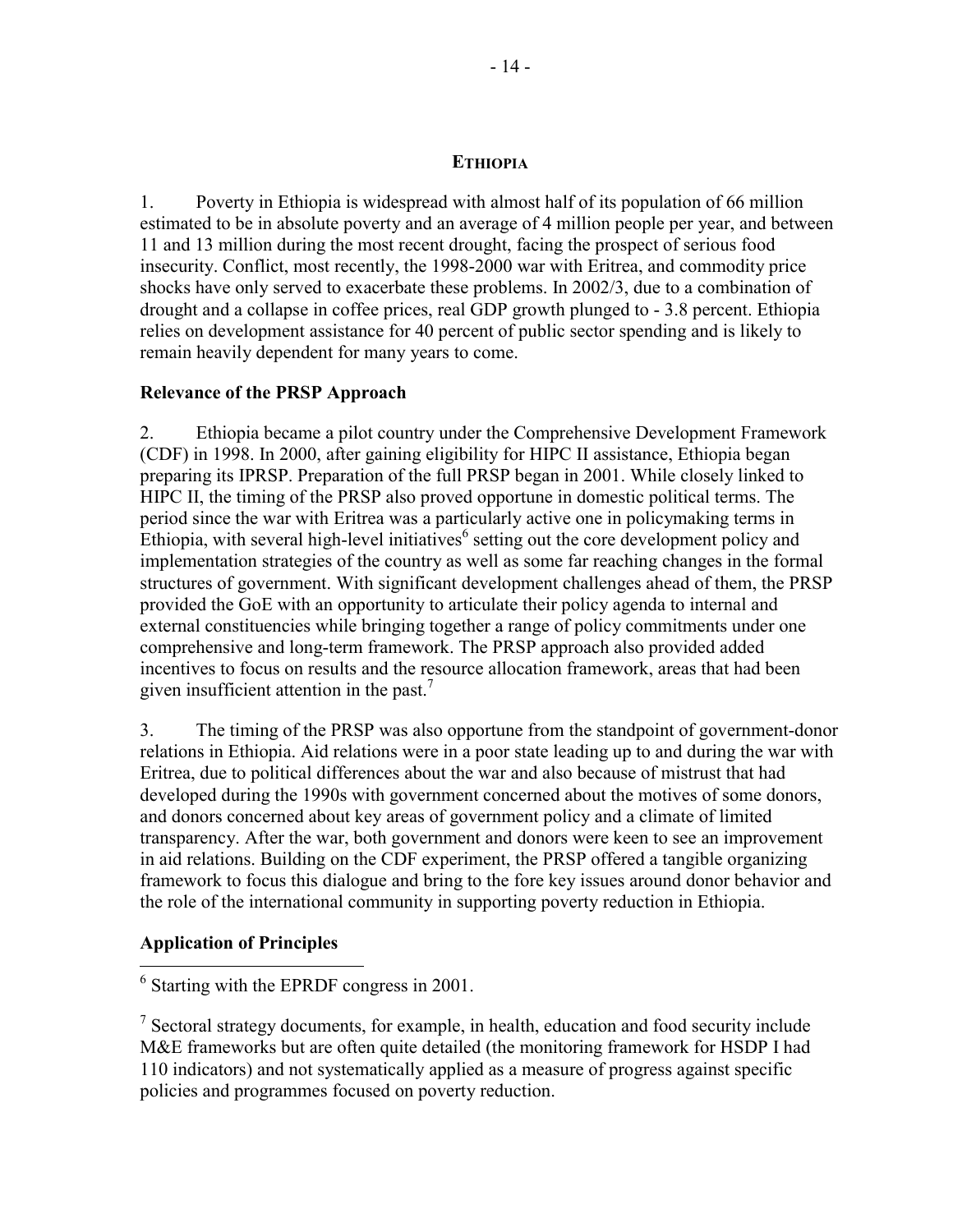## ETHIOPIA

1. Poverty in Ethiopia is widespread with almost half of its population of 66 million estimated to be in absolute poverty and an average of 4 million people per year, and between 11 and 13 million during the most recent drought, facing the prospect of serious food insecurity. Conflict, most recently, the 1998-2000 war with Eritrea, and commodity price shocks have only served to exacerbate these problems. In 2002/3, due to a combination of drought and a collapse in coffee prices, real GDP growth plunged to - 3.8 percent. Ethiopia relies on development assistance for 40 percent of public sector spending and is likely to remain heavily dependent for many years to come.

### Relevance of the PRSP Approach

2. Ethiopia became a pilot country under the Comprehensive Development Framework (CDF) in 1998. In 2000, after gaining eligibility for HIPC II assistance, Ethiopia began preparing its IPRSP. Preparation of the full PRSP began in 2001. While closely linked to HIPC II, the timing of the PRSP also proved opportune in domestic political terms. The period since the war with Eritrea was a particularly active one in policymaking terms in Ethiopia, with several high-level initiatives[6] setting out the core development policy and implementation strategies of the country as well as some far reaching changes in the formal structures of government. With significant development challenges ahead of them, the PRSP provided the GoE with an opportunity to articulate their policy agenda to internal and external constituencies while bringing together a range of policy commitments under one comprehensive and long-term framework. The PRSP approach also provided added incentives to focus on results and the resource allocation framework, areas that had been given insufficient attention in the past.[7]

3. The timing of the PRSP was also opportune from the standpoint of government-donor relations in Ethiopia. Aid relations were in a poor state leading up to and during the war with Eritrea, due to political differences about the war and also because of mistrust that had developed during the 1990s with government concerned about the motives of some donors, and donors concerned about key areas of government policy and a climate of limited transparency. After the war, both government and donors were keen to see an improvement in aid relations. Building on the CDF experiment, the PRSP offered a tangible organizing framework to focus this dialogue and bring to the fore key issues around donor behavior and the role of the international community in supporting poverty reduction in Ethiopia.

### Application of Principles

---

[6] Starting with the EPRDF congress in 2001.

[7] Sectoral strategy documents, for example, in health, education and food security include M&E frameworks but are often quite detailed (the monitoring framework for HSDP I had 110 indicators) and not systematically applied as a measure of progress against specific policies and programmes focused on poverty reduction.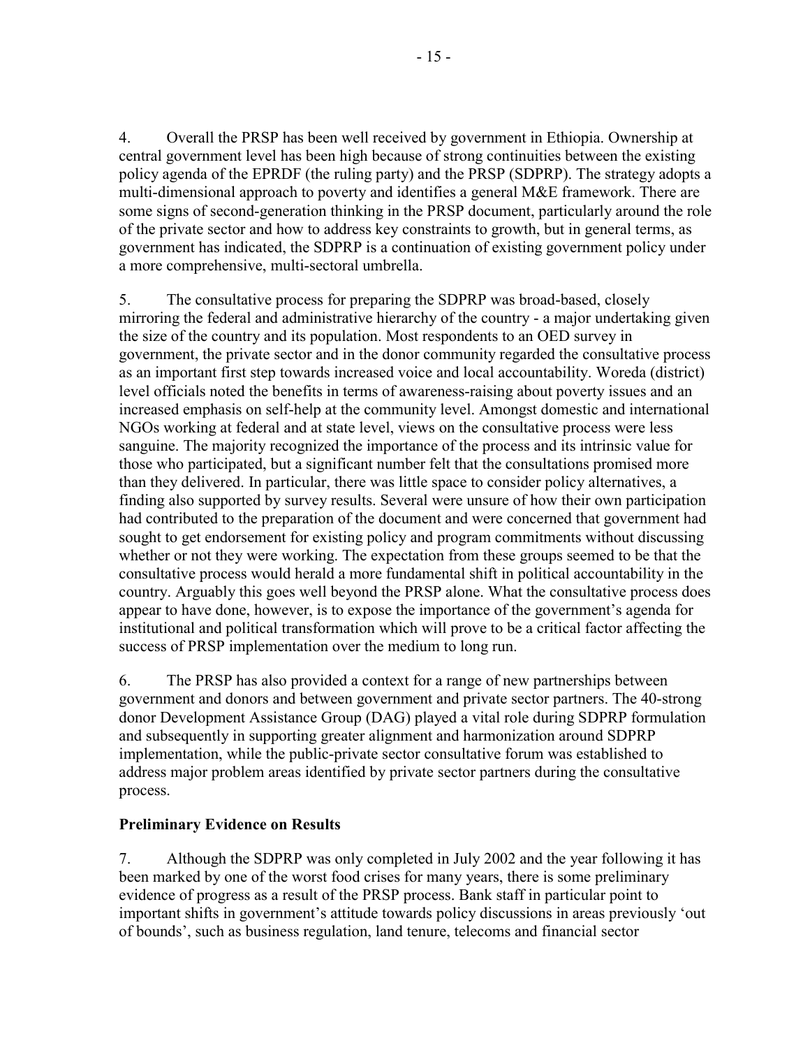4. Overall the PRSP has been well received by government in Ethiopia. Ownership at central government level has been high because of strong continuities between the existing policy agenda of the EPRDF (the ruling party) and the PRSP (SDPRP). The strategy adopts a multi-dimensional approach to poverty and identifies a general M&E framework. There are some signs of second-generation thinking in the PRSP document, particularly around the role of the private sector and how to address key constraints to growth, but in general terms, as government has indicated, the SDPRP is a continuation of existing government policy under a more comprehensive, multi-sectoral umbrella.

5. The consultative process for preparing the SDPRP was broad-based, closely mirroring the federal and administrative hierarchy of the country - a major undertaking given the size of the country and its population. Most respondents to an OED survey in government, the private sector and in the donor community regarded the consultative process as an important first step towards increased voice and local accountability. Woreda (district) level officials noted the benefits in terms of awareness-raising about poverty issues and an increased emphasis on self-help at the community level. Amongst domestic and international NGOs working at federal and at state level, views on the consultative process were less sanguine. The majority recognized the importance of the process and its intrinsic value for those who participated, but a significant number felt that the consultations promised more than they delivered. In particular, there was little space to consider policy alternatives, a finding also supported by survey results. Several were unsure of how their own participation had contributed to the preparation of the document and were concerned that government had sought to get endorsement for existing policy and program commitments without discussing whether or not they were working. The expectation from these groups seemed to be that the consultative process would herald a more fundamental shift in political accountability in the country. Arguably this goes well beyond the PRSP alone. What the consultative process does appear to have done, however, is to expose the importance of the government's agenda for institutional and political transformation which will prove to be a critical factor affecting the success of PRSP implementation over the medium to long run.

6. The PRSP has also provided a context for a range of new partnerships between government and donors and between government and private sector partners. The 40-strong donor Development Assistance Group (DAG) played a vital role during SDPRP formulation and subsequently in supporting greater alignment and harmonization around SDPRP implementation, while the public-private sector consultative forum was established to address major problem areas identified by private sector partners during the consultative process.

**Preliminary Evidence on Results**

7. Although the SDPRP was only completed in July 2002 and the year following it has been marked by one of the worst food crises for many years, there is some preliminary evidence of progress as a result of the PRSP process. Bank staff in particular point to important shifts in government's attitude towards policy discussions in areas previously 'out of bounds', such as business regulation, land tenure, telecoms and financial sector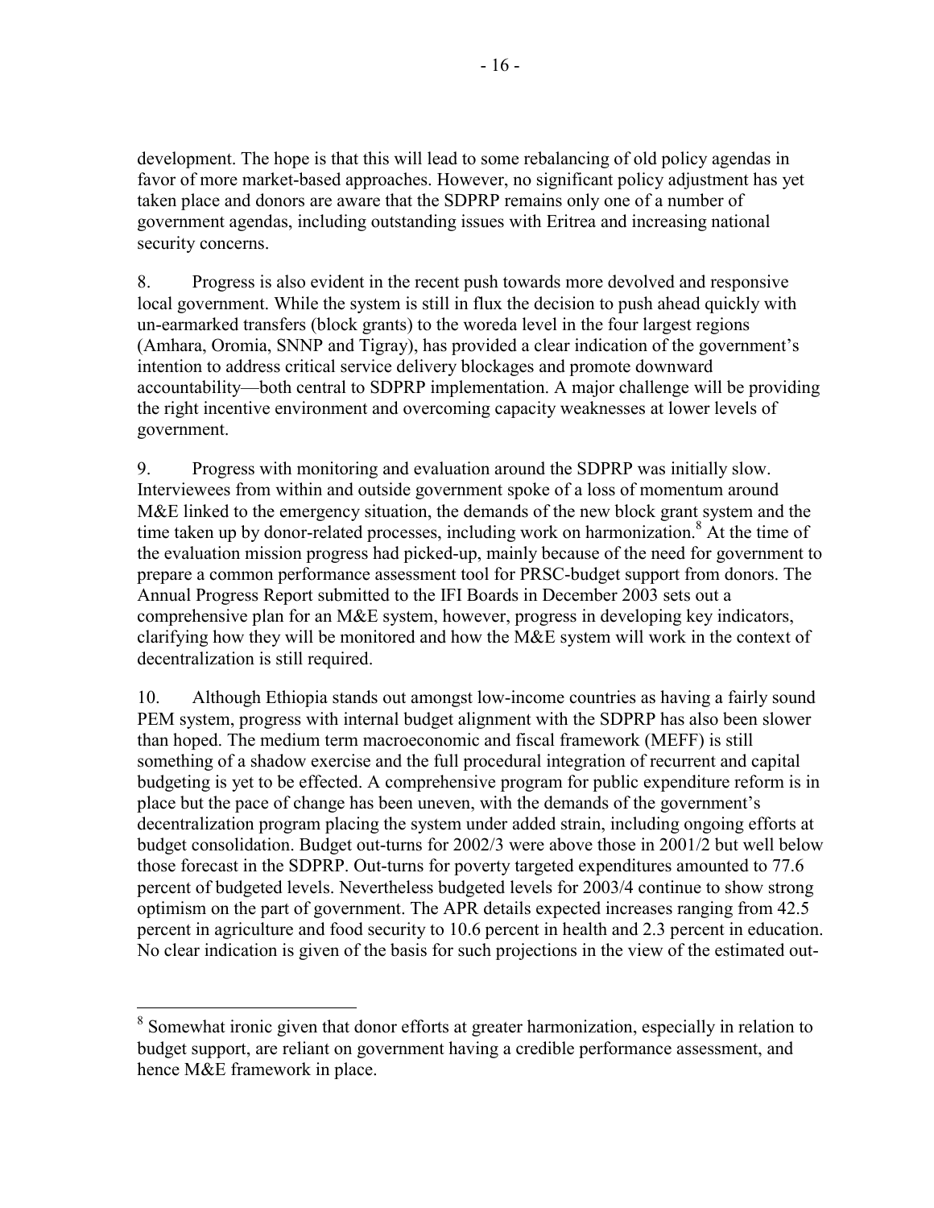development. The hope is that this will lead to some rebalancing of old policy agendas in favor of more market-based approaches. However, no significant policy adjustment has yet taken place and donors are aware that the SDPRP remains only one of a number of government agendas, including outstanding issues with Eritrea and increasing national security concerns.

8. Progress is also evident in the recent push towards more devolved and responsive local government. While the system is still in flux the decision to push ahead quickly with un-earmarked transfers (block grants) to the woreda level in the four largest regions (Amhara, Oromia, SNNP and Tigray), has provided a clear indication of the government's intention to address critical service delivery blockages and promote downward accountability—both central to SDPRP implementation. A major challenge will be providing the right incentive environment and overcoming capacity weaknesses at lower levels of government.

9. Progress with monitoring and evaluation around the SDPRP was initially slow. Interviewees from within and outside government spoke of a loss of momentum around M&E linked to the emergency situation, the demands of the new block grant system and the time taken up by donor-related processes, including work on harmonization.[8] At the time of the evaluation mission progress had picked-up, mainly because of the need for government to prepare a common performance assessment tool for PRSC-budget support from donors. The Annual Progress Report submitted to the IFI Boards in December 2003 sets out a comprehensive plan for an M&E system, however, progress in developing key indicators, clarifying how they will be monitored and how the M&E system will work in the context of decentralization is still required.

10. Although Ethiopia stands out amongst low-income countries as having a fairly sound PEM system, progress with internal budget alignment with the SDPRP has also been slower than hoped. The medium term macroeconomic and fiscal framework (MEFF) is still something of a shadow exercise and the full procedural integration of recurrent and capital budgeting is yet to be effected. A comprehensive program for public expenditure reform is in place but the pace of change has been uneven, with the demands of the government's decentralization program placing the system under added strain, including ongoing efforts at budget consolidation. Budget out-turns for 2002/3 were above those in 2001/2 but well below those forecast in the SDPRP. Out-turns for poverty targeted expenditures amounted to 77.6 percent of budgeted levels. Nevertheless budgeted levels for 2003/4 continue to show strong optimism on the part of government. The APR details expected increases ranging from 42.5 percent in agriculture and food security to 10.6 percent in health and 2.3 percent in education. No clear indication is given of the basis for such projections in the view of the estimated out-

[8] Somewhat ironic given that donor efforts at greater harmonization, especially in relation to budget support, are reliant on government having a credible performance assessment, and hence M&E framework in place.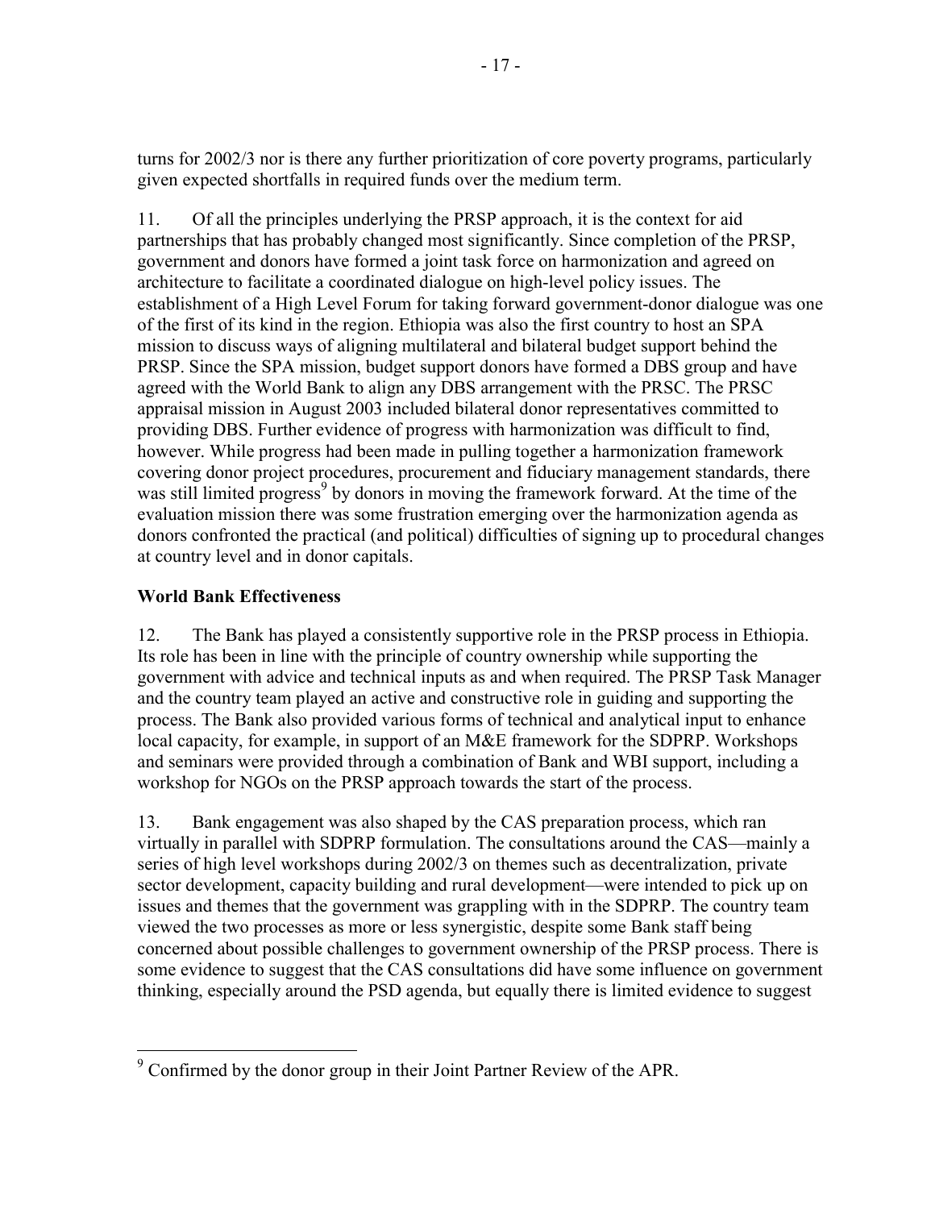turns for 2002/3 nor is there any further prioritization of core poverty programs, particularly given expected shortfalls in required funds over the medium term.

11. Of all the principles underlying the PRSP approach, it is the context for aid partnerships that has probably changed most significantly. Since completion of the PRSP, government and donors have formed a joint task force on harmonization and agreed on architecture to facilitate a coordinated dialogue on high-level policy issues. The establishment of a High Level Forum for taking forward government-donor dialogue was one of the first of its kind in the region. Ethiopia was also the first country to host an SPA mission to discuss ways of aligning multilateral and bilateral budget support behind the PRSP. Since the SPA mission, budget support donors have formed a DBS group and have agreed with the World Bank to align any DBS arrangement with the PRSC. The PRSC appraisal mission in August 2003 included bilateral donor representatives committed to providing DBS. Further evidence of progress with harmonization was difficult to find, however. While progress had been made in pulling together a harmonization framework covering donor project procedures, procurement and fiduciary management standards, there was still limited progress[9] by donors in moving the framework forward. At the time of the evaluation mission there was some frustration emerging over the harmonization agenda as donors confronted the practical (and political) difficulties of signing up to procedural changes at country level and in donor capitals.

**World Bank Effectiveness**

12. The Bank has played a consistently supportive role in the PRSP process in Ethiopia. Its role has been in line with the principle of country ownership while supporting the government with advice and technical inputs as and when required. The PRSP Task Manager and the country team played an active and constructive role in guiding and supporting the process. The Bank also provided various forms of technical and analytical input to enhance local capacity, for example, in support of an M&E framework for the SDPRP. Workshops and seminars were provided through a combination of Bank and WBI support, including a workshop for NGOs on the PRSP approach towards the start of the process.

13. Bank engagement was also shaped by the CAS preparation process, which ran virtually in parallel with SDPRP formulation. The consultations around the CAS—mainly a series of high level workshops during 2002/3 on themes such as decentralization, private sector development, capacity building and rural development—were intended to pick up on issues and themes that the government was grappling with in the SDPRP. The country team viewed the two processes as more or less synergistic, despite some Bank staff being concerned about possible challenges to government ownership of the PRSP process. There is some evidence to suggest that the CAS consultations did have some influence on government thinking, especially around the PSD agenda, but equally there is limited evidence to suggest

[9] Confirmed by the donor group in their Joint Partner Review of the APR.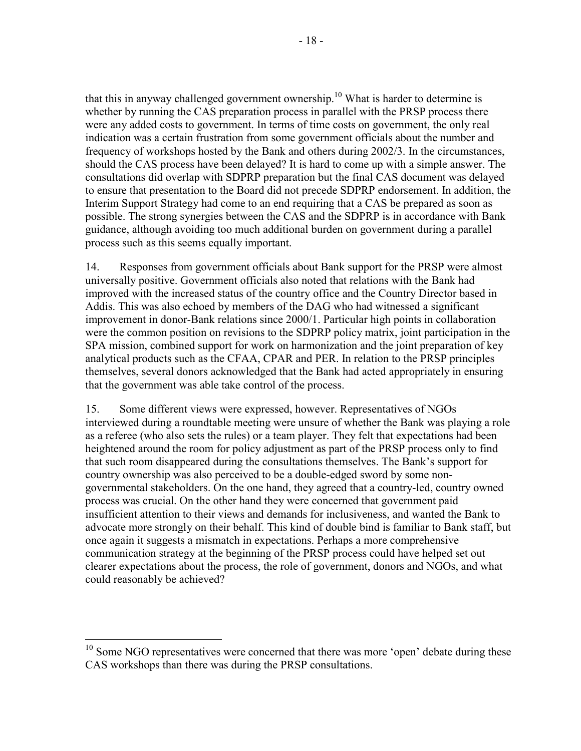that this in anyway challenged government ownership.[10] What is harder to determine is whether by running the CAS preparation process in parallel with the PRSP process there were any added costs to government. In terms of time costs on government, the only real indication was a certain frustration from some government officials about the number and frequency of workshops hosted by the Bank and others during 2002/3. In the circumstances, should the CAS process have been delayed? It is hard to come up with a simple answer. The consultations did overlap with SDPRP preparation but the final CAS document was delayed to ensure that presentation to the Board did not precede SDPRP endorsement. In addition, the Interim Support Strategy had come to an end requiring that a CAS be prepared as soon as possible. The strong synergies between the CAS and the SDPRP is in accordance with Bank guidance, although avoiding too much additional burden on government during a parallel process such as this seems equally important.

14. Responses from government officials about Bank support for the PRSP were almost universally positive. Government officials also noted that relations with the Bank had improved with the increased status of the country office and the Country Director based in Addis. This was also echoed by members of the DAG who had witnessed a significant improvement in donor-Bank relations since 2000/1. Particular high points in collaboration were the common position on revisions to the SDPRP policy matrix, joint participation in the SPA mission, combined support for work on harmonization and the joint preparation of key analytical products such as the CFAA, CPAR and PER. In relation to the PRSP principles themselves, several donors acknowledged that the Bank had acted appropriately in ensuring that the government was able take control of the process.

15. Some different views were expressed, however. Representatives of NGOs interviewed during a roundtable meeting were unsure of whether the Bank was playing a role as a referee (who also sets the rules) or a team player. They felt that expectations had been heightened around the room for policy adjustment as part of the PRSP process only to find that such room disappeared during the consultations themselves. The Bank's support for country ownership was also perceived to be a double-edged sword by some non-governmental stakeholders. On the one hand, they agreed that a country-led, country owned process was crucial. On the other hand they were concerned that government paid insufficient attention to their views and demands for inclusiveness, and wanted the Bank to advocate more strongly on their behalf. This kind of double bind is familiar to Bank staff, but once again it suggests a mismatch in expectations. Perhaps a more comprehensive communication strategy at the beginning of the PRSP process could have helped set out clearer expectations about the process, the role of government, donors and NGOs, and what could reasonably be achieved?

[10] Some NGO representatives were concerned that there was more 'open' debate during these CAS workshops than there was during the PRSP consultations.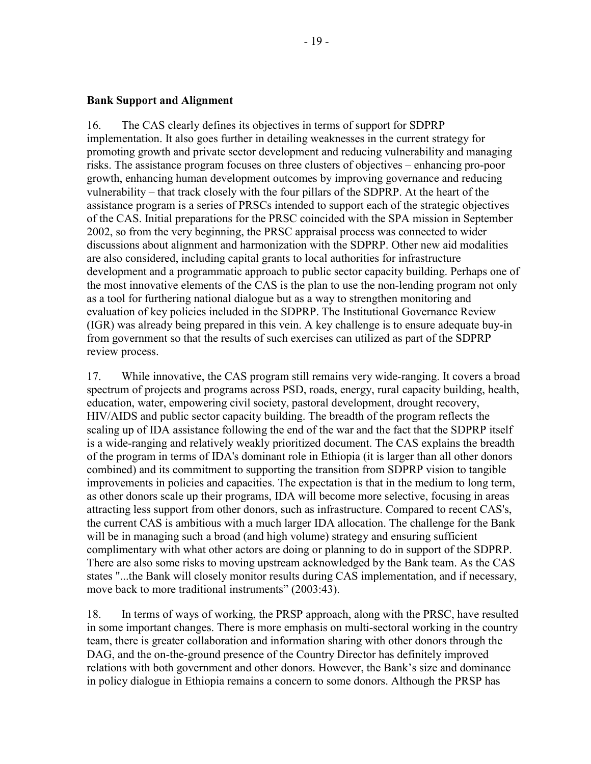**Bank Support and Alignment**

16. The CAS clearly defines its objectives in terms of support for SDPRP implementation. It also goes further in detailing weaknesses in the current strategy for promoting growth and private sector development and reducing vulnerability and managing risks. The assistance program focuses on three clusters of objectives – enhancing pro-poor growth, enhancing human development outcomes by improving governance and reducing vulnerability – that track closely with the four pillars of the SDPRP. At the heart of the assistance program is a series of PRSCs intended to support each of the strategic objectives of the CAS. Initial preparations for the PRSC coincided with the SPA mission in September 2002, so from the very beginning, the PRSC appraisal process was connected to wider discussions about alignment and harmonization with the SDPRP. Other new aid modalities are also considered, including capital grants to local authorities for infrastructure development and a programmatic approach to public sector capacity building. Perhaps one of the most innovative elements of the CAS is the plan to use the non-lending program not only as a tool for furthering national dialogue but as a way to strengthen monitoring and evaluation of key policies included in the SDPRP. The Institutional Governance Review (IGR) was already being prepared in this vein. A key challenge is to ensure adequate buy-in from government so that the results of such exercises can utilized as part of the SDPRP review process.

17. While innovative, the CAS program still remains very wide-ranging. It covers a broad spectrum of projects and programs across PSD, roads, energy, rural capacity building, health, education, water, empowering civil society, pastoral development, drought recovery, HIV/AIDS and public sector capacity building. The breadth of the program reflects the scaling up of IDA assistance following the end of the war and the fact that the SDPRP itself is a wide-ranging and relatively weakly prioritized document. The CAS explains the breadth of the program in terms of IDA's dominant role in Ethiopia (it is larger than all other donors combined) and its commitment to supporting the transition from SDPRP vision to tangible improvements in policies and capacities. The expectation is that in the medium to long term, as other donors scale up their programs, IDA will become more selective, focusing in areas attracting less support from other donors, such as infrastructure. Compared to recent CAS's, the current CAS is ambitious with a much larger IDA allocation. The challenge for the Bank will be in managing such a broad (and high volume) strategy and ensuring sufficient complimentary with what other actors are doing or planning to do in support of the SDPRP. There are also some risks to moving upstream acknowledged by the Bank team. As the CAS states "...the Bank will closely monitor results during CAS implementation, and if necessary, move back to more traditional instruments" (2003:43).

18. In terms of ways of working, the PRSP approach, along with the PRSC, have resulted in some important changes. There is more emphasis on multi-sectoral working in the country team, there is greater collaboration and information sharing with other donors through the DAG, and the on-the-ground presence of the Country Director has definitely improved relations with both government and other donors. However, the Bank's size and dominance in policy dialogue in Ethiopia remains a concern to some donors. Although the PRSP has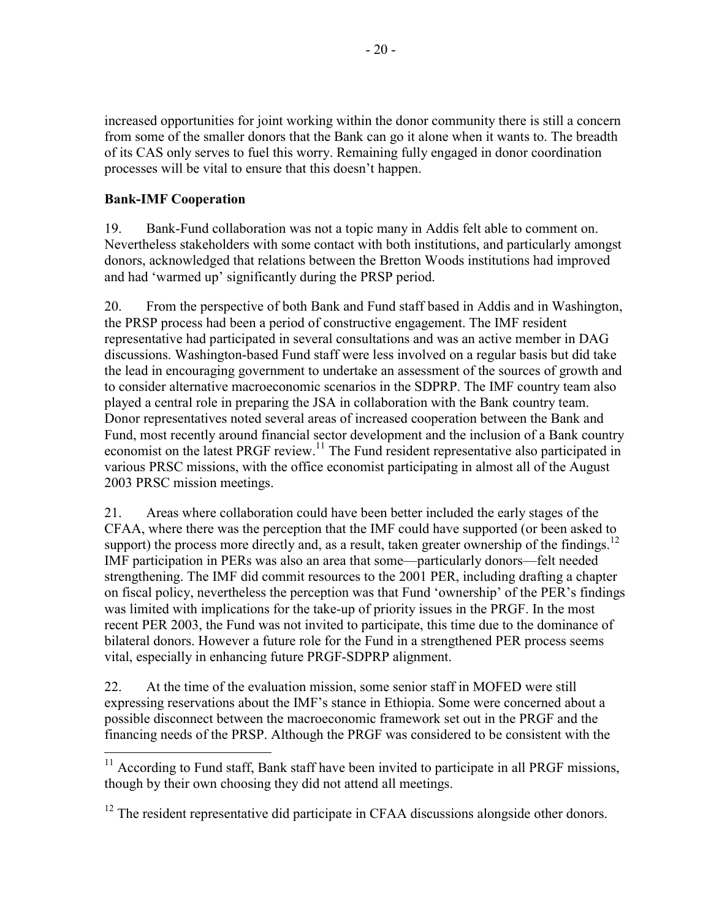increased opportunities for joint working within the donor community there is still a concern from some of the smaller donors that the Bank can go it alone when it wants to. The breadth of its CAS only serves to fuel this worry. Remaining fully engaged in donor coordination processes will be vital to ensure that this doesn't happen.

**Bank-IMF Cooperation**

19. Bank-Fund collaboration was not a topic many in Addis felt able to comment on. Nevertheless stakeholders with some contact with both institutions, and particularly amongst donors, acknowledged that relations between the Bretton Woods institutions had improved and had 'warmed up' significantly during the PRSP period.

20. From the perspective of both Bank and Fund staff based in Addis and in Washington, the PRSP process had been a period of constructive engagement. The IMF resident representative had participated in several consultations and was an active member in DAG discussions. Washington-based Fund staff were less involved on a regular basis but did take the lead in encouraging government to undertake an assessment of the sources of growth and to consider alternative macroeconomic scenarios in the SDPRP. The IMF country team also played a central role in preparing the JSA in collaboration with the Bank country team. Donor representatives noted several areas of increased cooperation between the Bank and Fund, most recently around financial sector development and the inclusion of a Bank country economist on the latest PRGF review.[11] The Fund resident representative also participated in various PRSC missions, with the office economist participating in almost all of the August 2003 PRSC mission meetings.

21. Areas where collaboration could have been better included the early stages of the CFAA, where there was the perception that the IMF could have supported (or been asked to support) the process more directly and, as a result, taken greater ownership of the findings.[12] IMF participation in PERs was also an area that some—particularly donors—felt needed strengthening. The IMF did commit resources to the 2001 PER, including drafting a chapter on fiscal policy, nevertheless the perception was that Fund 'ownership' of the PER's findings was limited with implications for the take-up of priority issues in the PRGF. In the most recent PER 2003, the Fund was not invited to participate, this time due to the dominance of bilateral donors. However a future role for the Fund in a strengthened PER process seems vital, especially in enhancing future PRGF-SDPRP alignment.

22. At the time of the evaluation mission, some senior staff in MOFED were still expressing reservations about the IMF's stance in Ethiopia. Some were concerned about a possible disconnect between the macroeconomic framework set out in the PRGF and the financing needs of the PRSP. Although the PRGF was considered to be consistent with the

---

[11] According to Fund staff, Bank staff have been invited to participate in all PRGF missions, though by their own choosing they did not attend all meetings.

[12] The resident representative did participate in CFAA discussions alongside other donors.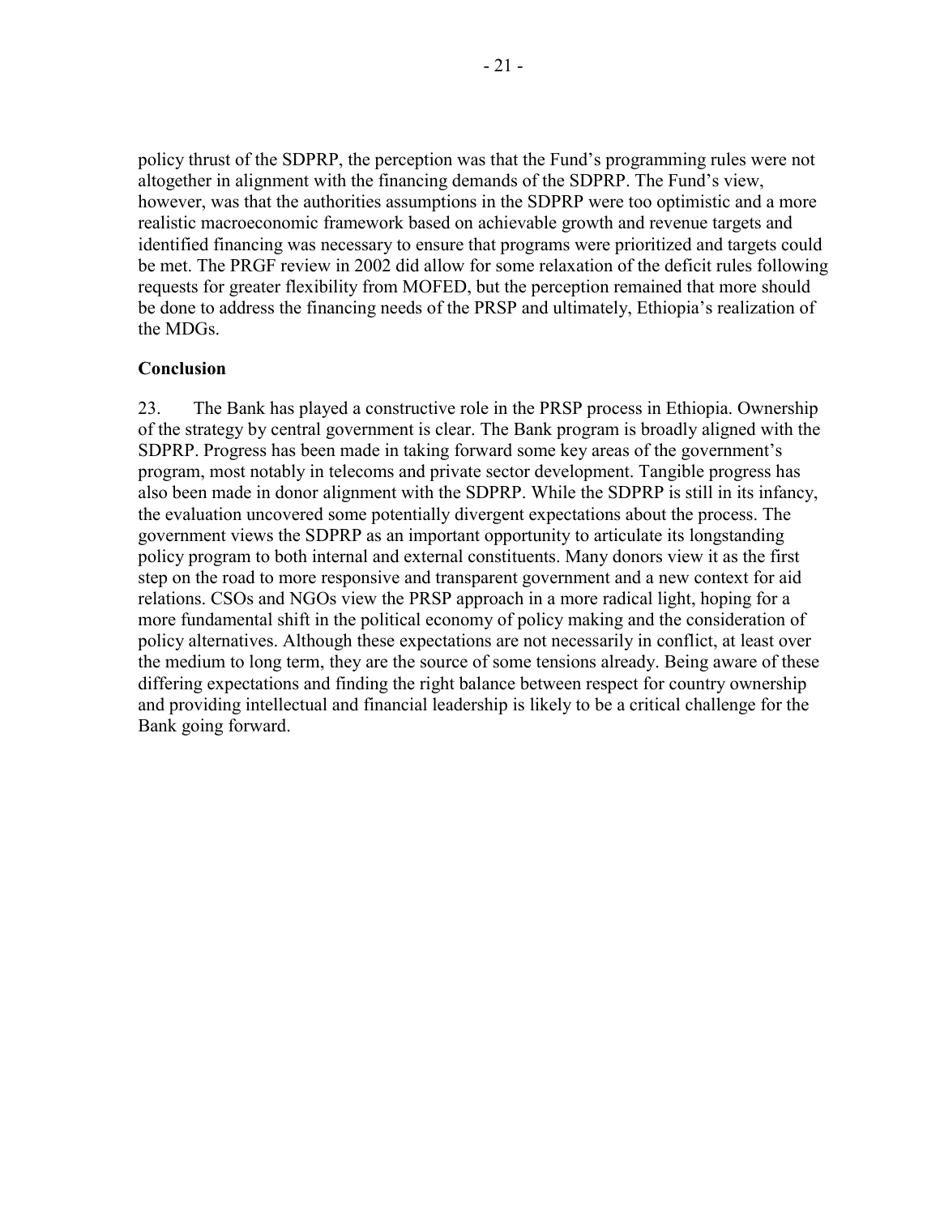policy thrust of the SDPRP, the perception was that the Fund's programming rules were not altogether in alignment with the financing demands of the SDPRP. The Fund's view, however, was that the authorities assumptions in the SDPRP were too optimistic and a more realistic macroeconomic framework based on achievable growth and revenue targets and identified financing was necessary to ensure that programs were prioritized and targets could be met. The PRGF review in 2002 did allow for some relaxation of the deficit rules following requests for greater flexibility from MOFED, but the perception remained that more should be done to address the financing needs of the PRSP and ultimately, Ethiopia's realization of the MDGs.

**Conclusion**

23. The Bank has played a constructive role in the PRSP process in Ethiopia. Ownership of the strategy by central government is clear. The Bank program is broadly aligned with the SDPRP. Progress has been made in taking forward some key areas of the government's program, most notably in telecoms and private sector development. Tangible progress has also been made in donor alignment with the SDPRP. While the SDPRP is still in its infancy, the evaluation uncovered some potentially divergent expectations about the process. The government views the SDPRP as an important opportunity to articulate its longstanding policy program to both internal and external constituents. Many donors view it as the first step on the road to more responsive and transparent government and a new context for aid relations. CSOs and NGOs view the PRSP approach in a more radical light, hoping for a more fundamental shift in the political economy of policy making and the consideration of policy alternatives. Although these expectations are not necessarily in conflict, at least over the medium to long term, they are the source of some tensions already. Being aware of these differing expectations and finding the right balance between respect for country ownership and providing intellectual and financial leadership is likely to be a critical challenge for the Bank going forward.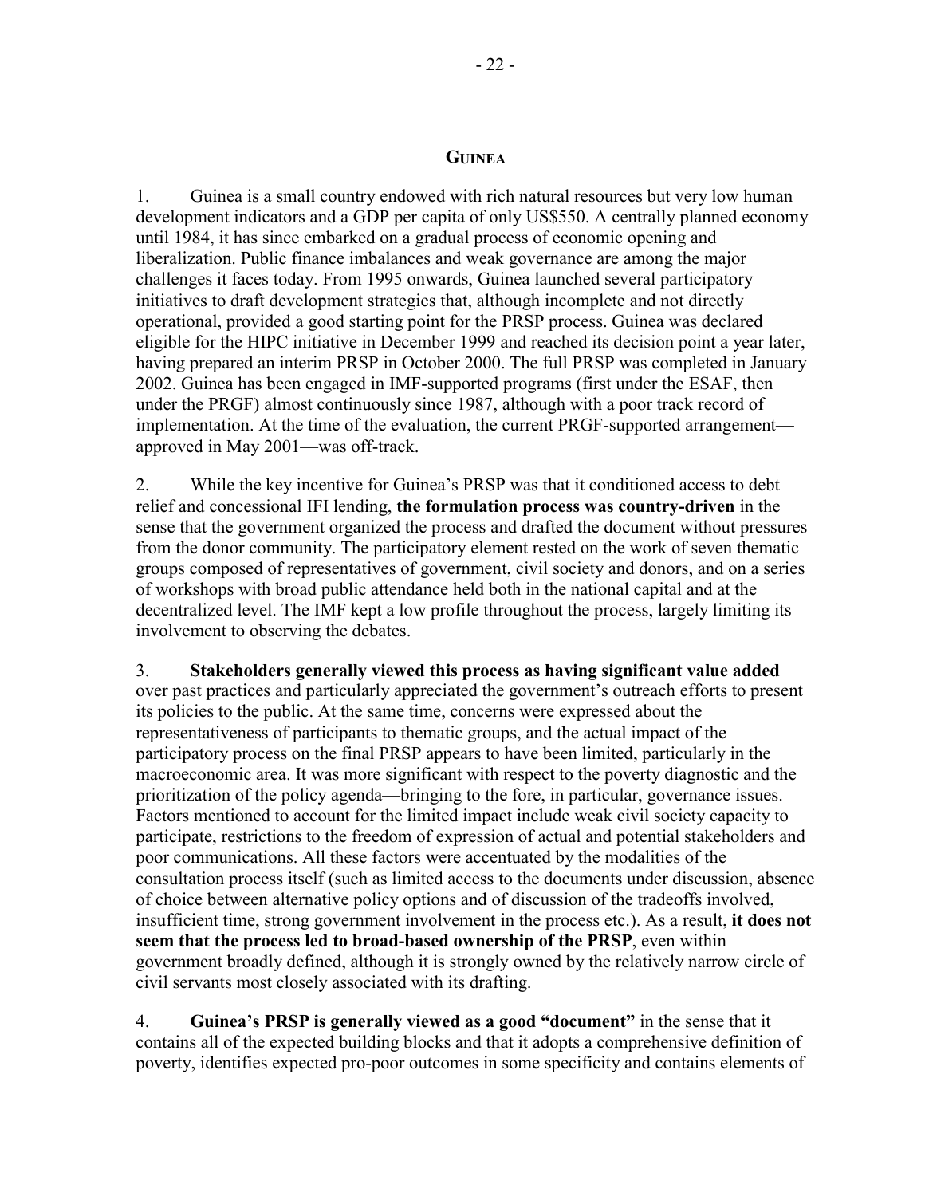## GUINEA

1. Guinea is a small country endowed with rich natural resources but very low human development indicators and a GDP per capita of only US$550. A centrally planned economy until 1984, it has since embarked on a gradual process of economic opening and liberalization. Public finance imbalances and weak governance are among the major challenges it faces today. From 1995 onwards, Guinea launched several participatory initiatives to draft development strategies that, although incomplete and not directly operational, provided a good starting point for the PRSP process. Guinea was declared eligible for the HIPC initiative in December 1999 and reached its decision point a year later, having prepared an interim PRSP in October 2000. The full PRSP was completed in January 2002. Guinea has been engaged in IMF-supported programs (first under the ESAF, then under the PRGF) almost continuously since 1987, although with a poor track record of implementation. At the time of the evaluation, the current PRGF-supported arrangement—approved in May 2001—was off-track.

2. While the key incentive for Guinea's PRSP was that it conditioned access to debt relief and concessional IFI lending, **the formulation process was country-driven** in the sense that the government organized the process and drafted the document without pressures from the donor community. The participatory element rested on the work of seven thematic groups composed of representatives of government, civil society and donors, and on a series of workshops with broad public attendance held both in the national capital and at the decentralized level. The IMF kept a low profile throughout the process, largely limiting its involvement to observing the debates.

3. **Stakeholders generally viewed this process as having significant value added** over past practices and particularly appreciated the government's outreach efforts to present its policies to the public. At the same time, concerns were expressed about the representativeness of participants to thematic groups, and the actual impact of the participatory process on the final PRSP appears to have been limited, particularly in the macroeconomic area. It was more significant with respect to the poverty diagnostic and the prioritization of the policy agenda—bringing to the fore, in particular, governance issues. Factors mentioned to account for the limited impact include weak civil society capacity to participate, restrictions to the freedom of expression of actual and potential stakeholders and poor communications. All these factors were accentuated by the modalities of the consultation process itself (such as limited access to the documents under discussion, absence of choice between alternative policy options and of discussion of the tradeoffs involved, insufficient time, strong government involvement in the process etc.). As a result, **it does not seem that the process led to broad-based ownership of the PRSP**, even within government broadly defined, although it is strongly owned by the relatively narrow circle of civil servants most closely associated with its drafting.

4. **Guinea's PRSP is generally viewed as a good "document"** in the sense that it contains all of the expected building blocks and that it adopts a comprehensive definition of poverty, identifies expected pro-poor outcomes in some specificity and contains elements of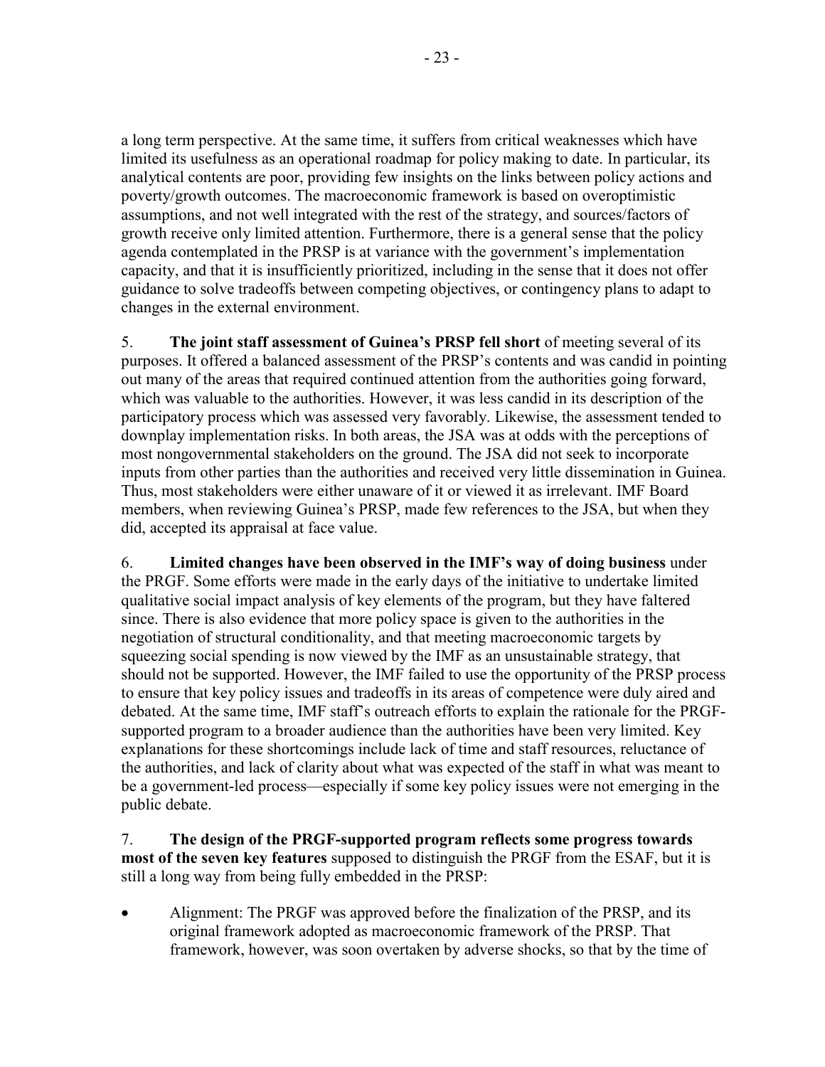a long term perspective. At the same time, it suffers from critical weaknesses which have limited its usefulness as an operational roadmap for policy making to date. In particular, its analytical contents are poor, providing few insights on the links between policy actions and poverty/growth outcomes. The macroeconomic framework is based on overoptimistic assumptions, and not well integrated with the rest of the strategy, and sources/factors of growth receive only limited attention. Furthermore, there is a general sense that the policy agenda contemplated in the PRSP is at variance with the government's implementation capacity, and that it is insufficiently prioritized, including in the sense that it does not offer guidance to solve tradeoffs between competing objectives, or contingency plans to adapt to changes in the external environment.

5. **The joint staff assessment of Guinea's PRSP fell short** of meeting several of its purposes. It offered a balanced assessment of the PRSP's contents and was candid in pointing out many of the areas that required continued attention from the authorities going forward, which was valuable to the authorities. However, it was less candid in its description of the participatory process which was assessed very favorably. Likewise, the assessment tended to downplay implementation risks. In both areas, the JSA was at odds with the perceptions of most nongovernmental stakeholders on the ground. The JSA did not seek to incorporate inputs from other parties than the authorities and received very little dissemination in Guinea. Thus, most stakeholders were either unaware of it or viewed it as irrelevant. IMF Board members, when reviewing Guinea's PRSP, made few references to the JSA, but when they did, accepted its appraisal at face value.

6. **Limited changes have been observed in the IMF's way of doing business** under the PRGF. Some efforts were made in the early days of the initiative to undertake limited qualitative social impact analysis of key elements of the program, but they have faltered since. There is also evidence that more policy space is given to the authorities in the negotiation of structural conditionality, and that meeting macroeconomic targets by squeezing social spending is now viewed by the IMF as an unsustainable strategy, that should not be supported. However, the IMF failed to use the opportunity of the PRSP process to ensure that key policy issues and tradeoffs in its areas of competence were duly aired and debated. At the same time, IMF staff's outreach efforts to explain the rationale for the PRGF-supported program to a broader audience than the authorities have been very limited. Key explanations for these shortcomings include lack of time and staff resources, reluctance of the authorities, and lack of clarity about what was expected of the staff in what was meant to be a government-led process—especially if some key policy issues were not emerging in the public debate.

7. **The design of the PRGF-supported program reflects some progress towards most of the seven key features** supposed to distinguish the PRGF from the ESAF, but it is still a long way from being fully embedded in the PRSP:

- Alignment: The PRGF was approved before the finalization of the PRSP, and its original framework adopted as macroeconomic framework of the PRSP. That framework, however, was soon overtaken by adverse shocks, so that by the time of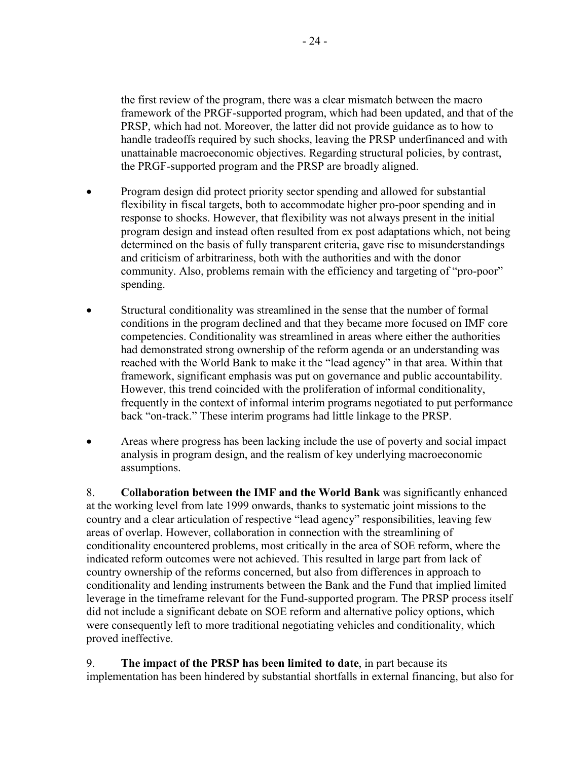the first review of the program, there was a clear mismatch between the macro framework of the PRGF-supported program, which had been updated, and that of the PRSP, which had not. Moreover, the latter did not provide guidance as to how to handle tradeoffs required by such shocks, leaving the PRSP underfinanced and with unattainable macroeconomic objectives. Regarding structural policies, by contrast, the PRGF-supported program and the PRSP are broadly aligned.

- Program design did protect priority sector spending and allowed for substantial flexibility in fiscal targets, both to accommodate higher pro-poor spending and in response to shocks. However, that flexibility was not always present in the initial program design and instead often resulted from ex post adaptations which, not being determined on the basis of fully transparent criteria, gave rise to misunderstandings and criticism of arbitrariness, both with the authorities and with the donor community. Also, problems remain with the efficiency and targeting of "pro-poor" spending.

- Structural conditionality was streamlined in the sense that the number of formal conditions in the program declined and that they became more focused on IMF core competencies. Conditionality was streamlined in areas where either the authorities had demonstrated strong ownership of the reform agenda or an understanding was reached with the World Bank to make it the "lead agency" in that area. Within that framework, significant emphasis was put on governance and public accountability. However, this trend coincided with the proliferation of informal conditionality, frequently in the context of informal interim programs negotiated to put performance back "on-track." These interim programs had little linkage to the PRSP.

- Areas where progress has been lacking include the use of poverty and social impact analysis in program design, and the realism of key underlying macroeconomic assumptions.

8. **Collaboration between the IMF and the World Bank** was significantly enhanced at the working level from late 1999 onwards, thanks to systematic joint missions to the country and a clear articulation of respective "lead agency" responsibilities, leaving few areas of overlap. However, collaboration in connection with the streamlining of conditionality encountered problems, most critically in the area of SOE reform, where the indicated reform outcomes were not achieved. This resulted in large part from lack of country ownership of the reforms concerned, but also from differences in approach to conditionality and lending instruments between the Bank and the Fund that implied limited leverage in the timeframe relevant for the Fund-supported program. The PRSP process itself did not include a significant debate on SOE reform and alternative policy options, which were consequently left to more traditional negotiating vehicles and conditionality, which proved ineffective.

9. **The impact of the PRSP has been limited to date**, in part because its implementation has been hindered by substantial shortfalls in external financing, but also for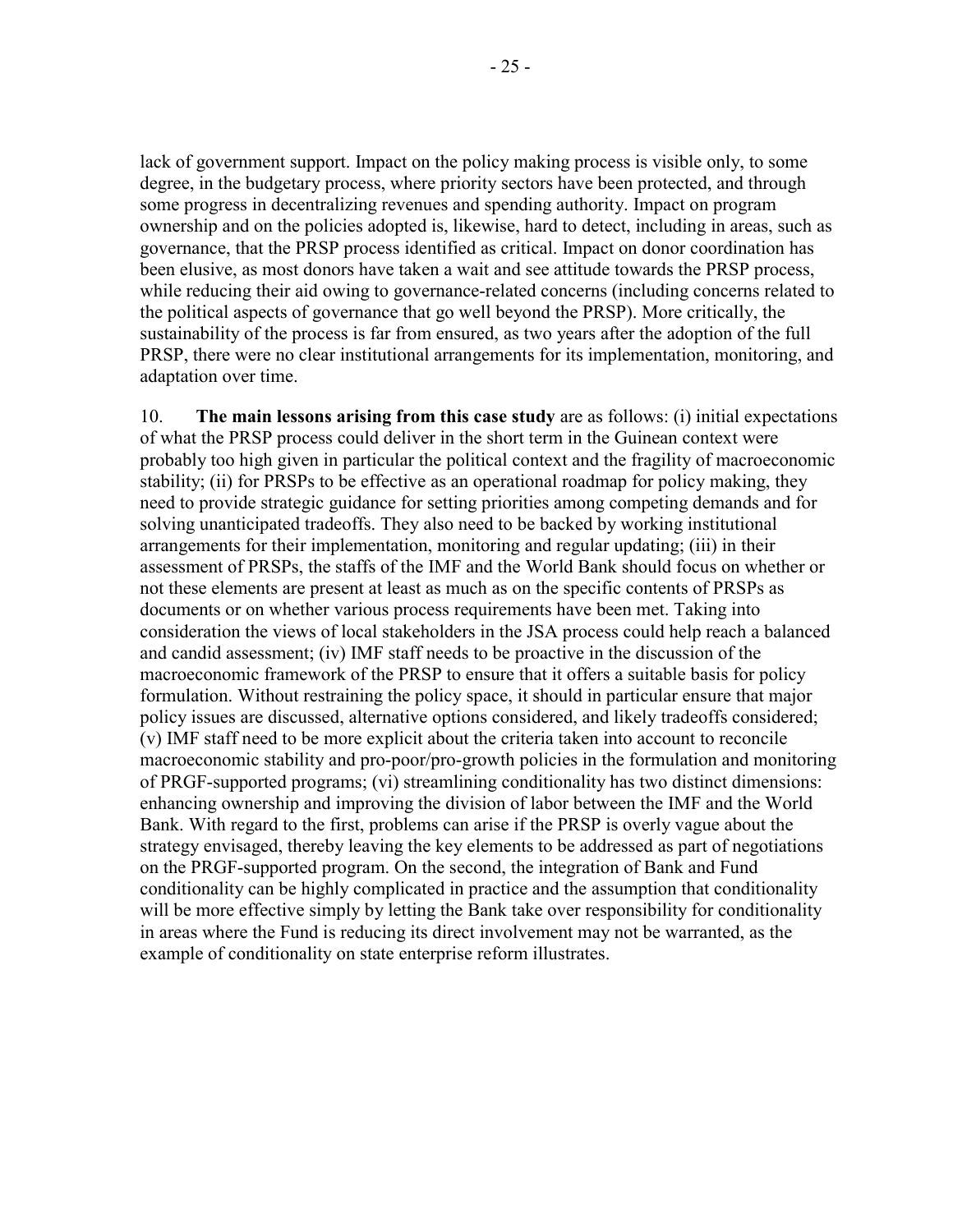lack of government support. Impact on the policy making process is visible only, to some degree, in the budgetary process, where priority sectors have been protected, and through some progress in decentralizing revenues and spending authority. Impact on program ownership and on the policies adopted is, likewise, hard to detect, including in areas, such as governance, that the PRSP process identified as critical. Impact on donor coordination has been elusive, as most donors have taken a wait and see attitude towards the PRSP process, while reducing their aid owing to governance-related concerns (including concerns related to the political aspects of governance that go well beyond the PRSP). More critically, the sustainability of the process is far from ensured, as two years after the adoption of the full PRSP, there were no clear institutional arrangements for its implementation, monitoring, and adaptation over time.

10. **The main lessons arising from this case study** are as follows: (i) initial expectations of what the PRSP process could deliver in the short term in the Guinean context were probably too high given in particular the political context and the fragility of macroeconomic stability; (ii) for PRSPs to be effective as an operational roadmap for policy making, they need to provide strategic guidance for setting priorities among competing demands and for solving unanticipated tradeoffs. They also need to be backed by working institutional arrangements for their implementation, monitoring and regular updating; (iii) in their assessment of PRSPs, the staffs of the IMF and the World Bank should focus on whether or not these elements are present at least as much as on the specific contents of PRSPs as documents or on whether various process requirements have been met. Taking into consideration the views of local stakeholders in the JSA process could help reach a balanced and candid assessment; (iv) IMF staff needs to be proactive in the discussion of the macroeconomic framework of the PRSP to ensure that it offers a suitable basis for policy formulation. Without restraining the policy space, it should in particular ensure that major policy issues are discussed, alternative options considered, and likely tradeoffs considered; (v) IMF staff need to be more explicit about the criteria taken into account to reconcile macroeconomic stability and pro-poor/pro-growth policies in the formulation and monitoring of PRGF-supported programs; (vi) streamlining conditionality has two distinct dimensions: enhancing ownership and improving the division of labor between the IMF and the World Bank. With regard to the first, problems can arise if the PRSP is overly vague about the strategy envisaged, thereby leaving the key elements to be addressed as part of negotiations on the PRGF-supported program. On the second, the integration of Bank and Fund conditionality can be highly complicated in practice and the assumption that conditionality will be more effective simply by letting the Bank take over responsibility for conditionality in areas where the Fund is reducing its direct involvement may not be warranted, as the example of conditionality on state enterprise reform illustrates.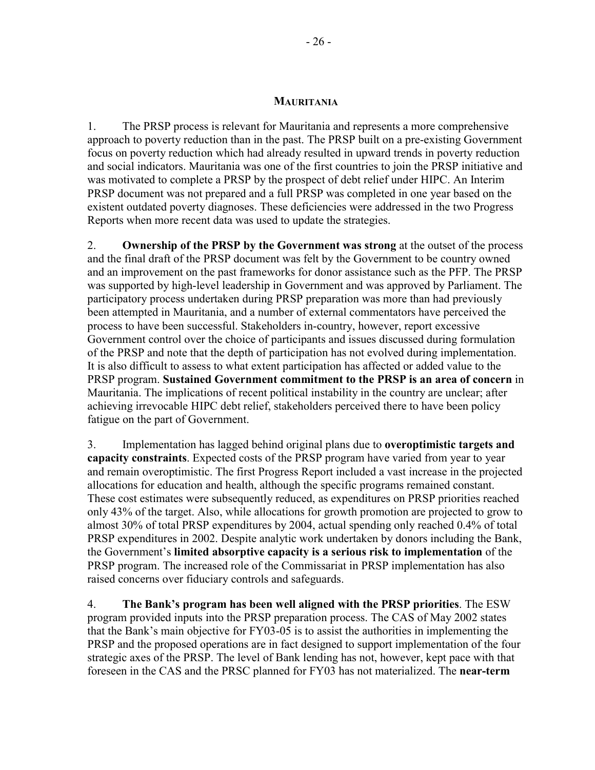## MAURITANIA

1. The PRSP process is relevant for Mauritania and represents a more comprehensive approach to poverty reduction than in the past. The PRSP built on a pre-existing Government focus on poverty reduction which had already resulted in upward trends in poverty reduction and social indicators. Mauritania was one of the first countries to join the PRSP initiative and was motivated to complete a PRSP by the prospect of debt relief under HIPC. An Interim PRSP document was not prepared and a full PRSP was completed in one year based on the existent outdated poverty diagnoses. These deficiencies were addressed in the two Progress Reports when more recent data was used to update the strategies.

2. **Ownership of the PRSP by the Government was strong** at the outset of the process and the final draft of the PRSP document was felt by the Government to be country owned and an improvement on the past frameworks for donor assistance such as the PFP. The PRSP was supported by high-level leadership in Government and was approved by Parliament. The participatory process undertaken during PRSP preparation was more than had previously been attempted in Mauritania, and a number of external commentators have perceived the process to have been successful. Stakeholders in-country, however, report excessive Government control over the choice of participants and issues discussed during formulation of the PRSP and note that the depth of participation has not evolved during implementation. It is also difficult to assess to what extent participation has affected or added value to the PRSP program. **Sustained Government commitment to the PRSP is an area of concern** in Mauritania. The implications of recent political instability in the country are unclear; after achieving irrevocable HIPC debt relief, stakeholders perceived there to have been policy fatigue on the part of Government.

3. Implementation has lagged behind original plans due to **overoptimistic targets and capacity constraints**. Expected costs of the PRSP program have varied from year to year and remain overoptimistic. The first Progress Report included a vast increase in the projected allocations for education and health, although the specific programs remained constant. These cost estimates were subsequently reduced, as expenditures on PRSP priorities reached only 43% of the target. Also, while allocations for growth promotion are projected to grow to almost 30% of total PRSP expenditures by 2004, actual spending only reached 0.4% of total PRSP expenditures in 2002. Despite analytic work undertaken by donors including the Bank, the Government's **limited absorptive capacity is a serious risk to implementation** of the PRSP program. The increased role of the Commissariat in PRSP implementation has also raised concerns over fiduciary controls and safeguards.

4. **The Bank's program has been well aligned with the PRSP priorities**. The ESW program provided inputs into the PRSP preparation process. The CAS of May 2002 states that the Bank's main objective for FY03-05 is to assist the authorities in implementing the PRSP and the proposed operations are in fact designed to support implementation of the four strategic axes of the PRSP. The level of Bank lending has not, however, kept pace with that foreseen in the CAS and the PRSC planned for FY03 has not materialized. The **near-term**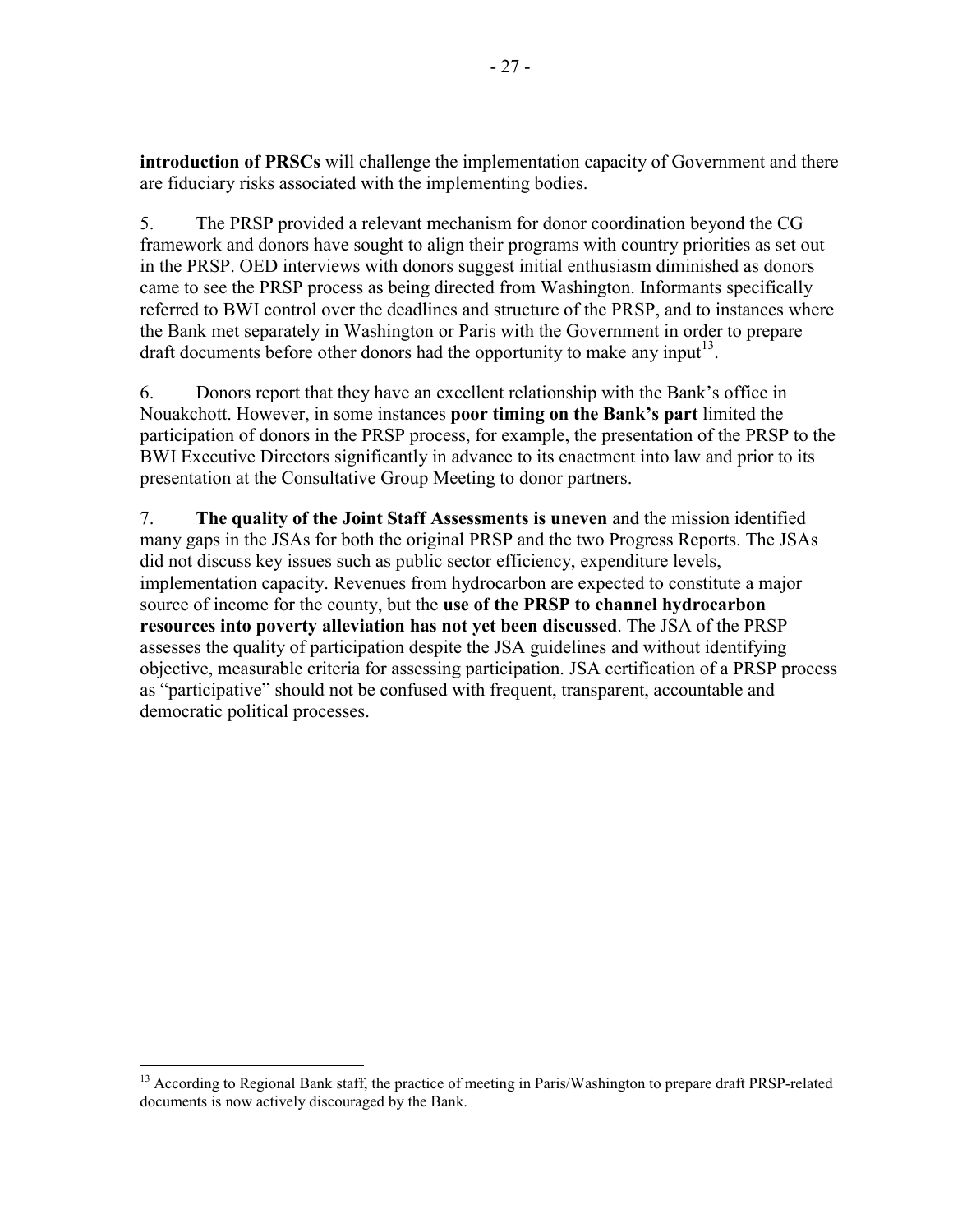**introduction of PRSCs** will challenge the implementation capacity of Government and there are fiduciary risks associated with the implementing bodies.

5. The PRSP provided a relevant mechanism for donor coordination beyond the CG framework and donors have sought to align their programs with country priorities as set out in the PRSP. OED interviews with donors suggest initial enthusiasm diminished as donors came to see the PRSP process as being directed from Washington. Informants specifically referred to BWI control over the deadlines and structure of the PRSP, and to instances where the Bank met separately in Washington or Paris with the Government in order to prepare draft documents before other donors had the opportunity to make any input[13].

6. Donors report that they have an excellent relationship with the Bank's office in Nouakchott. However, in some instances **poor timing on the Bank's part** limited the participation of donors in the PRSP process, for example, the presentation of the PRSP to the BWI Executive Directors significantly in advance to its enactment into law and prior to its presentation at the Consultative Group Meeting to donor partners.

7. **The quality of the Joint Staff Assessments is uneven** and the mission identified many gaps in the JSAs for both the original PRSP and the two Progress Reports. The JSAs did not discuss key issues such as public sector efficiency, expenditure levels, implementation capacity. Revenues from hydrocarbon are expected to constitute a major source of income for the county, but the **use of the PRSP to channel hydrocarbon resources into poverty alleviation has not yet been discussed**. The JSA of the PRSP assesses the quality of participation despite the JSA guidelines and without identifying objective, measurable criteria for assessing participation. JSA certification of a PRSP process as "participative" should not be confused with frequent, transparent, accountable and democratic political processes.

[13] According to Regional Bank staff, the practice of meeting in Paris/Washington to prepare draft PRSP-related documents is now actively discouraged by the Bank.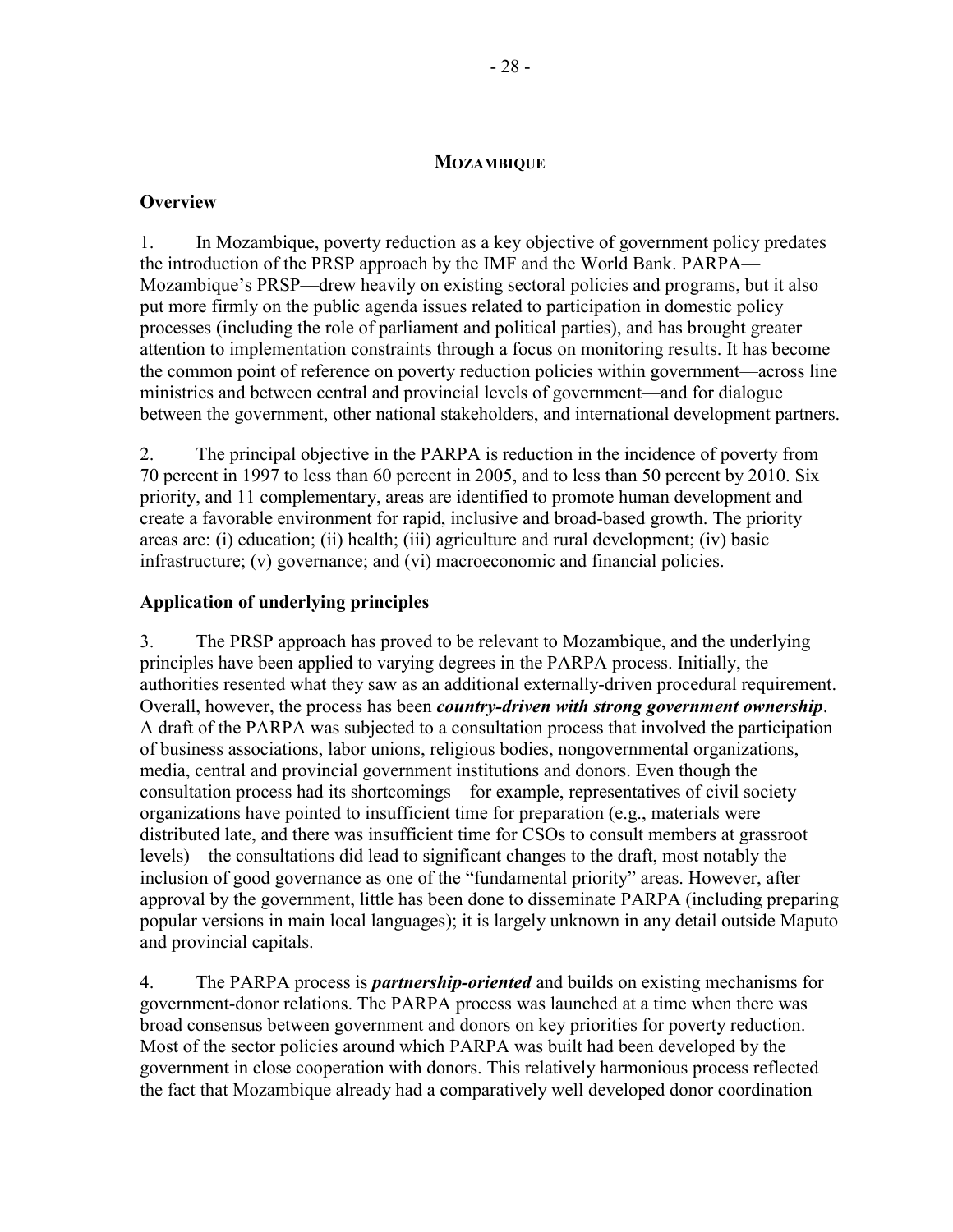## MOZAMBIQUE

### Overview

1. In Mozambique, poverty reduction as a key objective of government policy predates the introduction of the PRSP approach by the IMF and the World Bank. PARPA—Mozambique's PRSP—drew heavily on existing sectoral policies and programs, but it also put more firmly on the public agenda issues related to participation in domestic policy processes (including the role of parliament and political parties), and has brought greater attention to implementation constraints through a focus on monitoring results. It has become the common point of reference on poverty reduction policies within government—across line ministries and between central and provincial levels of government—and for dialogue between the government, other national stakeholders, and international development partners.

2. The principal objective in the PARPA is reduction in the incidence of poverty from 70 percent in 1997 to less than 60 percent in 2005, and to less than 50 percent by 2010. Six priority, and 11 complementary, areas are identified to promote human development and create a favorable environment for rapid, inclusive and broad-based growth. The priority areas are: (i) education; (ii) health; (iii) agriculture and rural development; (iv) basic infrastructure; (v) governance; and (vi) macroeconomic and financial policies.

### Application of underlying principles

3. The PRSP approach has proved to be relevant to Mozambique, and the underlying principles have been applied to varying degrees in the PARPA process. Initially, the authorities resented what they saw as an additional externally-driven procedural requirement. Overall, however, the process has been ***country-driven with strong government ownership***. A draft of the PARPA was subjected to a consultation process that involved the participation of business associations, labor unions, religious bodies, nongovernmental organizations, media, central and provincial government institutions and donors. Even though the consultation process had its shortcomings—for example, representatives of civil society organizations have pointed to insufficient time for preparation (e.g., materials were distributed late, and there was insufficient time for CSOs to consult members at grassroot levels)—the consultations did lead to significant changes to the draft, most notably the inclusion of good governance as one of the "fundamental priority" areas. However, after approval by the government, little has been done to disseminate PARPA (including preparing popular versions in main local languages); it is largely unknown in any detail outside Maputo and provincial capitals.

4. The PARPA process is ***partnership-oriented*** and builds on existing mechanisms for government-donor relations. The PARPA process was launched at a time when there was broad consensus between government and donors on key priorities for poverty reduction. Most of the sector policies around which PARPA was built had been developed by the government in close cooperation with donors. This relatively harmonious process reflected the fact that Mozambique already had a comparatively well developed donor coordination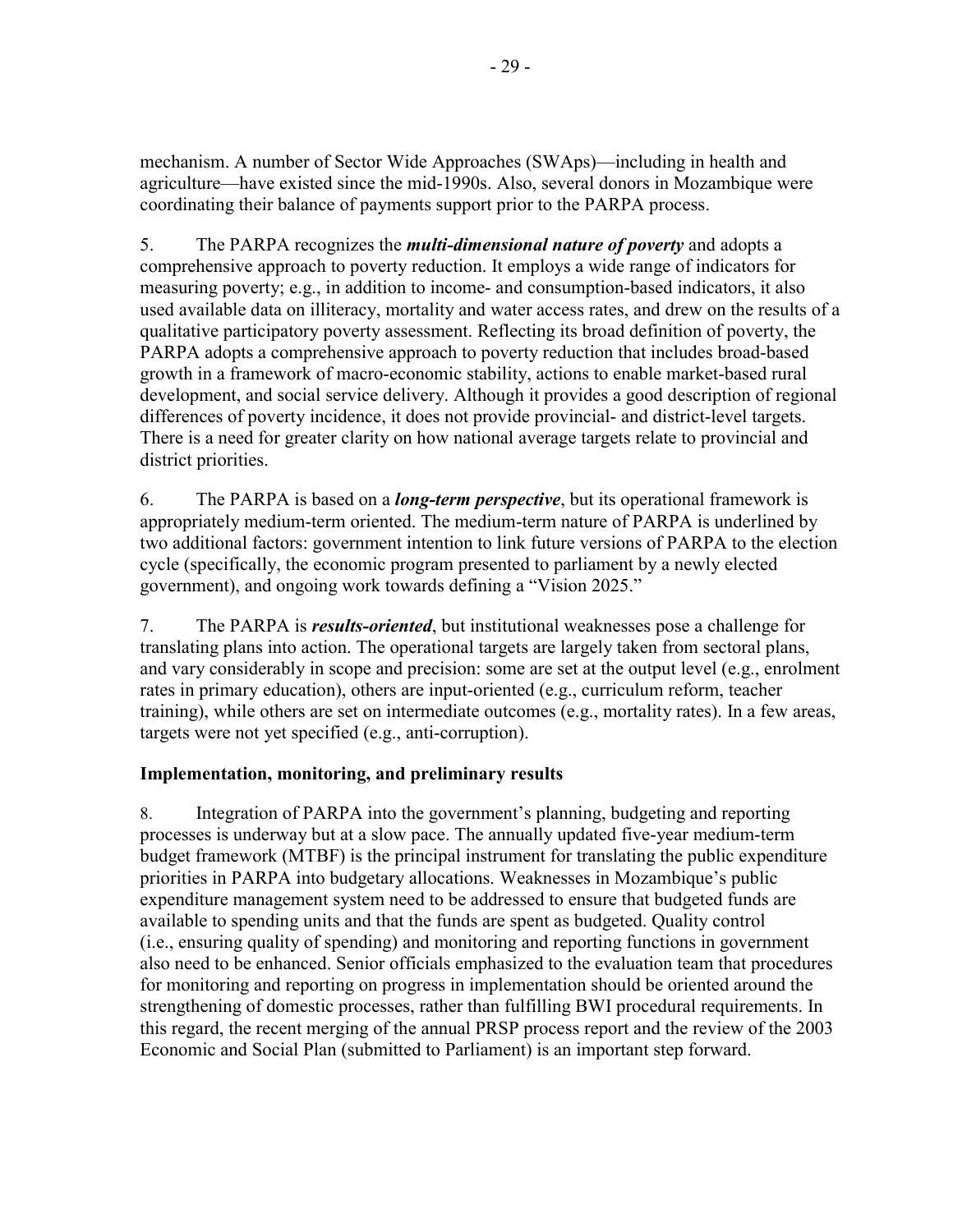mechanism. A number of Sector Wide Approaches (SWAps)—including in health and agriculture—have existed since the mid-1990s. Also, several donors in Mozambique were coordinating their balance of payments support prior to the PARPA process.

5. The PARPA recognizes the ***multi-dimensional nature of poverty*** and adopts a comprehensive approach to poverty reduction. It employs a wide range of indicators for measuring poverty; e.g., in addition to income- and consumption-based indicators, it also used available data on illiteracy, mortality and water access rates, and drew on the results of a qualitative participatory poverty assessment. Reflecting its broad definition of poverty, the PARPA adopts a comprehensive approach to poverty reduction that includes broad-based growth in a framework of macro-economic stability, actions to enable market-based rural development, and social service delivery. Although it provides a good description of regional differences of poverty incidence, it does not provide provincial- and district-level targets. There is a need for greater clarity on how national average targets relate to provincial and district priorities.

6. The PARPA is based on a ***long-term perspective***, but its operational framework is appropriately medium-term oriented. The medium-term nature of PARPA is underlined by two additional factors: government intention to link future versions of PARPA to the election cycle (specifically, the economic program presented to parliament by a newly elected government), and ongoing work towards defining a "Vision 2025."

7. The PARPA is ***results-oriented***, but institutional weaknesses pose a challenge for translating plans into action. The operational targets are largely taken from sectoral plans, and vary considerably in scope and precision: some are set at the output level (e.g., enrolment rates in primary education), others are input-oriented (e.g., curriculum reform, teacher training), while others are set on intermediate outcomes (e.g., mortality rates). In a few areas, targets were not yet specified (e.g., anti-corruption).

**Implementation, monitoring, and preliminary results**

8. Integration of PARPA into the government's planning, budgeting and reporting processes is underway but at a slow pace. The annually updated five-year medium-term budget framework (MTBF) is the principal instrument for translating the public expenditure priorities in PARPA into budgetary allocations. Weaknesses in Mozambique's public expenditure management system need to be addressed to ensure that budgeted funds are available to spending units and that the funds are spent as budgeted. Quality control (i.e., ensuring quality of spending) and monitoring and reporting functions in government also need to be enhanced. Senior officials emphasized to the evaluation team that procedures for monitoring and reporting on progress in implementation should be oriented around the strengthening of domestic processes, rather than fulfilling BWI procedural requirements. In this regard, the recent merging of the annual PRSP process report and the review of the 2003 Economic and Social Plan (submitted to Parliament) is an important step forward.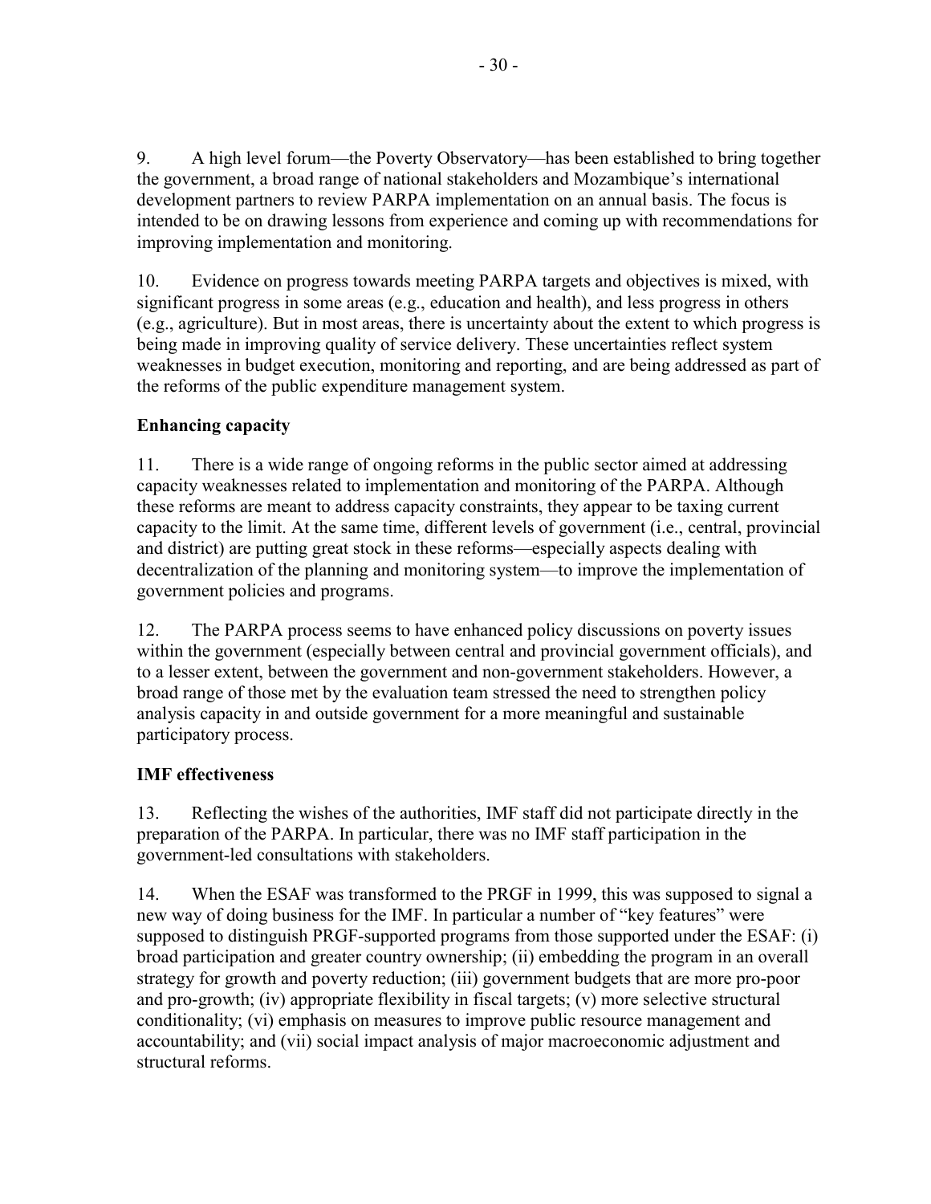9. A high level forum—the Poverty Observatory—has been established to bring together the government, a broad range of national stakeholders and Mozambique's international development partners to review PARPA implementation on an annual basis. The focus is intended to be on drawing lessons from experience and coming up with recommendations for improving implementation and monitoring.

10. Evidence on progress towards meeting PARPA targets and objectives is mixed, with significant progress in some areas (e.g., education and health), and less progress in others (e.g., agriculture). But in most areas, there is uncertainty about the extent to which progress is being made in improving quality of service delivery. These uncertainties reflect system weaknesses in budget execution, monitoring and reporting, and are being addressed as part of the reforms of the public expenditure management system.

**Enhancing capacity**

11. There is a wide range of ongoing reforms in the public sector aimed at addressing capacity weaknesses related to implementation and monitoring of the PARPA. Although these reforms are meant to address capacity constraints, they appear to be taxing current capacity to the limit. At the same time, different levels of government (i.e., central, provincial and district) are putting great stock in these reforms—especially aspects dealing with decentralization of the planning and monitoring system—to improve the implementation of government policies and programs.

12. The PARPA process seems to have enhanced policy discussions on poverty issues within the government (especially between central and provincial government officials), and to a lesser extent, between the government and non-government stakeholders. However, a broad range of those met by the evaluation team stressed the need to strengthen policy analysis capacity in and outside government for a more meaningful and sustainable participatory process.

**IMF effectiveness**

13. Reflecting the wishes of the authorities, IMF staff did not participate directly in the preparation of the PARPA. In particular, there was no IMF staff participation in the government-led consultations with stakeholders.

14. When the ESAF was transformed to the PRGF in 1999, this was supposed to signal a new way of doing business for the IMF. In particular a number of "key features" were supposed to distinguish PRGF-supported programs from those supported under the ESAF: (i) broad participation and greater country ownership; (ii) embedding the program in an overall strategy for growth and poverty reduction; (iii) government budgets that are more pro-poor and pro-growth; (iv) appropriate flexibility in fiscal targets; (v) more selective structural conditionality; (vi) emphasis on measures to improve public resource management and accountability; and (vii) social impact analysis of major macroeconomic adjustment and structural reforms.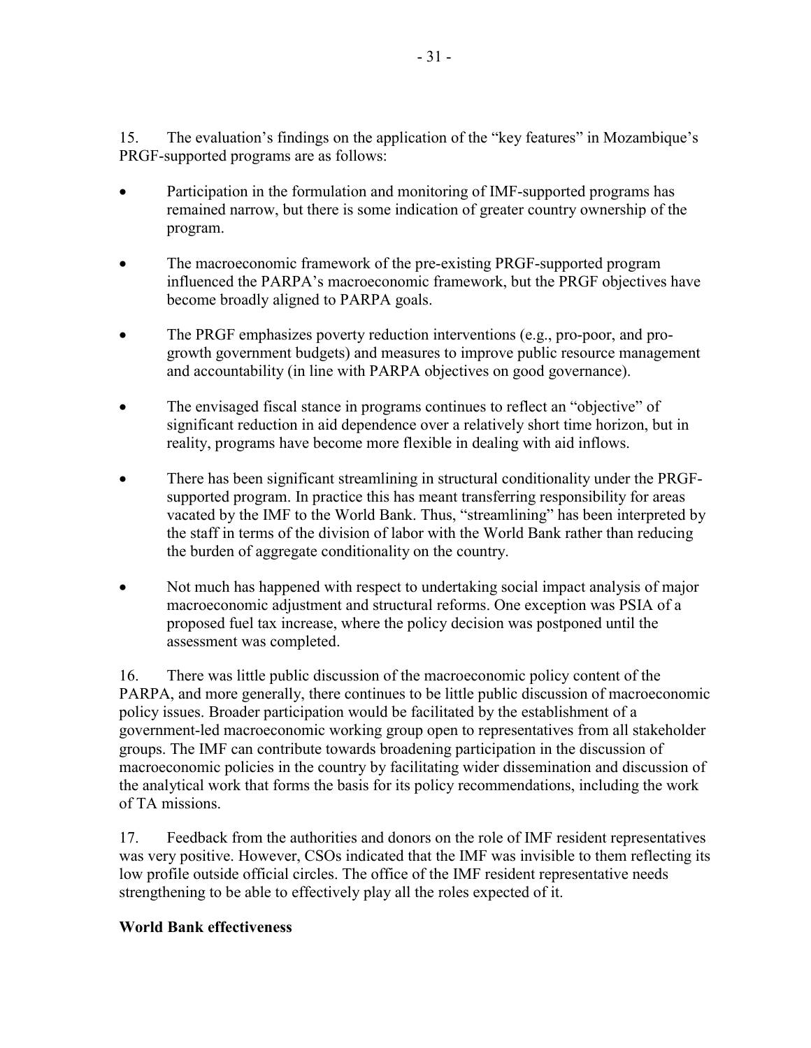15. The evaluation's findings on the application of the "key features" in Mozambique's PRGF-supported programs are as follows:

- Participation in the formulation and monitoring of IMF-supported programs has remained narrow, but there is some indication of greater country ownership of the program.
- The macroeconomic framework of the pre-existing PRGF-supported program influenced the PARPA's macroeconomic framework, but the PRGF objectives have become broadly aligned to PARPA goals.
- The PRGF emphasizes poverty reduction interventions (e.g., pro-poor, and pro-growth government budgets) and measures to improve public resource management and accountability (in line with PARPA objectives on good governance).
- The envisaged fiscal stance in programs continues to reflect an "objective" of significant reduction in aid dependence over a relatively short time horizon, but in reality, programs have become more flexible in dealing with aid inflows.
- There has been significant streamlining in structural conditionality under the PRGF-supported program. In practice this has meant transferring responsibility for areas vacated by the IMF to the World Bank. Thus, "streamlining" has been interpreted by the staff in terms of the division of labor with the World Bank rather than reducing the burden of aggregate conditionality on the country.
- Not much has happened with respect to undertaking social impact analysis of major macroeconomic adjustment and structural reforms. One exception was PSIA of a proposed fuel tax increase, where the policy decision was postponed until the assessment was completed.

16. There was little public discussion of the macroeconomic policy content of the PARPA, and more generally, there continues to be little public discussion of macroeconomic policy issues. Broader participation would be facilitated by the establishment of a government-led macroeconomic working group open to representatives from all stakeholder groups. The IMF can contribute towards broadening participation in the discussion of macroeconomic policies in the country by facilitating wider dissemination and discussion of the analytical work that forms the basis for its policy recommendations, including the work of TA missions.

17. Feedback from the authorities and donors on the role of IMF resident representatives was very positive. However, CSOs indicated that the IMF was invisible to them reflecting its low profile outside official circles. The office of the IMF resident representative needs strengthening to be able to effectively play all the roles expected of it.

**World Bank effectiveness**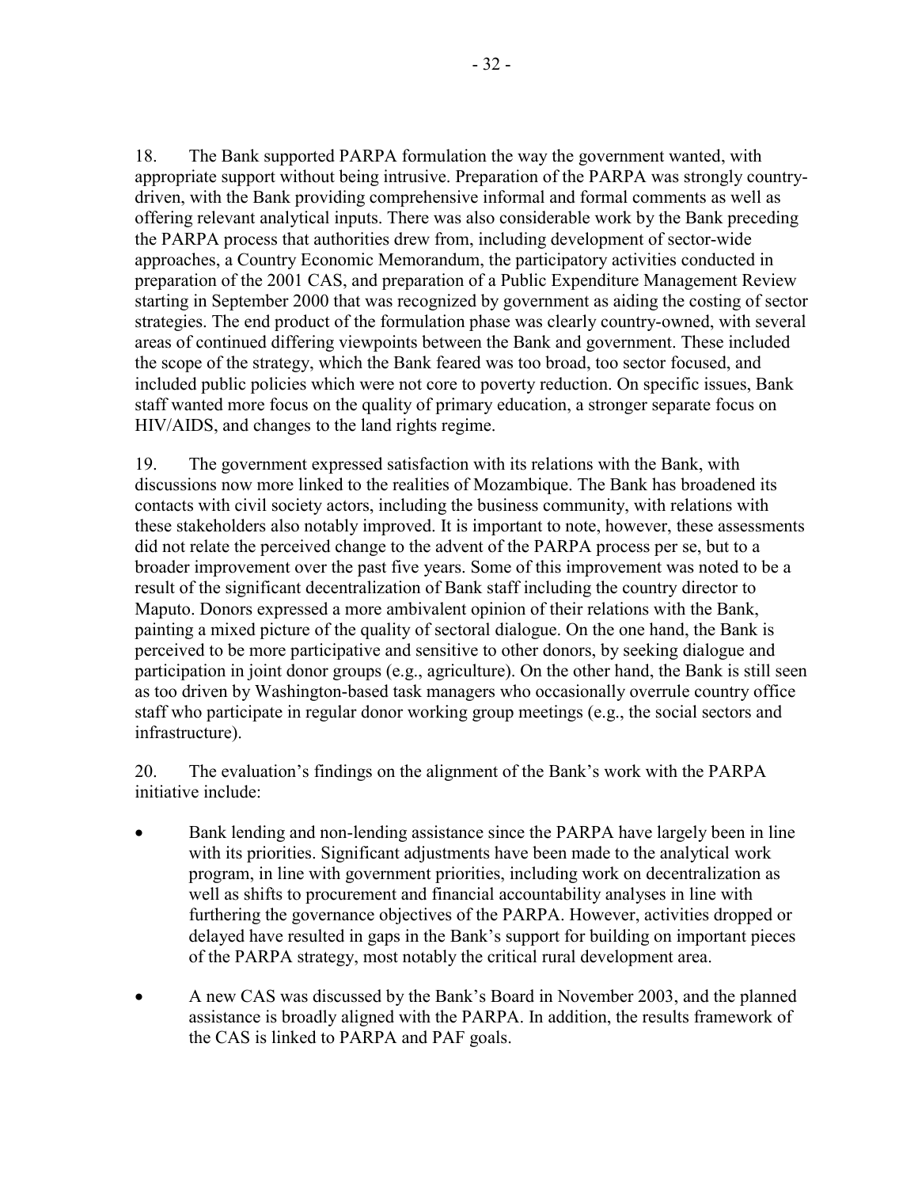18. The Bank supported PARPA formulation the way the government wanted, with appropriate support without being intrusive. Preparation of the PARPA was strongly country-driven, with the Bank providing comprehensive informal and formal comments as well as offering relevant analytical inputs. There was also considerable work by the Bank preceding the PARPA process that authorities drew from, including development of sector-wide approaches, a Country Economic Memorandum, the participatory activities conducted in preparation of the 2001 CAS, and preparation of a Public Expenditure Management Review starting in September 2000 that was recognized by government as aiding the costing of sector strategies. The end product of the formulation phase was clearly country-owned, with several areas of continued differing viewpoints between the Bank and government. These included the scope of the strategy, which the Bank feared was too broad, too sector focused, and included public policies which were not core to poverty reduction. On specific issues, Bank staff wanted more focus on the quality of primary education, a stronger separate focus on HIV/AIDS, and changes to the land rights regime.

19. The government expressed satisfaction with its relations with the Bank, with discussions now more linked to the realities of Mozambique. The Bank has broadened its contacts with civil society actors, including the business community, with relations with these stakeholders also notably improved. It is important to note, however, these assessments did not relate the perceived change to the advent of the PARPA process per se, but to a broader improvement over the past five years. Some of this improvement was noted to be a result of the significant decentralization of Bank staff including the country director to Maputo. Donors expressed a more ambivalent opinion of their relations with the Bank, painting a mixed picture of the quality of sectoral dialogue. On the one hand, the Bank is perceived to be more participative and sensitive to other donors, by seeking dialogue and participation in joint donor groups (e.g., agriculture). On the other hand, the Bank is still seen as too driven by Washington-based task managers who occasionally overrule country office staff who participate in regular donor working group meetings (e.g., the social sectors and infrastructure).

20. The evaluation's findings on the alignment of the Bank's work with the PARPA initiative include:

- Bank lending and non-lending assistance since the PARPA have largely been in line with its priorities. Significant adjustments have been made to the analytical work program, in line with government priorities, including work on decentralization as well as shifts to procurement and financial accountability analyses in line with furthering the governance objectives of the PARPA. However, activities dropped or delayed have resulted in gaps in the Bank's support for building on important pieces of the PARPA strategy, most notably the critical rural development area.
- A new CAS was discussed by the Bank's Board in November 2003, and the planned assistance is broadly aligned with the PARPA. In addition, the results framework of the CAS is linked to PARPA and PAF goals.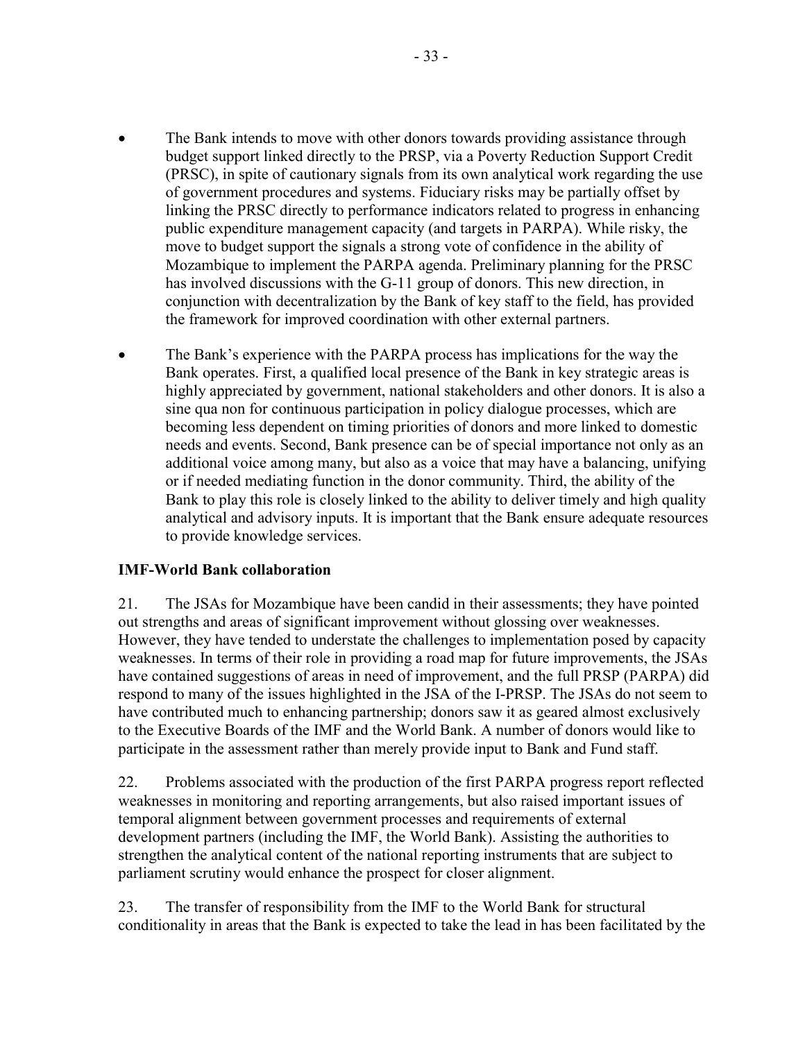- The Bank intends to move with other donors towards providing assistance through budget support linked directly to the PRSP, via a Poverty Reduction Support Credit (PRSC), in spite of cautionary signals from its own analytical work regarding the use of government procedures and systems. Fiduciary risks may be partially offset by linking the PRSC directly to performance indicators related to progress in enhancing public expenditure management capacity (and targets in PARPA). While risky, the move to budget support the signals a strong vote of confidence in the ability of Mozambique to implement the PARPA agenda. Preliminary planning for the PRSC has involved discussions with the G-11 group of donors. This new direction, in conjunction with decentralization by the Bank of key staff to the field, has provided the framework for improved coordination with other external partners.

- The Bank's experience with the PARPA process has implications for the way the Bank operates. First, a qualified local presence of the Bank in key strategic areas is highly appreciated by government, national stakeholders and other donors. It is also a sine qua non for continuous participation in policy dialogue processes, which are becoming less dependent on timing priorities of donors and more linked to domestic needs and events. Second, Bank presence can be of special importance not only as an additional voice among many, but also as a voice that may have a balancing, unifying or if needed mediating function in the donor community. Third, the ability of the Bank to play this role is closely linked to the ability to deliver timely and high quality analytical and advisory inputs. It is important that the Bank ensure adequate resources to provide knowledge services.

**IMF-World Bank collaboration**

21. The JSAs for Mozambique have been candid in their assessments; they have pointed out strengths and areas of significant improvement without glossing over weaknesses. However, they have tended to understate the challenges to implementation posed by capacity weaknesses. In terms of their role in providing a road map for future improvements, the JSAs have contained suggestions of areas in need of improvement, and the full PRSP (PARPA) did respond to many of the issues highlighted in the JSA of the I-PRSP. The JSAs do not seem to have contributed much to enhancing partnership; donors saw it as geared almost exclusively to the Executive Boards of the IMF and the World Bank. A number of donors would like to participate in the assessment rather than merely provide input to Bank and Fund staff.

22. Problems associated with the production of the first PARPA progress report reflected weaknesses in monitoring and reporting arrangements, but also raised important issues of temporal alignment between government processes and requirements of external development partners (including the IMF, the World Bank). Assisting the authorities to strengthen the analytical content of the national reporting instruments that are subject to parliament scrutiny would enhance the prospect for closer alignment.

23. The transfer of responsibility from the IMF to the World Bank for structural conditionality in areas that the Bank is expected to take the lead in has been facilitated by the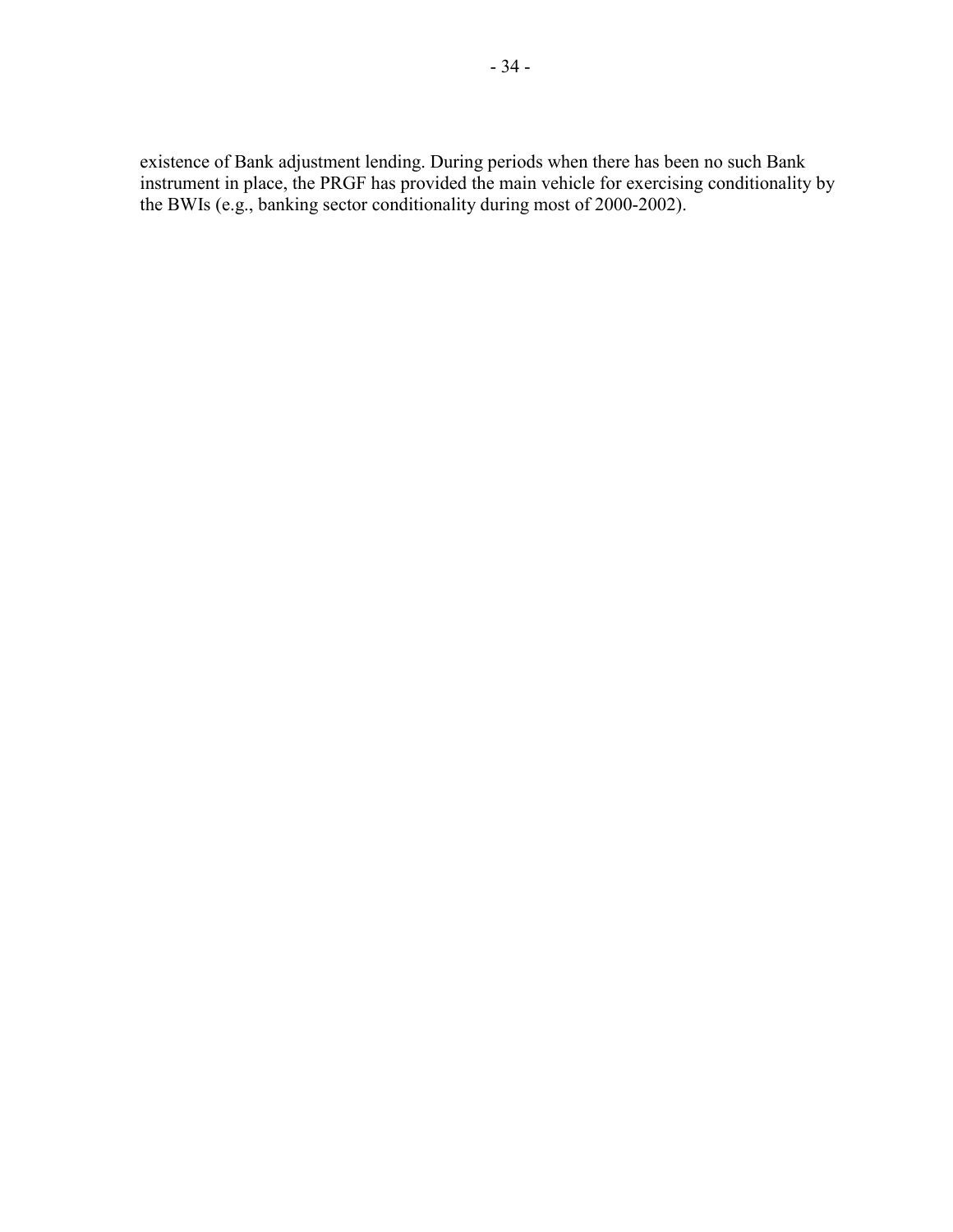existence of Bank adjustment lending. During periods when there has been no such Bank instrument in place, the PRGF has provided the main vehicle for exercising conditionality by the BWIs (e.g., banking sector conditionality during most of 2000-2002).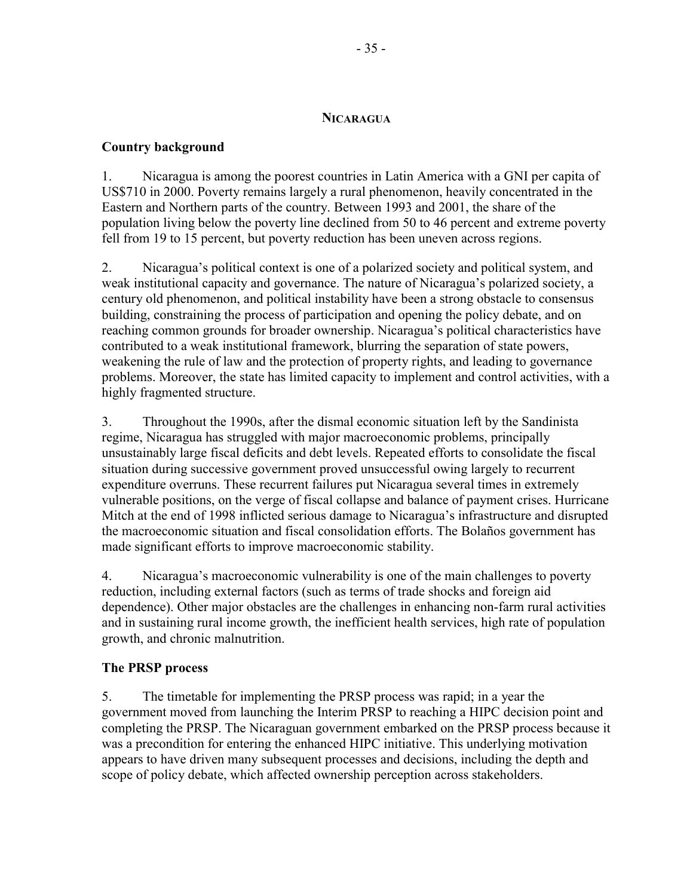## NICARAGUA

### Country background

1. Nicaragua is among the poorest countries in Latin America with a GNI per capita of US$710 in 2000. Poverty remains largely a rural phenomenon, heavily concentrated in the Eastern and Northern parts of the country. Between 1993 and 2001, the share of the population living below the poverty line declined from 50 to 46 percent and extreme poverty fell from 19 to 15 percent, but poverty reduction has been uneven across regions.

2. Nicaragua's political context is one of a polarized society and political system, and weak institutional capacity and governance. The nature of Nicaragua's polarized society, a century old phenomenon, and political instability have been a strong obstacle to consensus building, constraining the process of participation and opening the policy debate, and on reaching common grounds for broader ownership. Nicaragua's political characteristics have contributed to a weak institutional framework, blurring the separation of state powers, weakening the rule of law and the protection of property rights, and leading to governance problems. Moreover, the state has limited capacity to implement and control activities, with a highly fragmented structure.

3. Throughout the 1990s, after the dismal economic situation left by the Sandinista regime, Nicaragua has struggled with major macroeconomic problems, principally unsustainably large fiscal deficits and debt levels. Repeated efforts to consolidate the fiscal situation during successive government proved unsuccessful owing largely to recurrent expenditure overruns. These recurrent failures put Nicaragua several times in extremely vulnerable positions, on the verge of fiscal collapse and balance of payment crises. Hurricane Mitch at the end of 1998 inflicted serious damage to Nicaragua's infrastructure and disrupted the macroeconomic situation and fiscal consolidation efforts. The Bolaños government has made significant efforts to improve macroeconomic stability.

4. Nicaragua's macroeconomic vulnerability is one of the main challenges to poverty reduction, including external factors (such as terms of trade shocks and foreign aid dependence). Other major obstacles are the challenges in enhancing non-farm rural activities and in sustaining rural income growth, the inefficient health services, high rate of population growth, and chronic malnutrition.

### The PRSP process

5. The timetable for implementing the PRSP process was rapid; in a year the government moved from launching the Interim PRSP to reaching a HIPC decision point and completing the PRSP. The Nicaraguan government embarked on the PRSP process because it was a precondition for entering the enhanced HIPC initiative. This underlying motivation appears to have driven many subsequent processes and decisions, including the depth and scope of policy debate, which affected ownership perception across stakeholders.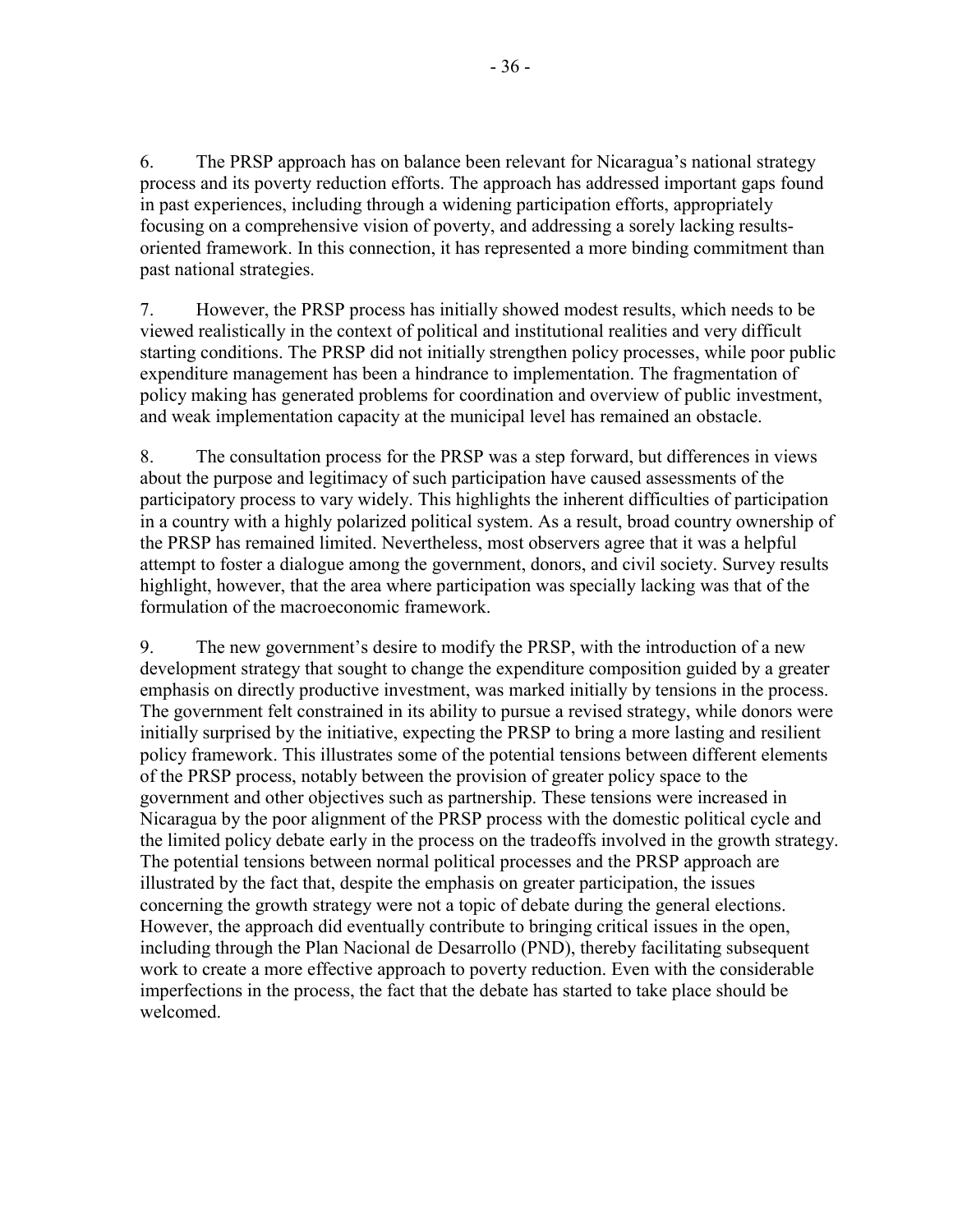6. The PRSP approach has on balance been relevant for Nicaragua's national strategy process and its poverty reduction efforts. The approach has addressed important gaps found in past experiences, including through a widening participation efforts, appropriately focusing on a comprehensive vision of poverty, and addressing a sorely lacking results-oriented framework. In this connection, it has represented a more binding commitment than past national strategies.

7. However, the PRSP process has initially showed modest results, which needs to be viewed realistically in the context of political and institutional realities and very difficult starting conditions. The PRSP did not initially strengthen policy processes, while poor public expenditure management has been a hindrance to implementation. The fragmentation of policy making has generated problems for coordination and overview of public investment, and weak implementation capacity at the municipal level has remained an obstacle.

8. The consultation process for the PRSP was a step forward, but differences in views about the purpose and legitimacy of such participation have caused assessments of the participatory process to vary widely. This highlights the inherent difficulties of participation in a country with a highly polarized political system. As a result, broad country ownership of the PRSP has remained limited. Nevertheless, most observers agree that it was a helpful attempt to foster a dialogue among the government, donors, and civil society. Survey results highlight, however, that the area where participation was specially lacking was that of the formulation of the macroeconomic framework.

9. The new government's desire to modify the PRSP, with the introduction of a new development strategy that sought to change the expenditure composition guided by a greater emphasis on directly productive investment, was marked initially by tensions in the process. The government felt constrained in its ability to pursue a revised strategy, while donors were initially surprised by the initiative, expecting the PRSP to bring a more lasting and resilient policy framework. This illustrates some of the potential tensions between different elements of the PRSP process, notably between the provision of greater policy space to the government and other objectives such as partnership. These tensions were increased in Nicaragua by the poor alignment of the PRSP process with the domestic political cycle and the limited policy debate early in the process on the tradeoffs involved in the growth strategy. The potential tensions between normal political processes and the PRSP approach are illustrated by the fact that, despite the emphasis on greater participation, the issues concerning the growth strategy were not a topic of debate during the general elections. However, the approach did eventually contribute to bringing critical issues in the open, including through the Plan Nacional de Desarrollo (PND), thereby facilitating subsequent work to create a more effective approach to poverty reduction. Even with the considerable imperfections in the process, the fact that the debate has started to take place should be welcomed.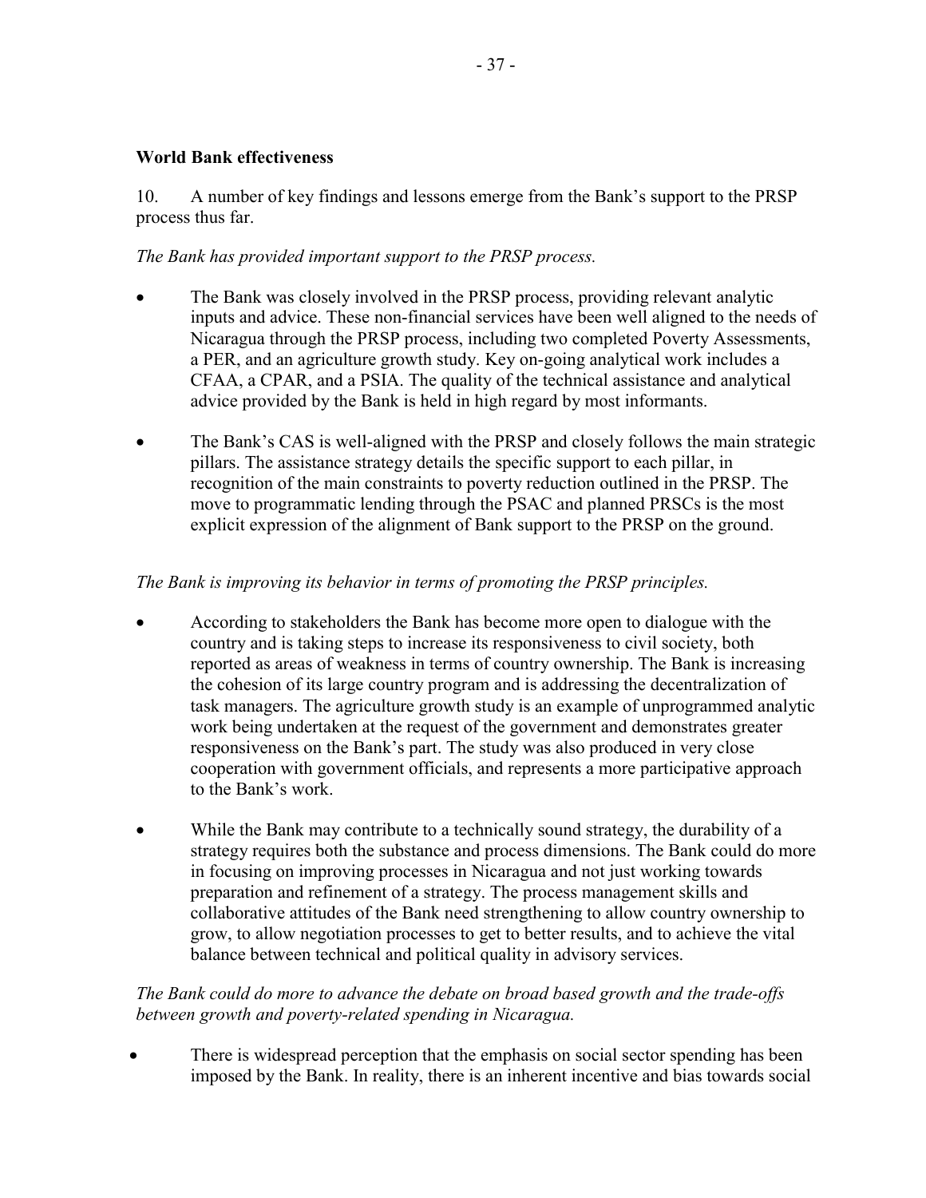### World Bank effectiveness

10. A number of key findings and lessons emerge from the Bank's support to the PRSP process thus far.

*The Bank has provided important support to the PRSP process.*

- The Bank was closely involved in the PRSP process, providing relevant analytic inputs and advice. These non-financial services have been well aligned to the needs of Nicaragua through the PRSP process, including two completed Poverty Assessments, a PER, and an agriculture growth study. Key on-going analytical work includes a CFAA, a CPAR, and a PSIA. The quality of the technical assistance and analytical advice provided by the Bank is held in high regard by most informants.

- The Bank's CAS is well-aligned with the PRSP and closely follows the main strategic pillars. The assistance strategy details the specific support to each pillar, in recognition of the main constraints to poverty reduction outlined in the PRSP. The move to programmatic lending through the PSAC and planned PRSCs is the most explicit expression of the alignment of Bank support to the PRSP on the ground.

*The Bank is improving its behavior in terms of promoting the PRSP principles.*

- According to stakeholders the Bank has become more open to dialogue with the country and is taking steps to increase its responsiveness to civil society, both reported as areas of weakness in terms of country ownership. The Bank is increasing the cohesion of its large country program and is addressing the decentralization of task managers. The agriculture growth study is an example of unprogrammed analytic work being undertaken at the request of the government and demonstrates greater responsiveness on the Bank's part. The study was also produced in very close cooperation with government officials, and represents a more participative approach to the Bank's work.

- While the Bank may contribute to a technically sound strategy, the durability of a strategy requires both the substance and process dimensions. The Bank could do more in focusing on improving processes in Nicaragua and not just working towards preparation and refinement of a strategy. The process management skills and collaborative attitudes of the Bank need strengthening to allow country ownership to grow, to allow negotiation processes to get to better results, and to achieve the vital balance between technical and political quality in advisory services.

*The Bank could do more to advance the debate on broad based growth and the trade-offs between growth and poverty-related spending in Nicaragua.*

- There is widespread perception that the emphasis on social sector spending has been imposed by the Bank. In reality, there is an inherent incentive and bias towards social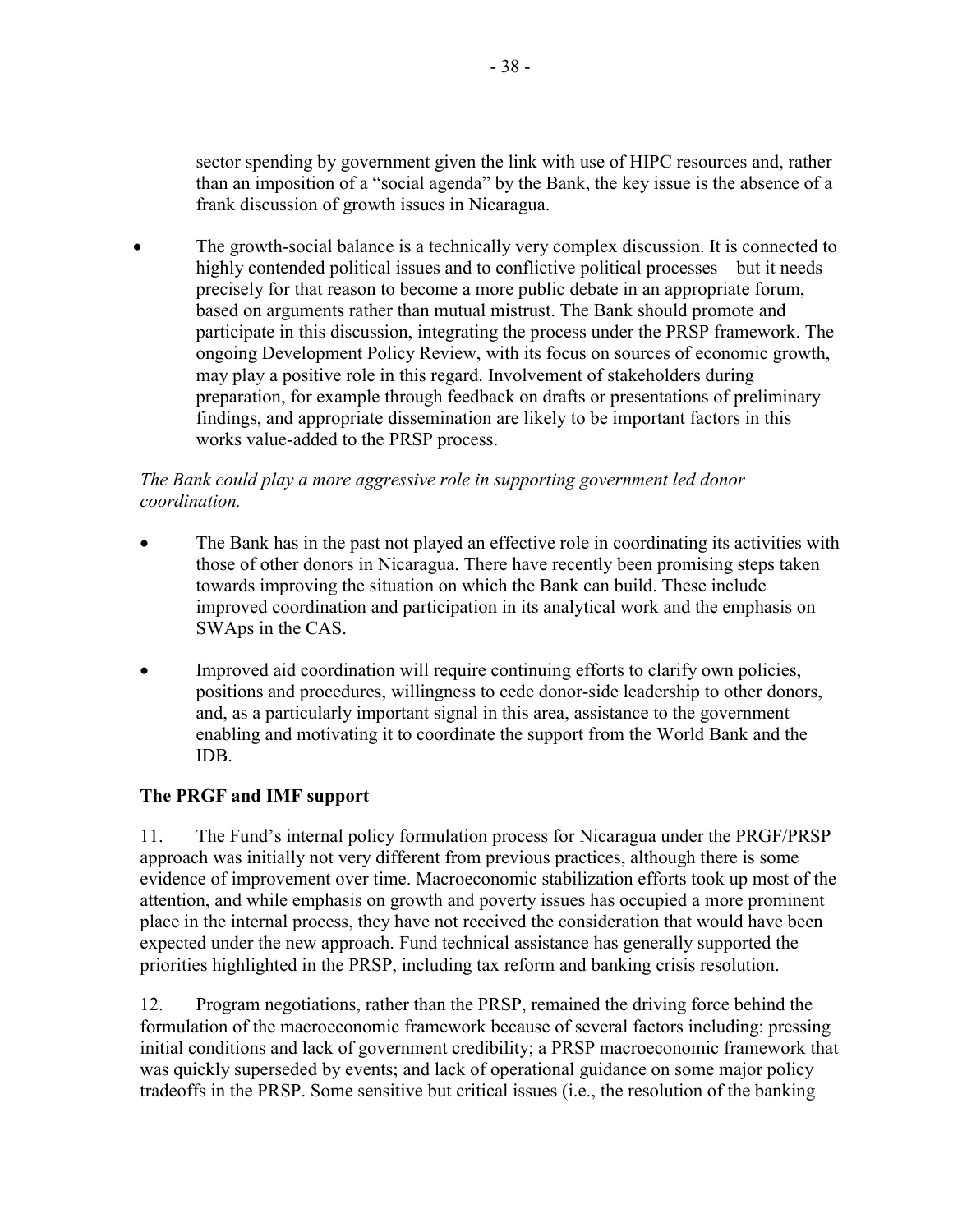sector spending by government given the link with use of HIPC resources and, rather than an imposition of a "social agenda" by the Bank, the key issue is the absence of a frank discussion of growth issues in Nicaragua.

- The growth-social balance is a technically very complex discussion. It is connected to highly contended political issues and to conflictive political processes—but it needs precisely for that reason to become a more public debate in an appropriate forum, based on arguments rather than mutual mistrust. The Bank should promote and participate in this discussion, integrating the process under the PRSP framework. The ongoing Development Policy Review, with its focus on sources of economic growth, may play a positive role in this regard. Involvement of stakeholders during preparation, for example through feedback on drafts or presentations of preliminary findings, and appropriate dissemination are likely to be important factors in this works value-added to the PRSP process.

*The Bank could play a more aggressive role in supporting government led donor coordination.*

- The Bank has in the past not played an effective role in coordinating its activities with those of other donors in Nicaragua. There have recently been promising steps taken towards improving the situation on which the Bank can build. These include improved coordination and participation in its analytical work and the emphasis on SWAps in the CAS.

- Improved aid coordination will require continuing efforts to clarify own policies, positions and procedures, willingness to cede donor-side leadership to other donors, and, as a particularly important signal in this area, assistance to the government enabling and motivating it to coordinate the support from the World Bank and the IDB.

**The PRGF and IMF support**

11. The Fund's internal policy formulation process for Nicaragua under the PRGF/PRSP approach was initially not very different from previous practices, although there is some evidence of improvement over time. Macroeconomic stabilization efforts took up most of the attention, and while emphasis on growth and poverty issues has occupied a more prominent place in the internal process, they have not received the consideration that would have been expected under the new approach. Fund technical assistance has generally supported the priorities highlighted in the PRSP, including tax reform and banking crisis resolution.

12. Program negotiations, rather than the PRSP, remained the driving force behind the formulation of the macroeconomic framework because of several factors including: pressing initial conditions and lack of government credibility; a PRSP macroeconomic framework that was quickly superseded by events; and lack of operational guidance on some major policy tradeoffs in the PRSP. Some sensitive but critical issues (i.e., the resolution of the banking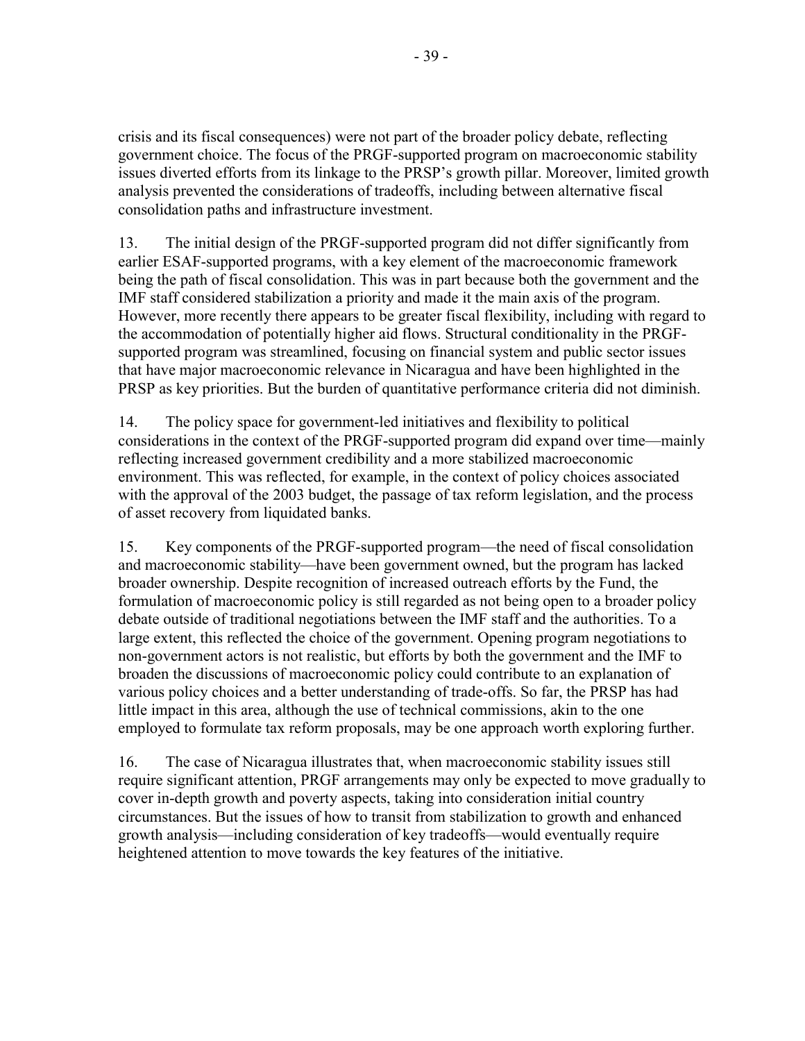crisis and its fiscal consequences) were not part of the broader policy debate, reflecting government choice. The focus of the PRGF-supported program on macroeconomic stability issues diverted efforts from its linkage to the PRSP's growth pillar. Moreover, limited growth analysis prevented the considerations of tradeoffs, including between alternative fiscal consolidation paths and infrastructure investment.

13. The initial design of the PRGF-supported program did not differ significantly from earlier ESAF-supported programs, with a key element of the macroeconomic framework being the path of fiscal consolidation. This was in part because both the government and the IMF staff considered stabilization a priority and made it the main axis of the program. However, more recently there appears to be greater fiscal flexibility, including with regard to the accommodation of potentially higher aid flows. Structural conditionality in the PRGF-supported program was streamlined, focusing on financial system and public sector issues that have major macroeconomic relevance in Nicaragua and have been highlighted in the PRSP as key priorities. But the burden of quantitative performance criteria did not diminish.

14. The policy space for government-led initiatives and flexibility to political considerations in the context of the PRGF-supported program did expand over time—mainly reflecting increased government credibility and a more stabilized macroeconomic environment. This was reflected, for example, in the context of policy choices associated with the approval of the 2003 budget, the passage of tax reform legislation, and the process of asset recovery from liquidated banks.

15. Key components of the PRGF-supported program—the need of fiscal consolidation and macroeconomic stability—have been government owned, but the program has lacked broader ownership. Despite recognition of increased outreach efforts by the Fund, the formulation of macroeconomic policy is still regarded as not being open to a broader policy debate outside of traditional negotiations between the IMF staff and the authorities. To a large extent, this reflected the choice of the government. Opening program negotiations to non-government actors is not realistic, but efforts by both the government and the IMF to broaden the discussions of macroeconomic policy could contribute to an explanation of various policy choices and a better understanding of trade-offs. So far, the PRSP has had little impact in this area, although the use of technical commissions, akin to the one employed to formulate tax reform proposals, may be one approach worth exploring further.

16. The case of Nicaragua illustrates that, when macroeconomic stability issues still require significant attention, PRGF arrangements may only be expected to move gradually to cover in-depth growth and poverty aspects, taking into consideration initial country circumstances. But the issues of how to transit from stabilization to growth and enhanced growth analysis—including consideration of key tradeoffs—would eventually require heightened attention to move towards the key features of the initiative.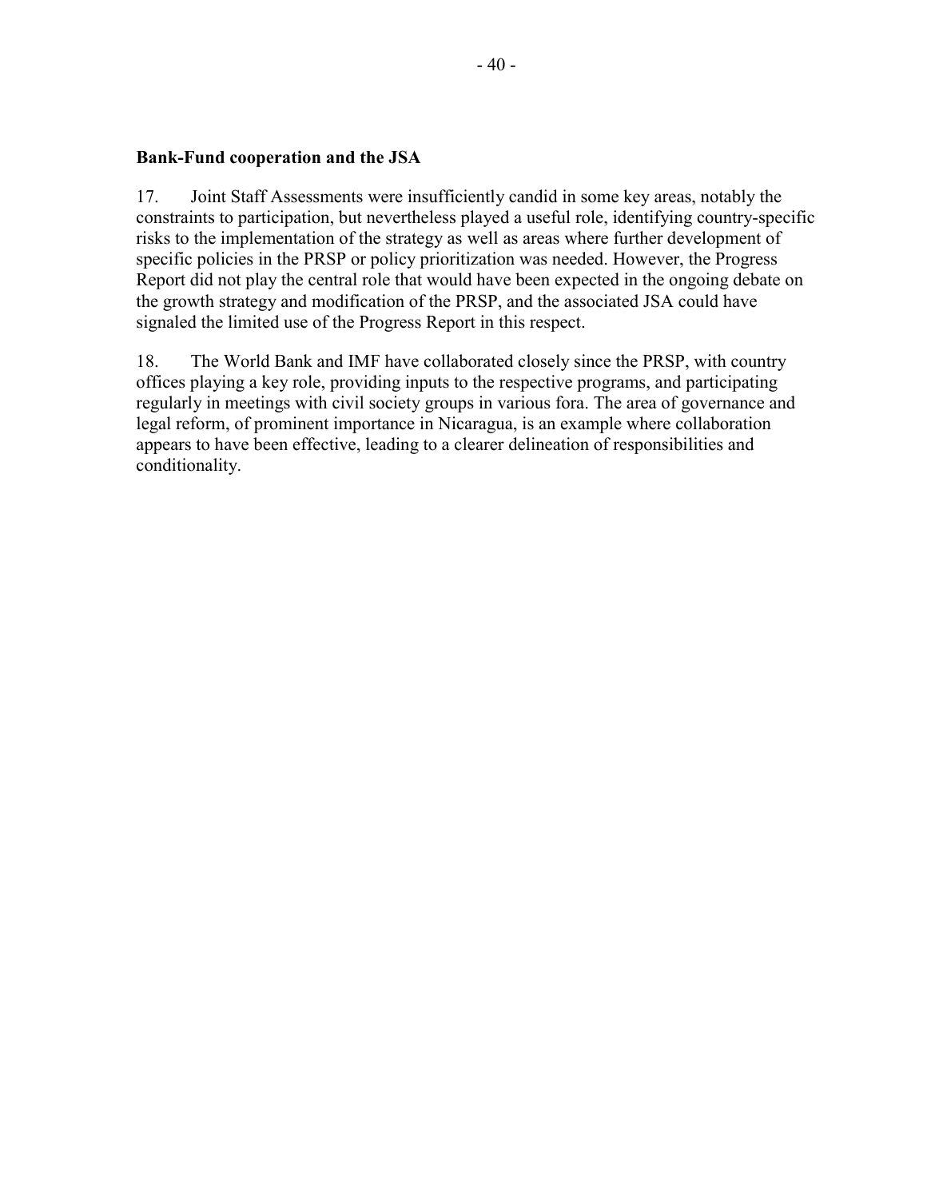**Bank-Fund cooperation and the JSA**

17. Joint Staff Assessments were insufficiently candid in some key areas, notably the constraints to participation, but nevertheless played a useful role, identifying country-specific risks to the implementation of the strategy as well as areas where further development of specific policies in the PRSP or policy prioritization was needed. However, the Progress Report did not play the central role that would have been expected in the ongoing debate on the growth strategy and modification of the PRSP, and the associated JSA could have signaled the limited use of the Progress Report in this respect.

18. The World Bank and IMF have collaborated closely since the PRSP, with country offices playing a key role, providing inputs to the respective programs, and participating regularly in meetings with civil society groups in various fora. The area of governance and legal reform, of prominent importance in Nicaragua, is an example where collaboration appears to have been effective, leading to a clearer delineation of responsibilities and conditionality.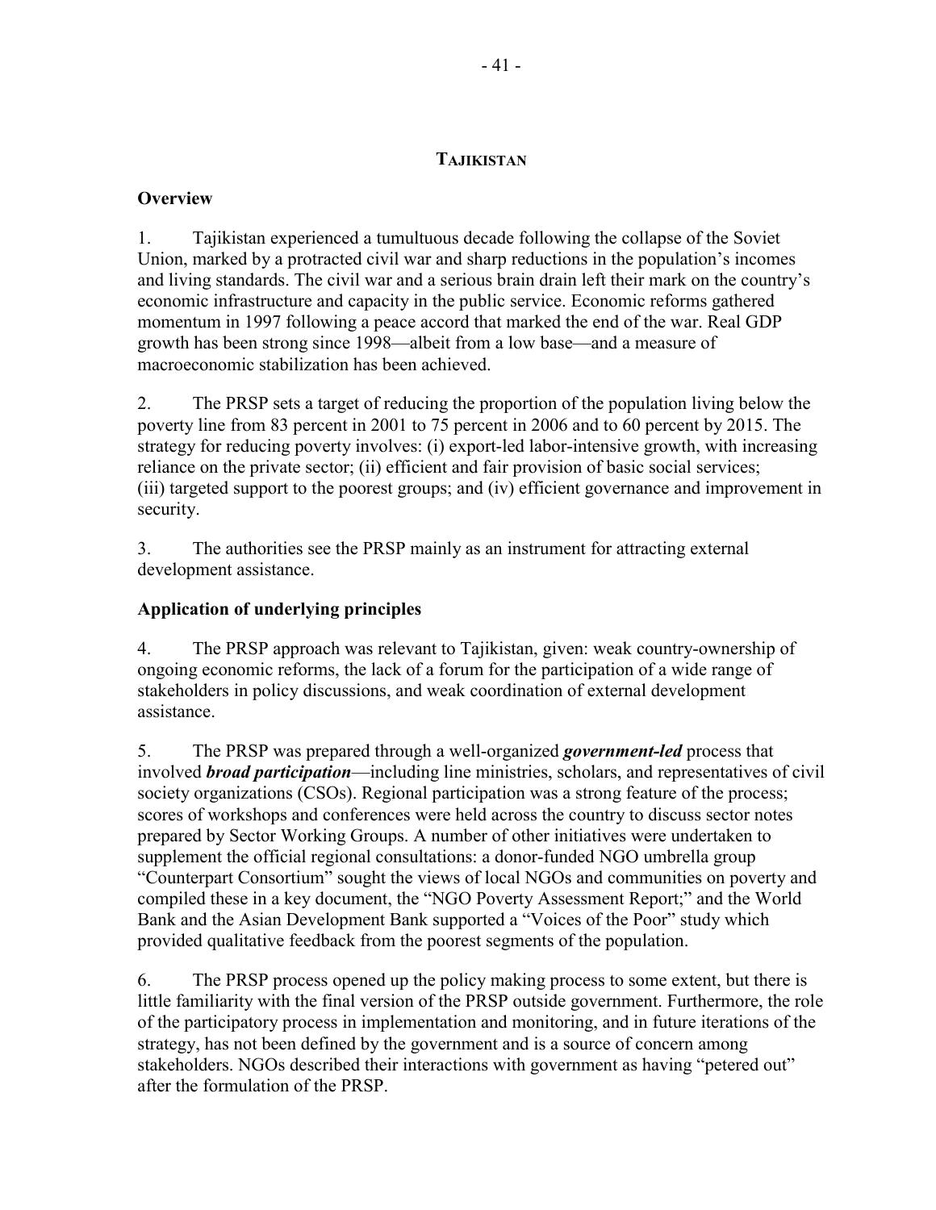# TAJIKISTAN

## Overview

1. Tajikistan experienced a tumultuous decade following the collapse of the Soviet Union, marked by a protracted civil war and sharp reductions in the population's incomes and living standards. The civil war and a serious brain drain left their mark on the country's economic infrastructure and capacity in the public service. Economic reforms gathered momentum in 1997 following a peace accord that marked the end of the war. Real GDP growth has been strong since 1998—albeit from a low base—and a measure of macroeconomic stabilization has been achieved.

2. The PRSP sets a target of reducing the proportion of the population living below the poverty line from 83 percent in 2001 to 75 percent in 2006 and to 60 percent by 2015. The strategy for reducing poverty involves: (i) export-led labor-intensive growth, with increasing reliance on the private sector; (ii) efficient and fair provision of basic social services; (iii) targeted support to the poorest groups; and (iv) efficient governance and improvement in security.

3. The authorities see the PRSP mainly as an instrument for attracting external development assistance.

## Application of underlying principles

4. The PRSP approach was relevant to Tajikistan, given: weak country-ownership of ongoing economic reforms, the lack of a forum for the participation of a wide range of stakeholders in policy discussions, and weak coordination of external development assistance.

5. The PRSP was prepared through a well-organized ***government-led*** process that involved ***broad participation***—including line ministries, scholars, and representatives of civil society organizations (CSOs). Regional participation was a strong feature of the process; scores of workshops and conferences were held across the country to discuss sector notes prepared by Sector Working Groups. A number of other initiatives were undertaken to supplement the official regional consultations: a donor-funded NGO umbrella group "Counterpart Consortium" sought the views of local NGOs and communities on poverty and compiled these in a key document, the "NGO Poverty Assessment Report;" and the World Bank and the Asian Development Bank supported a "Voices of the Poor" study which provided qualitative feedback from the poorest segments of the population.

6. The PRSP process opened up the policy making process to some extent, but there is little familiarity with the final version of the PRSP outside government. Furthermore, the role of the participatory process in implementation and monitoring, and in future iterations of the strategy, has not been defined by the government and is a source of concern among stakeholders. NGOs described their interactions with government as having "petered out" after the formulation of the PRSP.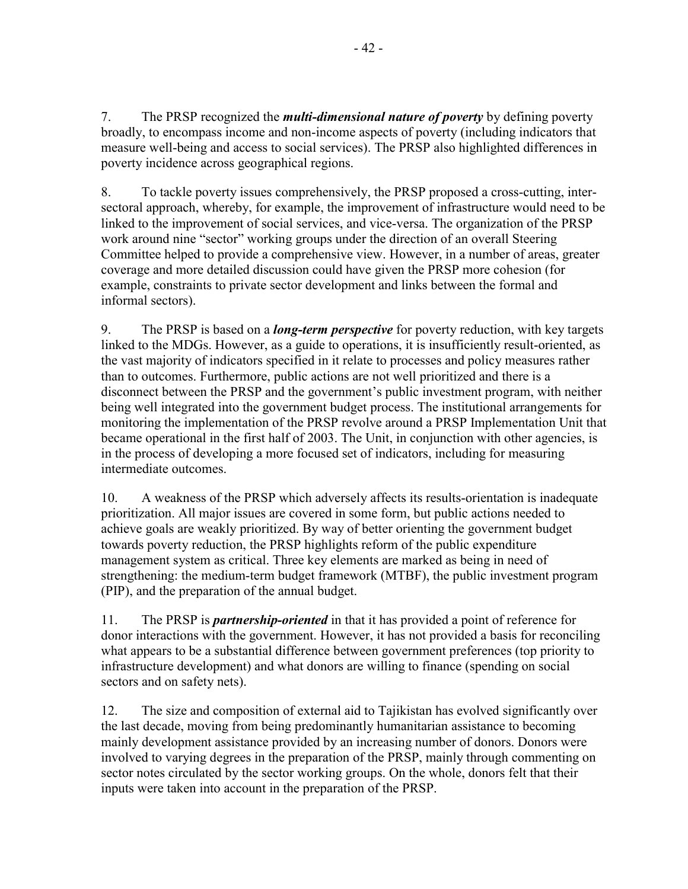7. The PRSP recognized the ***multi-dimensional nature of poverty*** by defining poverty broadly, to encompass income and non-income aspects of poverty (including indicators that measure well-being and access to social services). The PRSP also highlighted differences in poverty incidence across geographical regions.

8. To tackle poverty issues comprehensively, the PRSP proposed a cross-cutting, inter-sectoral approach, whereby, for example, the improvement of infrastructure would need to be linked to the improvement of social services, and vice-versa. The organization of the PRSP work around nine "sector" working groups under the direction of an overall Steering Committee helped to provide a comprehensive view. However, in a number of areas, greater coverage and more detailed discussion could have given the PRSP more cohesion (for example, constraints to private sector development and links between the formal and informal sectors).

9. The PRSP is based on a ***long-term perspective*** for poverty reduction, with key targets linked to the MDGs. However, as a guide to operations, it is insufficiently result-oriented, as the vast majority of indicators specified in it relate to processes and policy measures rather than to outcomes. Furthermore, public actions are not well prioritized and there is a disconnect between the PRSP and the government's public investment program, with neither being well integrated into the government budget process. The institutional arrangements for monitoring the implementation of the PRSP revolve around a PRSP Implementation Unit that became operational in the first half of 2003. The Unit, in conjunction with other agencies, is in the process of developing a more focused set of indicators, including for measuring intermediate outcomes.

10. A weakness of the PRSP which adversely affects its results-orientation is inadequate prioritization. All major issues are covered in some form, but public actions needed to achieve goals are weakly prioritized. By way of better orienting the government budget towards poverty reduction, the PRSP highlights reform of the public expenditure management system as critical. Three key elements are marked as being in need of strengthening: the medium-term budget framework (MTBF), the public investment program (PIP), and the preparation of the annual budget.

11. The PRSP is ***partnership-oriented*** in that it has provided a point of reference for donor interactions with the government. However, it has not provided a basis for reconciling what appears to be a substantial difference between government preferences (top priority to infrastructure development) and what donors are willing to finance (spending on social sectors and on safety nets).

12. The size and composition of external aid to Tajikistan has evolved significantly over the last decade, moving from being predominantly humanitarian assistance to becoming mainly development assistance provided by an increasing number of donors. Donors were involved to varying degrees in the preparation of the PRSP, mainly through commenting on sector notes circulated by the sector working groups. On the whole, donors felt that their inputs were taken into account in the preparation of the PRSP.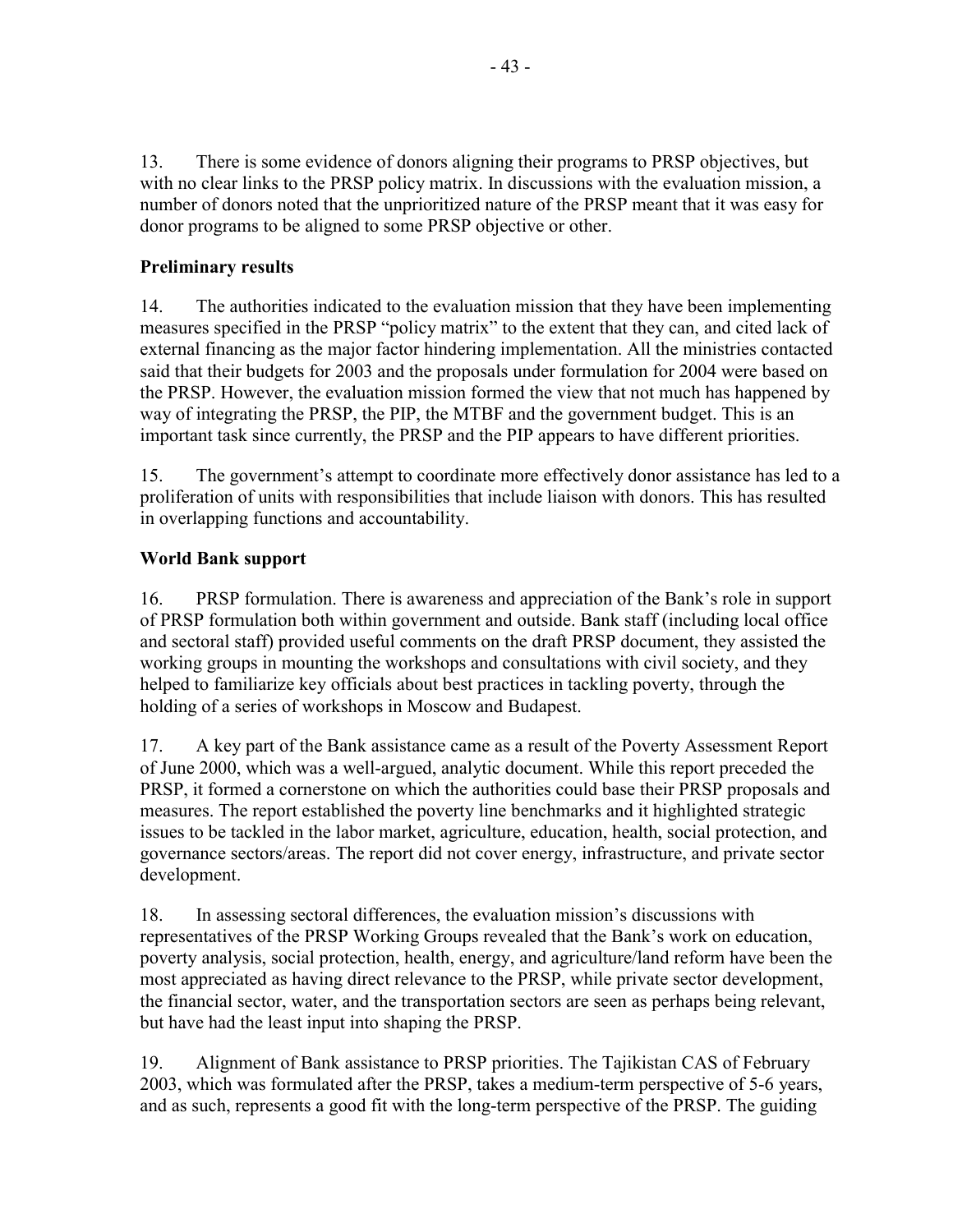13. There is some evidence of donors aligning their programs to PRSP objectives, but with no clear links to the PRSP policy matrix. In discussions with the evaluation mission, a number of donors noted that the unprioritized nature of the PRSP meant that it was easy for donor programs to be aligned to some PRSP objective or other.

**Preliminary results**

14. The authorities indicated to the evaluation mission that they have been implementing measures specified in the PRSP "policy matrix" to the extent that they can, and cited lack of external financing as the major factor hindering implementation. All the ministries contacted said that their budgets for 2003 and the proposals under formulation for 2004 were based on the PRSP. However, the evaluation mission formed the view that not much has happened by way of integrating the PRSP, the PIP, the MTBF and the government budget. This is an important task since currently, the PRSP and the PIP appears to have different priorities.

15. The government's attempt to coordinate more effectively donor assistance has led to a proliferation of units with responsibilities that include liaison with donors. This has resulted in overlapping functions and accountability.

**World Bank support**

16. PRSP formulation. There is awareness and appreciation of the Bank's role in support of PRSP formulation both within government and outside. Bank staff (including local office and sectoral staff) provided useful comments on the draft PRSP document, they assisted the working groups in mounting the workshops and consultations with civil society, and they helped to familiarize key officials about best practices in tackling poverty, through the holding of a series of workshops in Moscow and Budapest.

17. A key part of the Bank assistance came as a result of the Poverty Assessment Report of June 2000, which was a well-argued, analytic document. While this report preceded the PRSP, it formed a cornerstone on which the authorities could base their PRSP proposals and measures. The report established the poverty line benchmarks and it highlighted strategic issues to be tackled in the labor market, agriculture, education, health, social protection, and governance sectors/areas. The report did not cover energy, infrastructure, and private sector development.

18. In assessing sectoral differences, the evaluation mission's discussions with representatives of the PRSP Working Groups revealed that the Bank's work on education, poverty analysis, social protection, health, energy, and agriculture/land reform have been the most appreciated as having direct relevance to the PRSP, while private sector development, the financial sector, water, and the transportation sectors are seen as perhaps being relevant, but have had the least input into shaping the PRSP.

19. Alignment of Bank assistance to PRSP priorities. The Tajikistan CAS of February 2003, which was formulated after the PRSP, takes a medium-term perspective of 5-6 years, and as such, represents a good fit with the long-term perspective of the PRSP. The guiding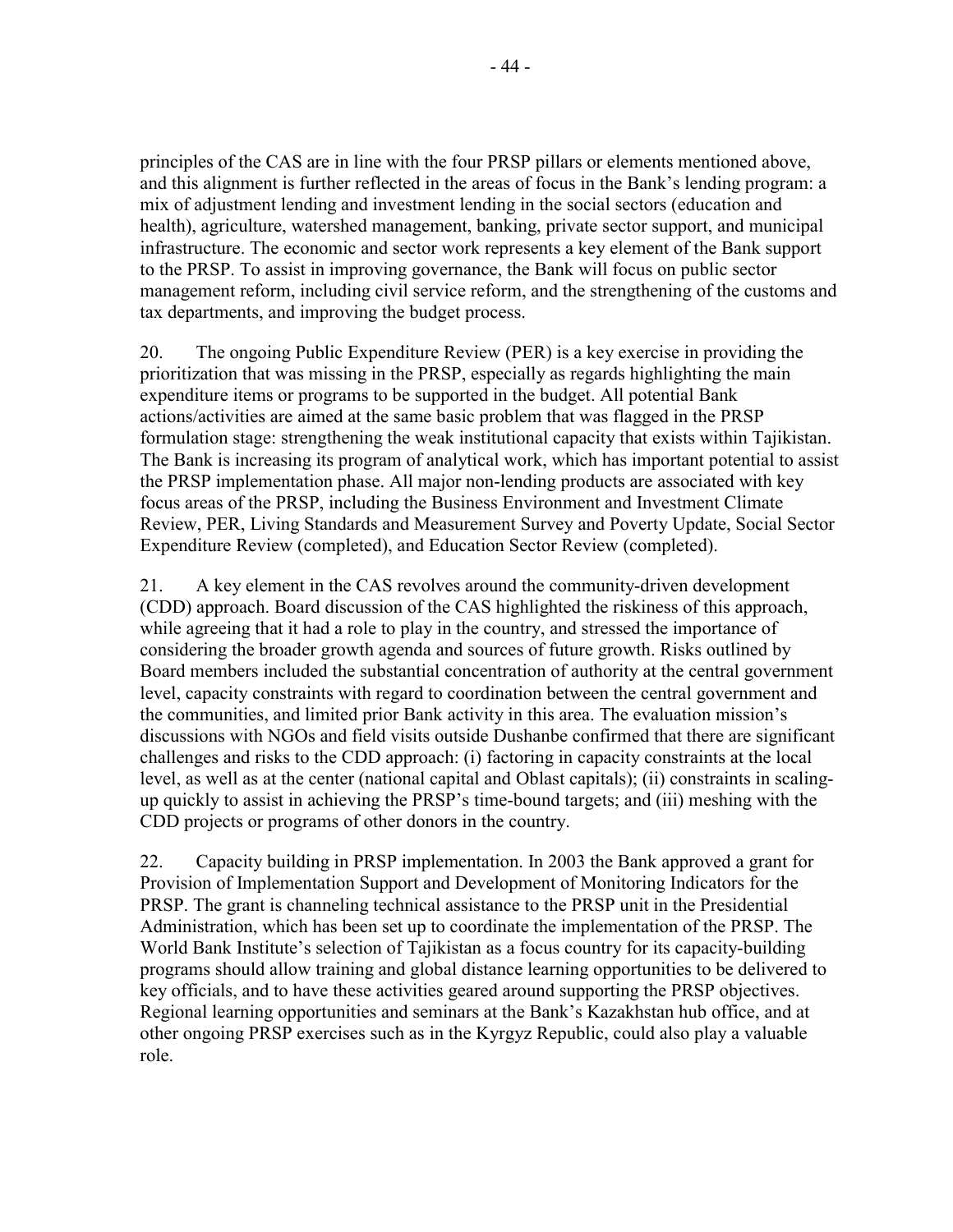principles of the CAS are in line with the four PRSP pillars or elements mentioned above, and this alignment is further reflected in the areas of focus in the Bank's lending program: a mix of adjustment lending and investment lending in the social sectors (education and health), agriculture, watershed management, banking, private sector support, and municipal infrastructure. The economic and sector work represents a key element of the Bank support to the PRSP. To assist in improving governance, the Bank will focus on public sector management reform, including civil service reform, and the strengthening of the customs and tax departments, and improving the budget process.

20. The ongoing Public Expenditure Review (PER) is a key exercise in providing the prioritization that was missing in the PRSP, especially as regards highlighting the main expenditure items or programs to be supported in the budget. All potential Bank actions/activities are aimed at the same basic problem that was flagged in the PRSP formulation stage: strengthening the weak institutional capacity that exists within Tajikistan. The Bank is increasing its program of analytical work, which has important potential to assist the PRSP implementation phase. All major non-lending products are associated with key focus areas of the PRSP, including the Business Environment and Investment Climate Review, PER, Living Standards and Measurement Survey and Poverty Update, Social Sector Expenditure Review (completed), and Education Sector Review (completed).

21. A key element in the CAS revolves around the community-driven development (CDD) approach. Board discussion of the CAS highlighted the riskiness of this approach, while agreeing that it had a role to play in the country, and stressed the importance of considering the broader growth agenda and sources of future growth. Risks outlined by Board members included the substantial concentration of authority at the central government level, capacity constraints with regard to coordination between the central government and the communities, and limited prior Bank activity in this area. The evaluation mission's discussions with NGOs and field visits outside Dushanbe confirmed that there are significant challenges and risks to the CDD approach: (i) factoring in capacity constraints at the local level, as well as at the center (national capital and Oblast capitals); (ii) constraints in scaling-up quickly to assist in achieving the PRSP's time-bound targets; and (iii) meshing with the CDD projects or programs of other donors in the country.

22. Capacity building in PRSP implementation. In 2003 the Bank approved a grant for Provision of Implementation Support and Development of Monitoring Indicators for the PRSP. The grant is channeling technical assistance to the PRSP unit in the Presidential Administration, which has been set up to coordinate the implementation of the PRSP. The World Bank Institute's selection of Tajikistan as a focus country for its capacity-building programs should allow training and global distance learning opportunities to be delivered to key officials, and to have these activities geared around supporting the PRSP objectives. Regional learning opportunities and seminars at the Bank's Kazakhstan hub office, and at other ongoing PRSP exercises such as in the Kyrgyz Republic, could also play a valuable role.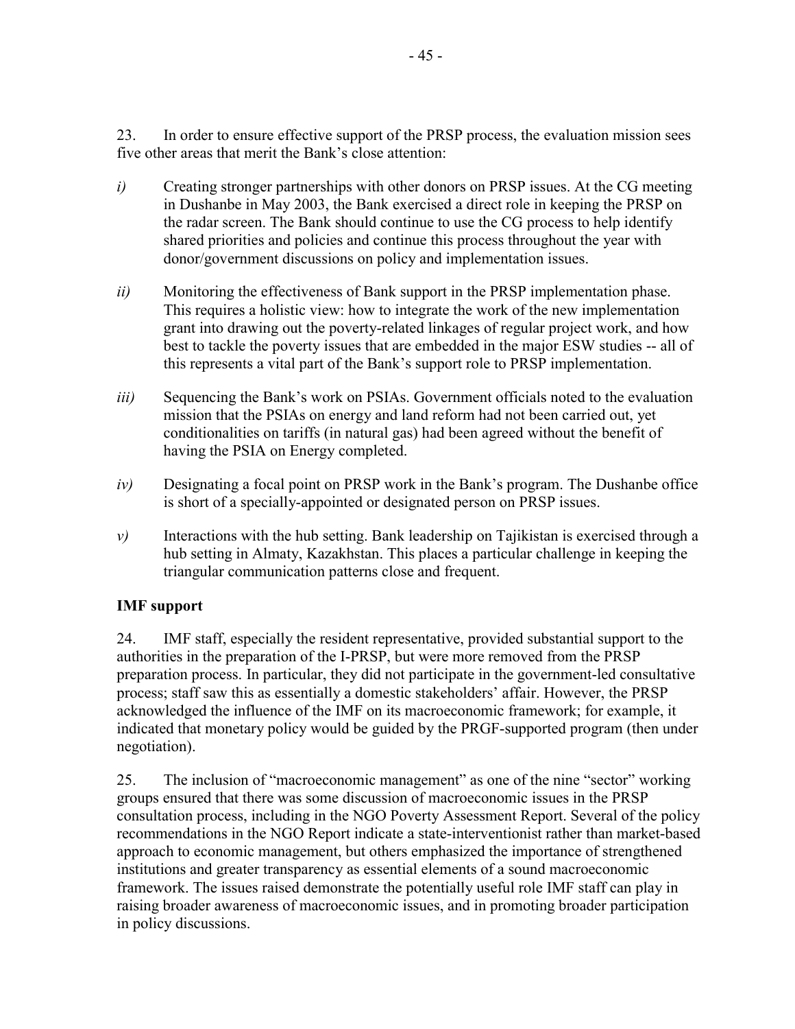23. In order to ensure effective support of the PRSP process, the evaluation mission sees five other areas that merit the Bank's close attention:

*i)* Creating stronger partnerships with other donors on PRSP issues. At the CG meeting in Dushanbe in May 2003, the Bank exercised a direct role in keeping the PRSP on the radar screen. The Bank should continue to use the CG process to help identify shared priorities and policies and continue this process throughout the year with donor/government discussions on policy and implementation issues.

*ii)* Monitoring the effectiveness of Bank support in the PRSP implementation phase. This requires a holistic view: how to integrate the work of the new implementation grant into drawing out the poverty-related linkages of regular project work, and how best to tackle the poverty issues that are embedded in the major ESW studies -- all of this represents a vital part of the Bank's support role to PRSP implementation.

*iii)* Sequencing the Bank's work on PSIAs. Government officials noted to the evaluation mission that the PSIAs on energy and land reform had not been carried out, yet conditionalities on tariffs (in natural gas) had been agreed without the benefit of having the PSIA on Energy completed.

*iv)* Designating a focal point on PRSP work in the Bank's program. The Dushanbe office is short of a specially-appointed or designated person on PRSP issues.

*v)* Interactions with the hub setting. Bank leadership on Tajikistan is exercised through a hub setting in Almaty, Kazakhstan. This places a particular challenge in keeping the triangular communication patterns close and frequent.

**IMF support**

24. IMF staff, especially the resident representative, provided substantial support to the authorities in the preparation of the I-PRSP, but were more removed from the PRSP preparation process. In particular, they did not participate in the government-led consultative process; staff saw this as essentially a domestic stakeholders' affair. However, the PRSP acknowledged the influence of the IMF on its macroeconomic framework; for example, it indicated that monetary policy would be guided by the PRGF-supported program (then under negotiation).

25. The inclusion of "macroeconomic management" as one of the nine "sector" working groups ensured that there was some discussion of macroeconomic issues in the PRSP consultation process, including in the NGO Poverty Assessment Report. Several of the policy recommendations in the NGO Report indicate a state-interventionist rather than market-based approach to economic management, but others emphasized the importance of strengthened institutions and greater transparency as essential elements of a sound macroeconomic framework. The issues raised demonstrate the potentially useful role IMF staff can play in raising broader awareness of macroeconomic issues, and in promoting broader participation in policy discussions.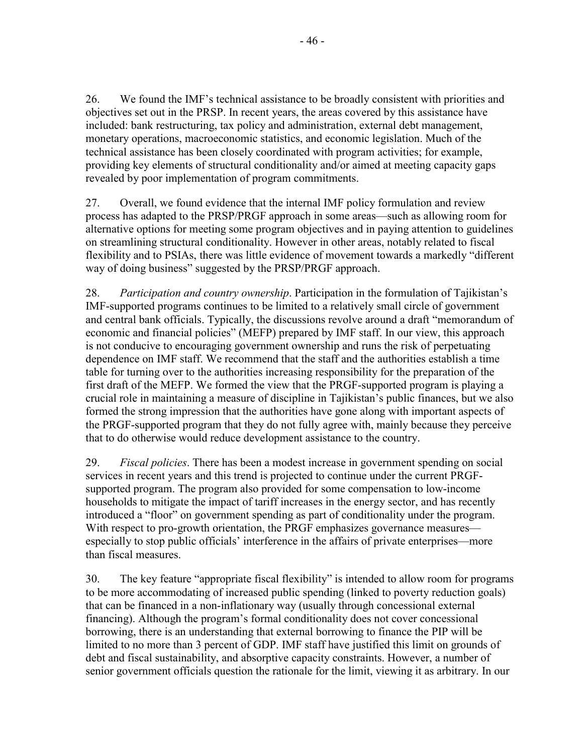26. We found the IMF's technical assistance to be broadly consistent with priorities and objectives set out in the PRSP. In recent years, the areas covered by this assistance have included: bank restructuring, tax policy and administration, external debt management, monetary operations, macroeconomic statistics, and economic legislation. Much of the technical assistance has been closely coordinated with program activities; for example, providing key elements of structural conditionality and/or aimed at meeting capacity gaps revealed by poor implementation of program commitments.

27. Overall, we found evidence that the internal IMF policy formulation and review process has adapted to the PRSP/PRGF approach in some areas—such as allowing room for alternative options for meeting some program objectives and in paying attention to guidelines on streamlining structural conditionality. However in other areas, notably related to fiscal flexibility and to PSIAs, there was little evidence of movement towards a markedly "different way of doing business" suggested by the PRSP/PRGF approach.

28. *Participation and country ownership*. Participation in the formulation of Tajikistan's IMF-supported programs continues to be limited to a relatively small circle of government and central bank officials. Typically, the discussions revolve around a draft "memorandum of economic and financial policies" (MEFP) prepared by IMF staff. In our view, this approach is not conducive to encouraging government ownership and runs the risk of perpetuating dependence on IMF staff. We recommend that the staff and the authorities establish a time table for turning over to the authorities increasing responsibility for the preparation of the first draft of the MEFP. We formed the view that the PRGF-supported program is playing a crucial role in maintaining a measure of discipline in Tajikistan's public finances, but we also formed the strong impression that the authorities have gone along with important aspects of the PRGF-supported program that they do not fully agree with, mainly because they perceive that to do otherwise would reduce development assistance to the country.

29. *Fiscal policies*. There has been a modest increase in government spending on social services in recent years and this trend is projected to continue under the current PRGF-supported program. The program also provided for some compensation to low-income households to mitigate the impact of tariff increases in the energy sector, and has recently introduced a "floor" on government spending as part of conditionality under the program. With respect to pro-growth orientation, the PRGF emphasizes governance measures—especially to stop public officials' interference in the affairs of private enterprises—more than fiscal measures.

30. The key feature "appropriate fiscal flexibility" is intended to allow room for programs to be more accommodating of increased public spending (linked to poverty reduction goals) that can be financed in a non-inflationary way (usually through concessional external financing). Although the program's formal conditionality does not cover concessional borrowing, there is an understanding that external borrowing to finance the PIP will be limited to no more than 3 percent of GDP. IMF staff have justified this limit on grounds of debt and fiscal sustainability, and absorptive capacity constraints. However, a number of senior government officials question the rationale for the limit, viewing it as arbitrary. In our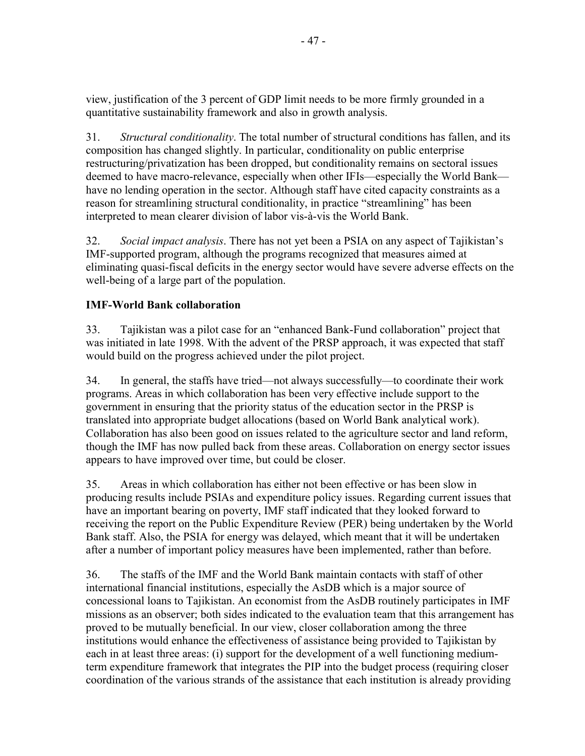view, justification of the 3 percent of GDP limit needs to be more firmly grounded in a quantitative sustainability framework and also in growth analysis.

31. *Structural conditionality*. The total number of structural conditions has fallen, and its composition has changed slightly. In particular, conditionality on public enterprise restructuring/privatization has been dropped, but conditionality remains on sectoral issues deemed to have macro-relevance, especially when other IFIs—especially the World Bank—have no lending operation in the sector. Although staff have cited capacity constraints as a reason for streamlining structural conditionality, in practice "streamlining" has been interpreted to mean clearer division of labor vis-à-vis the World Bank.

32. *Social impact analysis*. There has not yet been a PSIA on any aspect of Tajikistan's IMF-supported program, although the programs recognized that measures aimed at eliminating quasi-fiscal deficits in the energy sector would have severe adverse effects on the well-being of a large part of the population.

**IMF-World Bank collaboration**

33. Tajikistan was a pilot case for an "enhanced Bank-Fund collaboration" project that was initiated in late 1998. With the advent of the PRSP approach, it was expected that staff would build on the progress achieved under the pilot project.

34. In general, the staffs have tried—not always successfully—to coordinate their work programs. Areas in which collaboration has been very effective include support to the government in ensuring that the priority status of the education sector in the PRSP is translated into appropriate budget allocations (based on World Bank analytical work). Collaboration has also been good on issues related to the agriculture sector and land reform, though the IMF has now pulled back from these areas. Collaboration on energy sector issues appears to have improved over time, but could be closer.

35. Areas in which collaboration has either not been effective or has been slow in producing results include PSIAs and expenditure policy issues. Regarding current issues that have an important bearing on poverty, IMF staff indicated that they looked forward to receiving the report on the Public Expenditure Review (PER) being undertaken by the World Bank staff. Also, the PSIA for energy was delayed, which meant that it will be undertaken after a number of important policy measures have been implemented, rather than before.

36. The staffs of the IMF and the World Bank maintain contacts with staff of other international financial institutions, especially the AsDB which is a major source of concessional loans to Tajikistan. An economist from the AsDB routinely participates in IMF missions as an observer; both sides indicated to the evaluation team that this arrangement has proved to be mutually beneficial. In our view, closer collaboration among the three institutions would enhance the effectiveness of assistance being provided to Tajikistan by each in at least three areas: (i) support for the development of a well functioning medium-term expenditure framework that integrates the PIP into the budget process (requiring closer coordination of the various strands of the assistance that each institution is already providing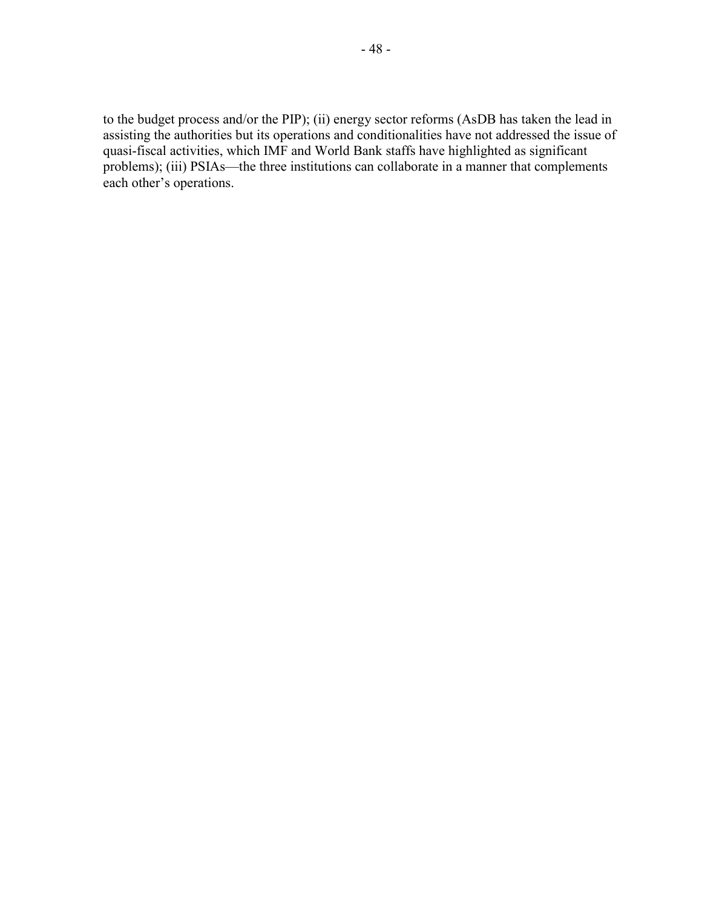to the budget process and/or the PIP); (ii) energy sector reforms (AsDB has taken the lead in assisting the authorities but its operations and conditionalities have not addressed the issue of quasi-fiscal activities, which IMF and World Bank staffs have highlighted as significant problems); (iii) PSIAs—the three institutions can collaborate in a manner that complements each other's operations.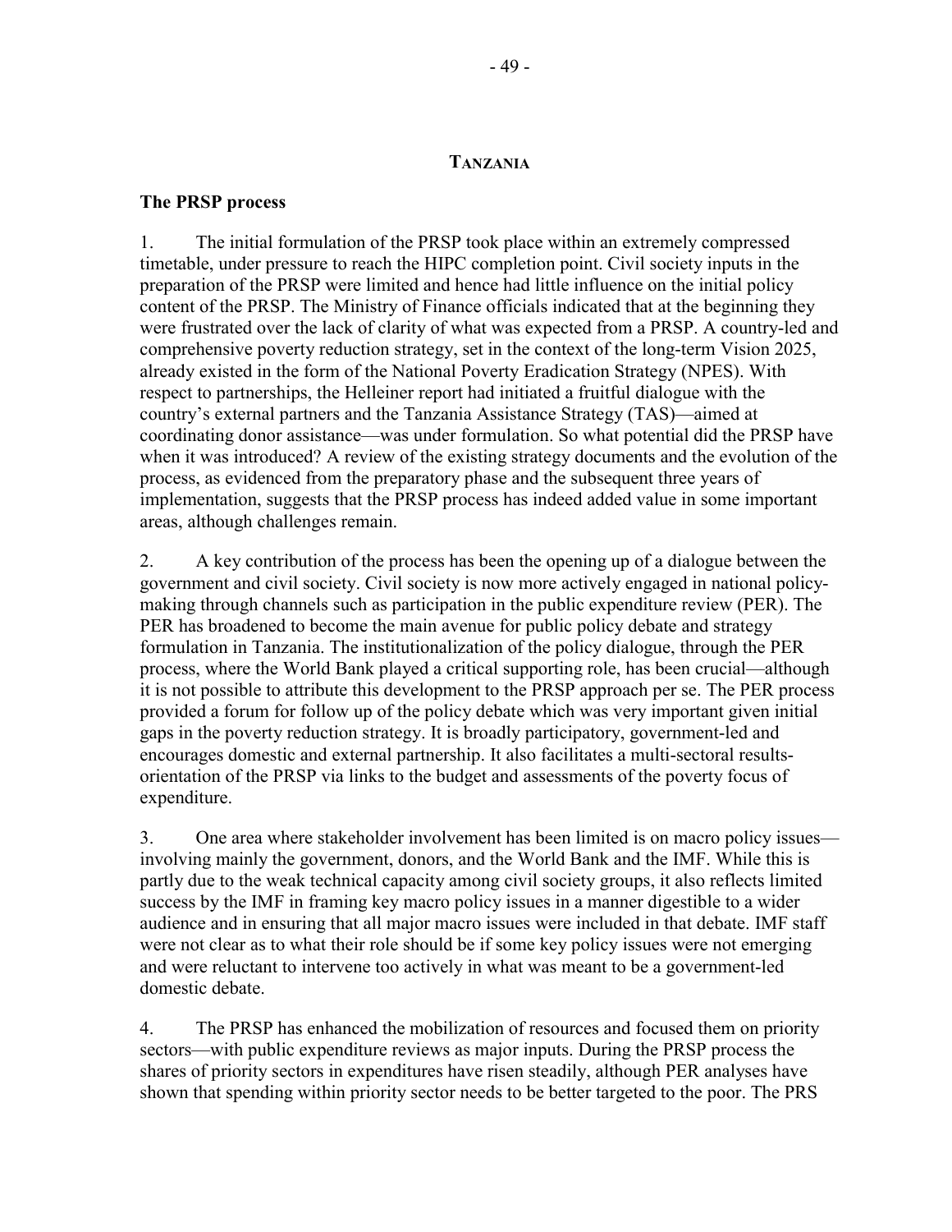## TANZANIA

### The PRSP process

1. The initial formulation of the PRSP took place within an extremely compressed timetable, under pressure to reach the HIPC completion point. Civil society inputs in the preparation of the PRSP were limited and hence had little influence on the initial policy content of the PRSP. The Ministry of Finance officials indicated that at the beginning they were frustrated over the lack of clarity of what was expected from a PRSP. A country-led and comprehensive poverty reduction strategy, set in the context of the long-term Vision 2025, already existed in the form of the National Poverty Eradication Strategy (NPES). With respect to partnerships, the Helleiner report had initiated a fruitful dialogue with the country's external partners and the Tanzania Assistance Strategy (TAS)—aimed at coordinating donor assistance—was under formulation. So what potential did the PRSP have when it was introduced? A review of the existing strategy documents and the evolution of the process, as evidenced from the preparatory phase and the subsequent three years of implementation, suggests that the PRSP process has indeed added value in some important areas, although challenges remain.

2. A key contribution of the process has been the opening up of a dialogue between the government and civil society. Civil society is now more actively engaged in national policy-making through channels such as participation in the public expenditure review (PER). The PER has broadened to become the main avenue for public policy debate and strategy formulation in Tanzania. The institutionalization of the policy dialogue, through the PER process, where the World Bank played a critical supporting role, has been crucial—although it is not possible to attribute this development to the PRSP approach per se. The PER process provided a forum for follow up of the policy debate which was very important given initial gaps in the poverty reduction strategy. It is broadly participatory, government-led and encourages domestic and external partnership. It also facilitates a multi-sectoral results-orientation of the PRSP via links to the budget and assessments of the poverty focus of expenditure.

3. One area where stakeholder involvement has been limited is on macro policy issues—involving mainly the government, donors, and the World Bank and the IMF. While this is partly due to the weak technical capacity among civil society groups, it also reflects limited success by the IMF in framing key macro policy issues in a manner digestible to a wider audience and in ensuring that all major macro issues were included in that debate. IMF staff were not clear as to what their role should be if some key policy issues were not emerging and were reluctant to intervene too actively in what was meant to be a government-led domestic debate.

4. The PRSP has enhanced the mobilization of resources and focused them on priority sectors—with public expenditure reviews as major inputs. During the PRSP process the shares of priority sectors in expenditures have risen steadily, although PER analyses have shown that spending within priority sector needs to be better targeted to the poor. The PRS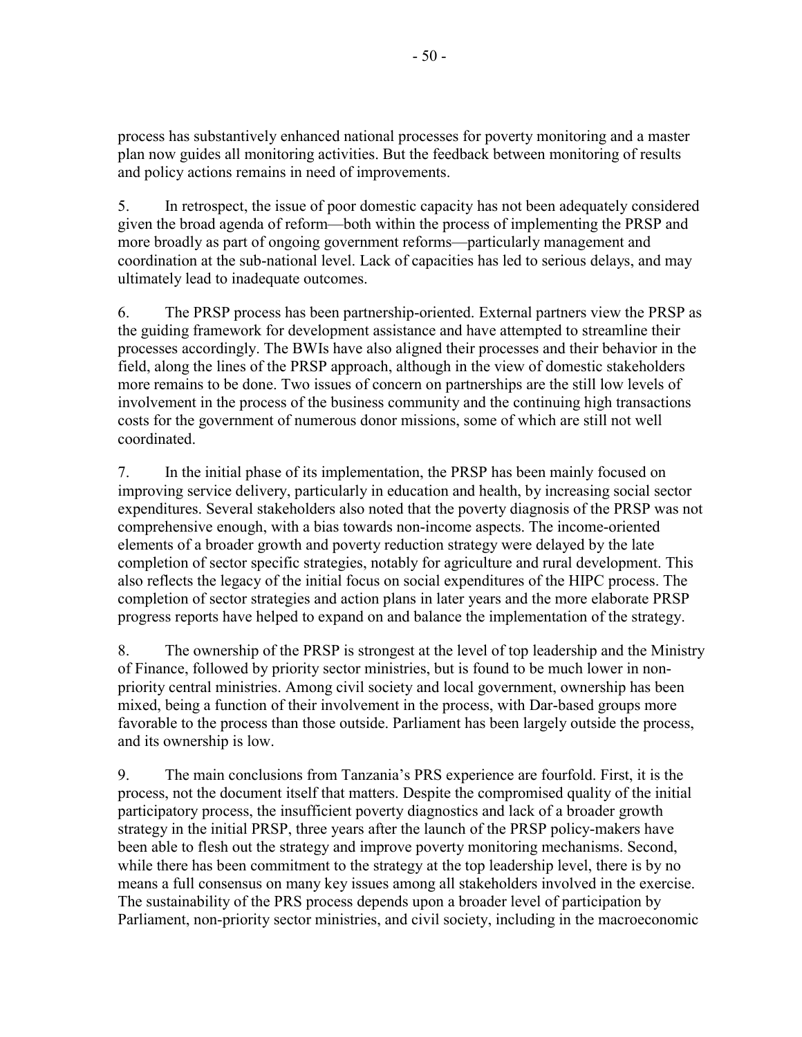process has substantively enhanced national processes for poverty monitoring and a master plan now guides all monitoring activities. But the feedback between monitoring of results and policy actions remains in need of improvements.

5. In retrospect, the issue of poor domestic capacity has not been adequately considered given the broad agenda of reform—both within the process of implementing the PRSP and more broadly as part of ongoing government reforms—particularly management and coordination at the sub-national level. Lack of capacities has led to serious delays, and may ultimately lead to inadequate outcomes.

6. The PRSP process has been partnership-oriented. External partners view the PRSP as the guiding framework for development assistance and have attempted to streamline their processes accordingly. The BWIs have also aligned their processes and their behavior in the field, along the lines of the PRSP approach, although in the view of domestic stakeholders more remains to be done. Two issues of concern on partnerships are the still low levels of involvement in the process of the business community and the continuing high transactions costs for the government of numerous donor missions, some of which are still not well coordinated.

7. In the initial phase of its implementation, the PRSP has been mainly focused on improving service delivery, particularly in education and health, by increasing social sector expenditures. Several stakeholders also noted that the poverty diagnosis of the PRSP was not comprehensive enough, with a bias towards non-income aspects. The income-oriented elements of a broader growth and poverty reduction strategy were delayed by the late completion of sector specific strategies, notably for agriculture and rural development. This also reflects the legacy of the initial focus on social expenditures of the HIPC process. The completion of sector strategies and action plans in later years and the more elaborate PRSP progress reports have helped to expand on and balance the implementation of the strategy.

8. The ownership of the PRSP is strongest at the level of top leadership and the Ministry of Finance, followed by priority sector ministries, but is found to be much lower in non-priority central ministries. Among civil society and local government, ownership has been mixed, being a function of their involvement in the process, with Dar-based groups more favorable to the process than those outside. Parliament has been largely outside the process, and its ownership is low.

9. The main conclusions from Tanzania's PRS experience are fourfold. First, it is the process, not the document itself that matters. Despite the compromised quality of the initial participatory process, the insufficient poverty diagnostics and lack of a broader growth strategy in the initial PRSP, three years after the launch of the PRSP policy-makers have been able to flesh out the strategy and improve poverty monitoring mechanisms. Second, while there has been commitment to the strategy at the top leadership level, there is by no means a full consensus on many key issues among all stakeholders involved in the exercise. The sustainability of the PRS process depends upon a broader level of participation by Parliament, non-priority sector ministries, and civil society, including in the macroeconomic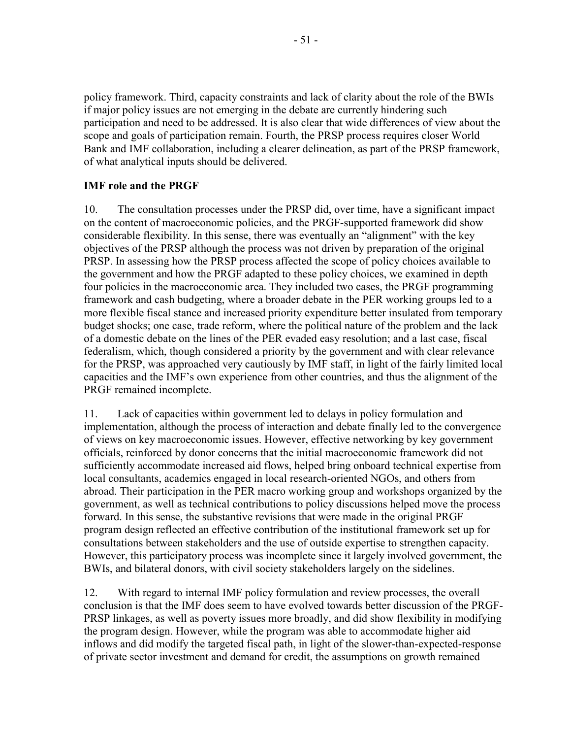policy framework. Third, capacity constraints and lack of clarity about the role of the BWIs if major policy issues are not emerging in the debate are currently hindering such participation and need to be addressed. It is also clear that wide differences of view about the scope and goals of participation remain. Fourth, the PRSP process requires closer World Bank and IMF collaboration, including a clearer delineation, as part of the PRSP framework, of what analytical inputs should be delivered.

**IMF role and the PRGF**

10. The consultation processes under the PRSP did, over time, have a significant impact on the content of macroeconomic policies, and the PRGF-supported framework did show considerable flexibility. In this sense, there was eventually an "alignment" with the key objectives of the PRSP although the process was not driven by preparation of the original PRSP. In assessing how the PRSP process affected the scope of policy choices available to the government and how the PRGF adapted to these policy choices, we examined in depth four policies in the macroeconomic area. They included two cases, the PRGF programming framework and cash budgeting, where a broader debate in the PER working groups led to a more flexible fiscal stance and increased priority expenditure better insulated from temporary budget shocks; one case, trade reform, where the political nature of the problem and the lack of a domestic debate on the lines of the PER evaded easy resolution; and a last case, fiscal federalism, which, though considered a priority by the government and with clear relevance for the PRSP, was approached very cautiously by IMF staff, in light of the fairly limited local capacities and the IMF's own experience from other countries, and thus the alignment of the PRGF remained incomplete.

11. Lack of capacities within government led to delays in policy formulation and implementation, although the process of interaction and debate finally led to the convergence of views on key macroeconomic issues. However, effective networking by key government officials, reinforced by donor concerns that the initial macroeconomic framework did not sufficiently accommodate increased aid flows, helped bring onboard technical expertise from local consultants, academics engaged in local research-oriented NGOs, and others from abroad. Their participation in the PER macro working group and workshops organized by the government, as well as technical contributions to policy discussions helped move the process forward. In this sense, the substantive revisions that were made in the original PRGF program design reflected an effective contribution of the institutional framework set up for consultations between stakeholders and the use of outside expertise to strengthen capacity. However, this participatory process was incomplete since it largely involved government, the BWIs, and bilateral donors, with civil society stakeholders largely on the sidelines.

12. With regard to internal IMF policy formulation and review processes, the overall conclusion is that the IMF does seem to have evolved towards better discussion of the PRGF-PRSP linkages, as well as poverty issues more broadly, and did show flexibility in modifying the program design. However, while the program was able to accommodate higher aid inflows and did modify the targeted fiscal path, in light of the slower-than-expected-response of private sector investment and demand for credit, the assumptions on growth remained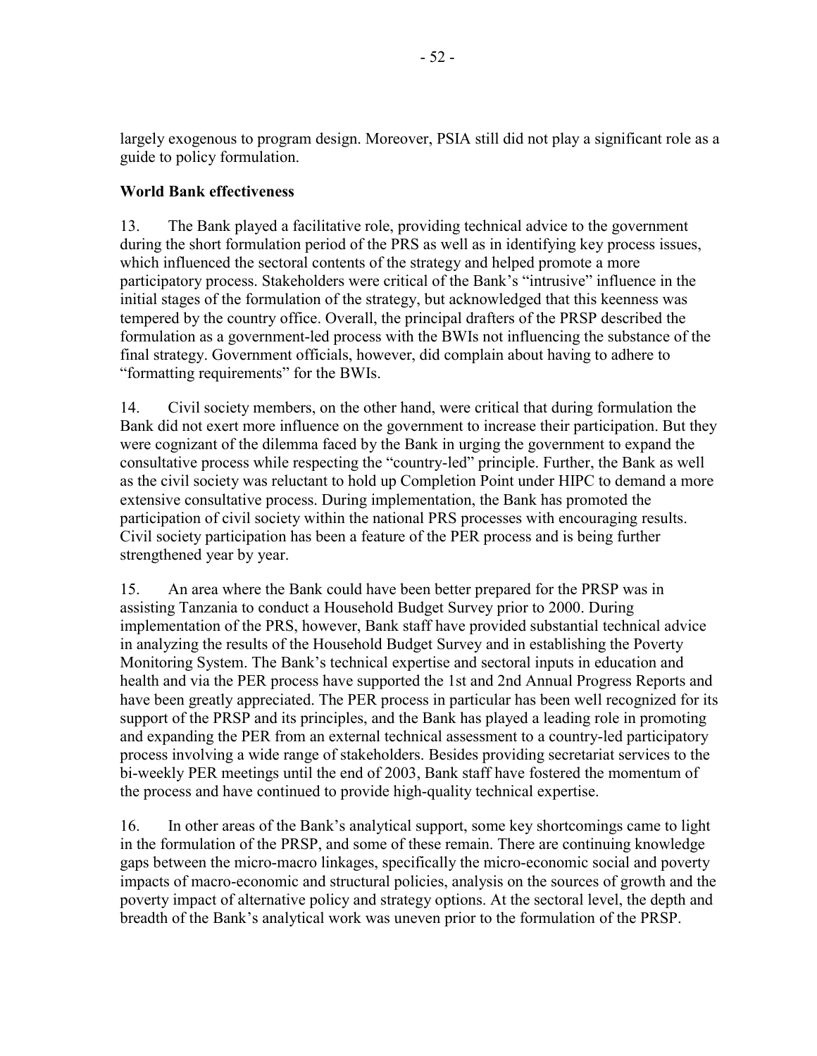largely exogenous to program design. Moreover, PSIA still did not play a significant role as a guide to policy formulation.

**World Bank effectiveness**

13. The Bank played a facilitative role, providing technical advice to the government during the short formulation period of the PRS as well as in identifying key process issues, which influenced the sectoral contents of the strategy and helped promote a more participatory process. Stakeholders were critical of the Bank's "intrusive" influence in the initial stages of the formulation of the strategy, but acknowledged that this keenness was tempered by the country office. Overall, the principal drafters of the PRSP described the formulation as a government-led process with the BWIs not influencing the substance of the final strategy. Government officials, however, did complain about having to adhere to "formatting requirements" for the BWIs.

14. Civil society members, on the other hand, were critical that during formulation the Bank did not exert more influence on the government to increase their participation. But they were cognizant of the dilemma faced by the Bank in urging the government to expand the consultative process while respecting the "country-led" principle. Further, the Bank as well as the civil society was reluctant to hold up Completion Point under HIPC to demand a more extensive consultative process. During implementation, the Bank has promoted the participation of civil society within the national PRS processes with encouraging results. Civil society participation has been a feature of the PER process and is being further strengthened year by year.

15. An area where the Bank could have been better prepared for the PRSP was in assisting Tanzania to conduct a Household Budget Survey prior to 2000. During implementation of the PRS, however, Bank staff have provided substantial technical advice in analyzing the results of the Household Budget Survey and in establishing the Poverty Monitoring System. The Bank's technical expertise and sectoral inputs in education and health and via the PER process have supported the 1st and 2nd Annual Progress Reports and have been greatly appreciated. The PER process in particular has been well recognized for its support of the PRSP and its principles, and the Bank has played a leading role in promoting and expanding the PER from an external technical assessment to a country-led participatory process involving a wide range of stakeholders. Besides providing secretariat services to the bi-weekly PER meetings until the end of 2003, Bank staff have fostered the momentum of the process and have continued to provide high-quality technical expertise.

16. In other areas of the Bank's analytical support, some key shortcomings came to light in the formulation of the PRSP, and some of these remain. There are continuing knowledge gaps between the micro-macro linkages, specifically the micro-economic social and poverty impacts of macro-economic and structural policies, analysis on the sources of growth and the poverty impact of alternative policy and strategy options. At the sectoral level, the depth and breadth of the Bank's analytical work was uneven prior to the formulation of the PRSP.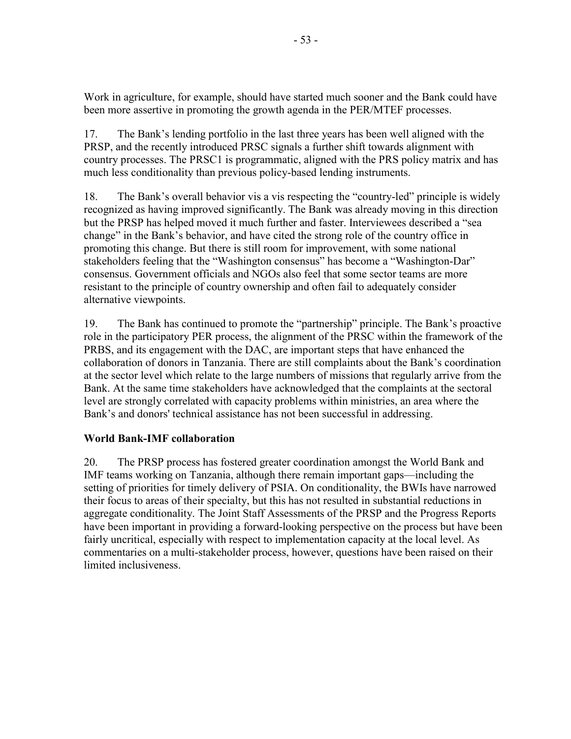Work in agriculture, for example, should have started much sooner and the Bank could have been more assertive in promoting the growth agenda in the PER/MTEF processes.

17. The Bank's lending portfolio in the last three years has been well aligned with the PRSP, and the recently introduced PRSC signals a further shift towards alignment with country processes. The PRSC1 is programmatic, aligned with the PRS policy matrix and has much less conditionality than previous policy-based lending instruments.

18. The Bank's overall behavior vis a vis respecting the "country-led" principle is widely recognized as having improved significantly. The Bank was already moving in this direction but the PRSP has helped moved it much further and faster. Interviewees described a "sea change" in the Bank's behavior, and have cited the strong role of the country office in promoting this change. But there is still room for improvement, with some national stakeholders feeling that the "Washington consensus" has become a "Washington-Dar" consensus. Government officials and NGOs also feel that some sector teams are more resistant to the principle of country ownership and often fail to adequately consider alternative viewpoints.

19. The Bank has continued to promote the "partnership" principle. The Bank's proactive role in the participatory PER process, the alignment of the PRSC within the framework of the PRBS, and its engagement with the DAC, are important steps that have enhanced the collaboration of donors in Tanzania. There are still complaints about the Bank's coordination at the sector level which relate to the large numbers of missions that regularly arrive from the Bank. At the same time stakeholders have acknowledged that the complaints at the sectoral level are strongly correlated with capacity problems within ministries, an area where the Bank's and donors' technical assistance has not been successful in addressing.

**World Bank-IMF collaboration**

20. The PRSP process has fostered greater coordination amongst the World Bank and IMF teams working on Tanzania, although there remain important gaps—including the setting of priorities for timely delivery of PSIA. On conditionality, the BWIs have narrowed their focus to areas of their specialty, but this has not resulted in substantial reductions in aggregate conditionality. The Joint Staff Assessments of the PRSP and the Progress Reports have been important in providing a forward-looking perspective on the process but have been fairly uncritical, especially with respect to implementation capacity at the local level. As commentaries on a multi-stakeholder process, however, questions have been raised on their limited inclusiveness.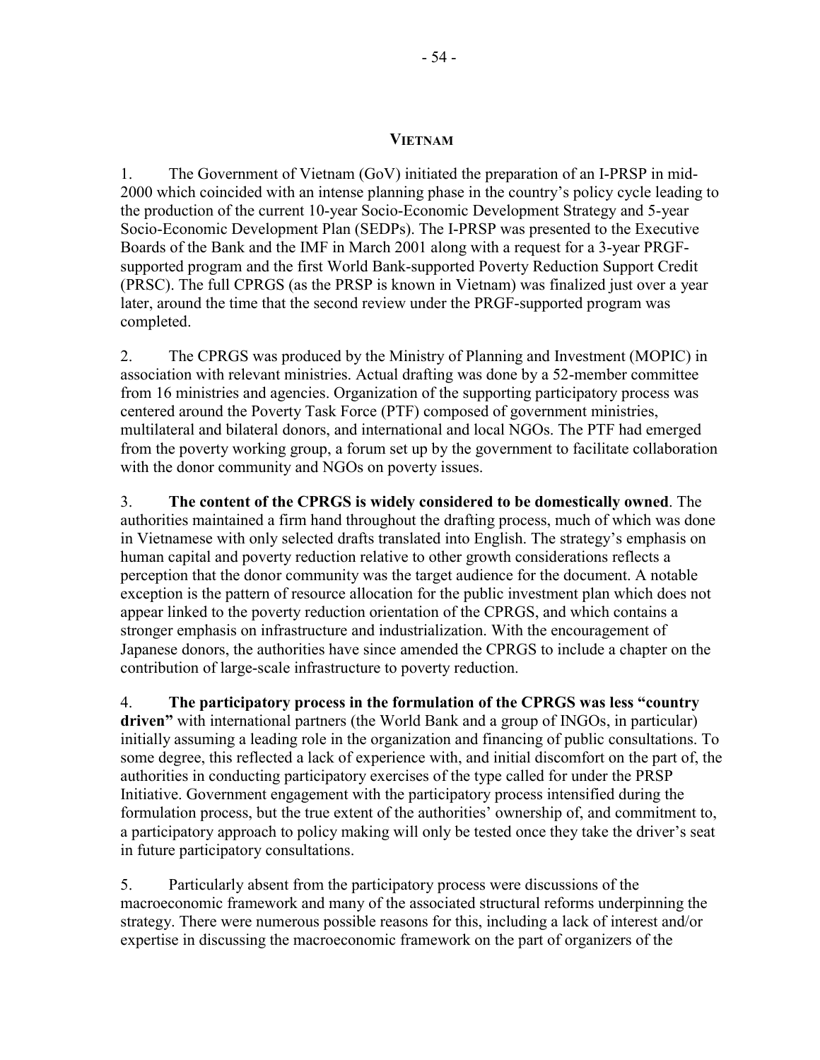## VIETNAM

1. The Government of Vietnam (GoV) initiated the preparation of an I-PRSP in mid-2000 which coincided with an intense planning phase in the country's policy cycle leading to the production of the current 10-year Socio-Economic Development Strategy and 5-year Socio-Economic Development Plan (SEDPs). The I-PRSP was presented to the Executive Boards of the Bank and the IMF in March 2001 along with a request for a 3-year PRGF-supported program and the first World Bank-supported Poverty Reduction Support Credit (PRSC). The full CPRGS (as the PRSP is known in Vietnam) was finalized just over a year later, around the time that the second review under the PRGF-supported program was completed.

2. The CPRGS was produced by the Ministry of Planning and Investment (MOPIC) in association with relevant ministries. Actual drafting was done by a 52-member committee from 16 ministries and agencies. Organization of the supporting participatory process was centered around the Poverty Task Force (PTF) composed of government ministries, multilateral and bilateral donors, and international and local NGOs. The PTF had emerged from the poverty working group, a forum set up by the government to facilitate collaboration with the donor community and NGOs on poverty issues.

3. **The content of the CPRGS is widely considered to be domestically owned**. The authorities maintained a firm hand throughout the drafting process, much of which was done in Vietnamese with only selected drafts translated into English. The strategy's emphasis on human capital and poverty reduction relative to other growth considerations reflects a perception that the donor community was the target audience for the document. A notable exception is the pattern of resource allocation for the public investment plan which does not appear linked to the poverty reduction orientation of the CPRGS, and which contains a stronger emphasis on infrastructure and industrialization. With the encouragement of Japanese donors, the authorities have since amended the CPRGS to include a chapter on the contribution of large-scale infrastructure to poverty reduction.

4. **The participatory process in the formulation of the CPRGS was less "country driven"** with international partners (the World Bank and a group of INGOs, in particular) initially assuming a leading role in the organization and financing of public consultations. To some degree, this reflected a lack of experience with, and initial discomfort on the part of, the authorities in conducting participatory exercises of the type called for under the PRSP Initiative. Government engagement with the participatory process intensified during the formulation process, but the true extent of the authorities' ownership of, and commitment to, a participatory approach to policy making will only be tested once they take the driver's seat in future participatory consultations.

5. Particularly absent from the participatory process were discussions of the macroeconomic framework and many of the associated structural reforms underpinning the strategy. There were numerous possible reasons for this, including a lack of interest and/or expertise in discussing the macroeconomic framework on the part of organizers of the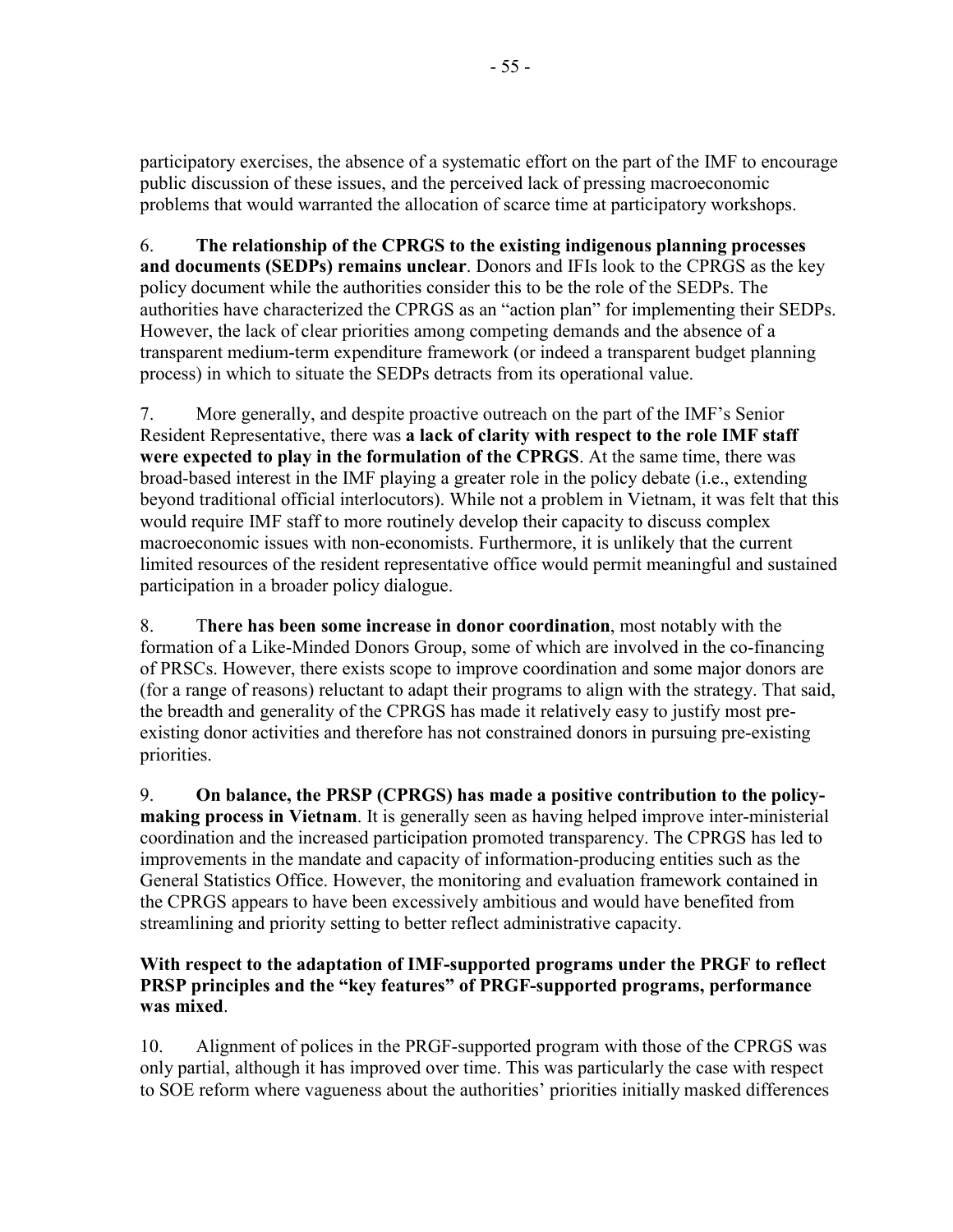participatory exercises, the absence of a systematic effort on the part of the IMF to encourage public discussion of these issues, and the perceived lack of pressing macroeconomic problems that would warranted the allocation of scarce time at participatory workshops.

6. **The relationship of the CPRGS to the existing indigenous planning processes and documents (SEDPs) remains unclear**. Donors and IFIs look to the CPRGS as the key policy document while the authorities consider this to be the role of the SEDPs. The authorities have characterized the CPRGS as an "action plan" for implementing their SEDPs. However, the lack of clear priorities among competing demands and the absence of a transparent medium-term expenditure framework (or indeed a transparent budget planning process) in which to situate the SEDPs detracts from its operational value.

7. More generally, and despite proactive outreach on the part of the IMF's Senior Resident Representative, there was **a lack of clarity with respect to the role IMF staff were expected to play in the formulation of the CPRGS**. At the same time, there was broad-based interest in the IMF playing a greater role in the policy debate (i.e., extending beyond traditional official interlocutors). While not a problem in Vietnam, it was felt that this would require IMF staff to more routinely develop their capacity to discuss complex macroeconomic issues with non-economists. Furthermore, it is unlikely that the current limited resources of the resident representative office would permit meaningful and sustained participation in a broader policy dialogue.

8. T**here has been some increase in donor coordination**, most notably with the formation of a Like-Minded Donors Group, some of which are involved in the co-financing of PRSCs. However, there exists scope to improve coordination and some major donors are (for a range of reasons) reluctant to adapt their programs to align with the strategy. That said, the breadth and generality of the CPRGS has made it relatively easy to justify most pre-existing donor activities and therefore has not constrained donors in pursuing pre-existing priorities.

9. **On balance, the PRSP (CPRGS) has made a positive contribution to the policy-making process in Vietnam**. It is generally seen as having helped improve inter-ministerial coordination and the increased participation promoted transparency. The CPRGS has led to improvements in the mandate and capacity of information-producing entities such as the General Statistics Office. However, the monitoring and evaluation framework contained in the CPRGS appears to have been excessively ambitious and would have benefited from streamlining and priority setting to better reflect administrative capacity.

**With respect to the adaptation of IMF-supported programs under the PRGF to reflect PRSP principles and the "key features" of PRGF-supported programs, performance was mixed**.

10. Alignment of polices in the PRGF-supported program with those of the CPRGS was only partial, although it has improved over time. This was particularly the case with respect to SOE reform where vagueness about the authorities' priorities initially masked differences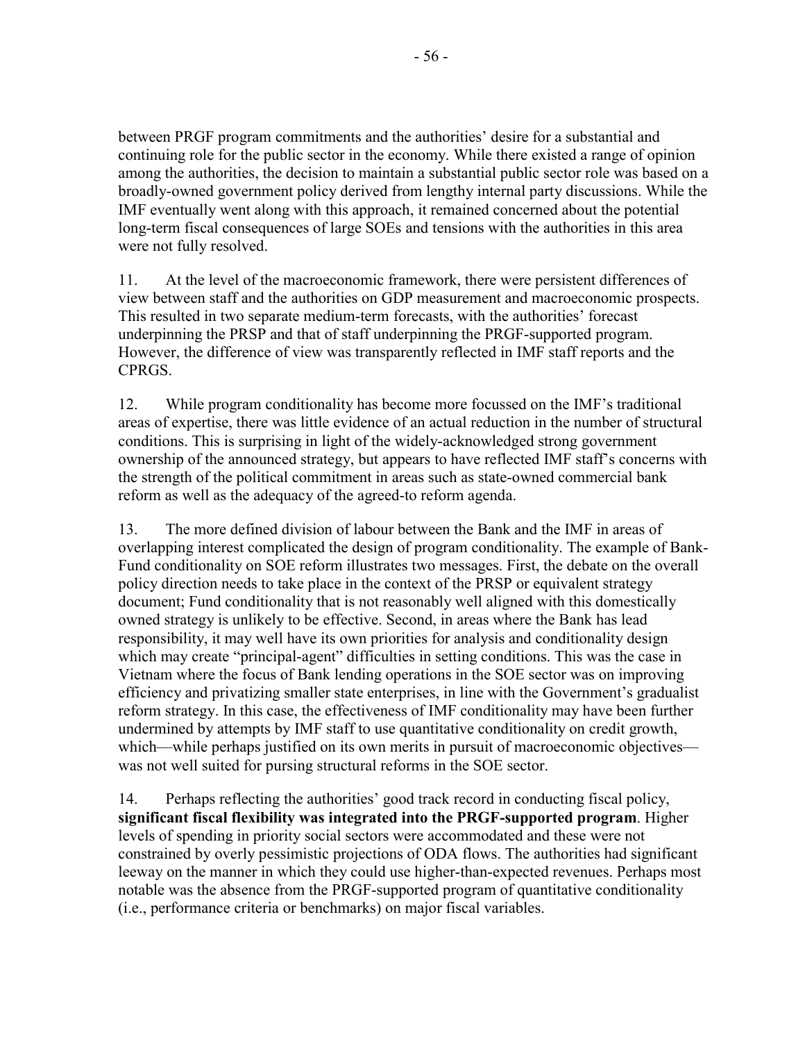between PRGF program commitments and the authorities' desire for a substantial and continuing role for the public sector in the economy. While there existed a range of opinion among the authorities, the decision to maintain a substantial public sector role was based on a broadly-owned government policy derived from lengthy internal party discussions. While the IMF eventually went along with this approach, it remained concerned about the potential long-term fiscal consequences of large SOEs and tensions with the authorities in this area were not fully resolved.

11. At the level of the macroeconomic framework, there were persistent differences of view between staff and the authorities on GDP measurement and macroeconomic prospects. This resulted in two separate medium-term forecasts, with the authorities' forecast underpinning the PRSP and that of staff underpinning the PRGF-supported program. However, the difference of view was transparently reflected in IMF staff reports and the CPRGS.

12. While program conditionality has become more focussed on the IMF's traditional areas of expertise, there was little evidence of an actual reduction in the number of structural conditions. This is surprising in light of the widely-acknowledged strong government ownership of the announced strategy, but appears to have reflected IMF staff's concerns with the strength of the political commitment in areas such as state-owned commercial bank reform as well as the adequacy of the agreed-to reform agenda.

13. The more defined division of labour between the Bank and the IMF in areas of overlapping interest complicated the design of program conditionality. The example of Bank-Fund conditionality on SOE reform illustrates two messages. First, the debate on the overall policy direction needs to take place in the context of the PRSP or equivalent strategy document; Fund conditionality that is not reasonably well aligned with this domestically owned strategy is unlikely to be effective. Second, in areas where the Bank has lead responsibility, it may well have its own priorities for analysis and conditionality design which may create "principal-agent" difficulties in setting conditions. This was the case in Vietnam where the focus of Bank lending operations in the SOE sector was on improving efficiency and privatizing smaller state enterprises, in line with the Government's gradualist reform strategy. In this case, the effectiveness of IMF conditionality may have been further undermined by attempts by IMF staff to use quantitative conditionality on credit growth, which—while perhaps justified on its own merits in pursuit of macroeconomic objectives—was not well suited for pursing structural reforms in the SOE sector.

14. Perhaps reflecting the authorities' good track record in conducting fiscal policy, **significant fiscal flexibility was integrated into the PRGF-supported program**. Higher levels of spending in priority social sectors were accommodated and these were not constrained by overly pessimistic projections of ODA flows. The authorities had significant leeway on the manner in which they could use higher-than-expected revenues. Perhaps most notable was the absence from the PRGF-supported program of quantitative conditionality (i.e., performance criteria or benchmarks) on major fiscal variables.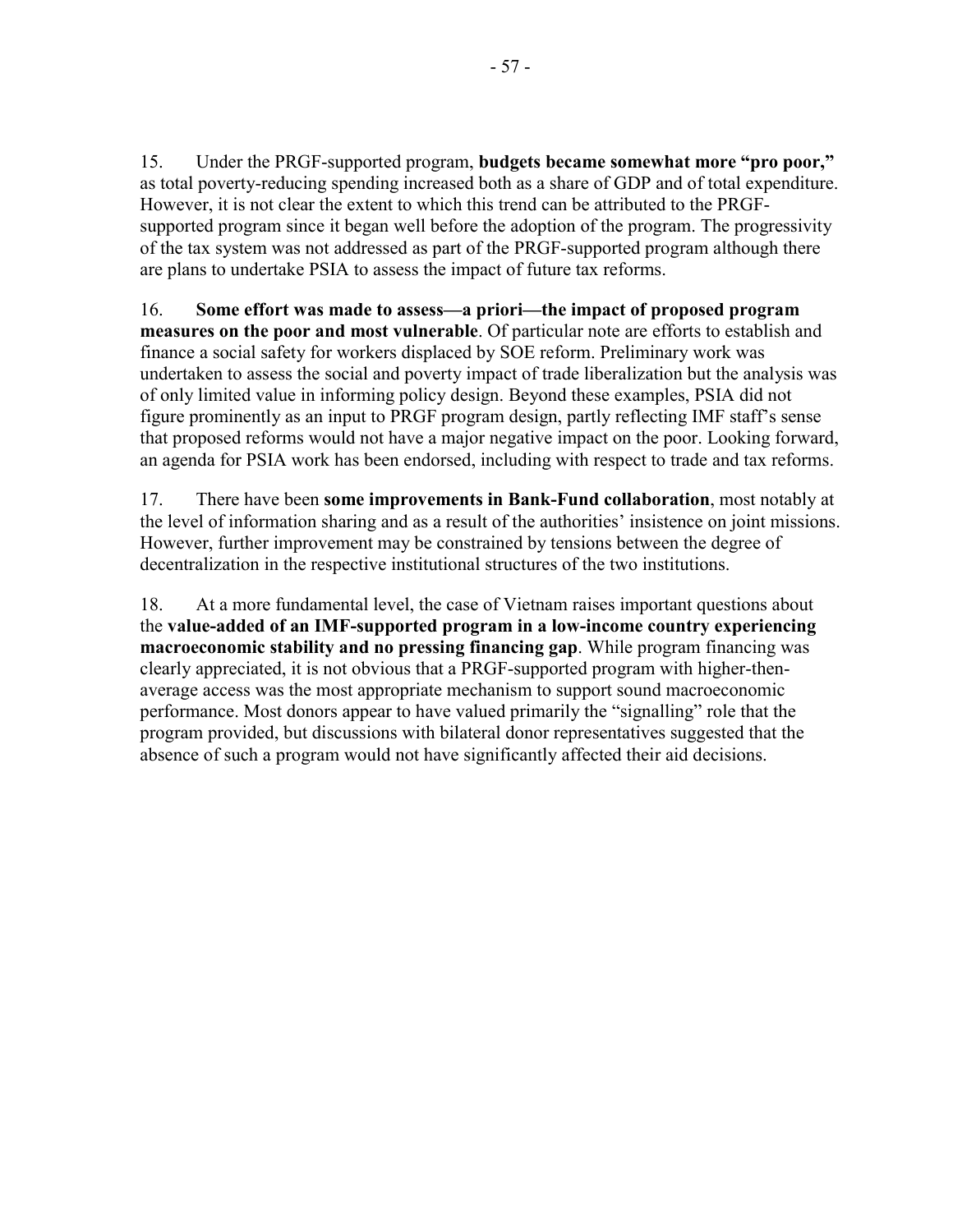15. Under the PRGF-supported program, **budgets became somewhat more "pro poor,"** as total poverty-reducing spending increased both as a share of GDP and of total expenditure. However, it is not clear the extent to which this trend can be attributed to the PRGF-supported program since it began well before the adoption of the program. The progressivity of the tax system was not addressed as part of the PRGF-supported program although there are plans to undertake PSIA to assess the impact of future tax reforms.

16. **Some effort was made to assess—a priori—the impact of proposed program measures on the poor and most vulnerable**. Of particular note are efforts to establish and finance a social safety for workers displaced by SOE reform. Preliminary work was undertaken to assess the social and poverty impact of trade liberalization but the analysis was of only limited value in informing policy design. Beyond these examples, PSIA did not figure prominently as an input to PRGF program design, partly reflecting IMF staff's sense that proposed reforms would not have a major negative impact on the poor. Looking forward, an agenda for PSIA work has been endorsed, including with respect to trade and tax reforms.

17. There have been **some improvements in Bank-Fund collaboration**, most notably at the level of information sharing and as a result of the authorities' insistence on joint missions. However, further improvement may be constrained by tensions between the degree of decentralization in the respective institutional structures of the two institutions.

18. At a more fundamental level, the case of Vietnam raises important questions about the **value-added of an IMF-supported program in a low-income country experiencing macroeconomic stability and no pressing financing gap**. While program financing was clearly appreciated, it is not obvious that a PRGF-supported program with higher-then-average access was the most appropriate mechanism to support sound macroeconomic performance. Most donors appear to have valued primarily the "signalling" role that the program provided, but discussions with bilateral donor representatives suggested that the absence of such a program would not have significantly affected their aid decisions.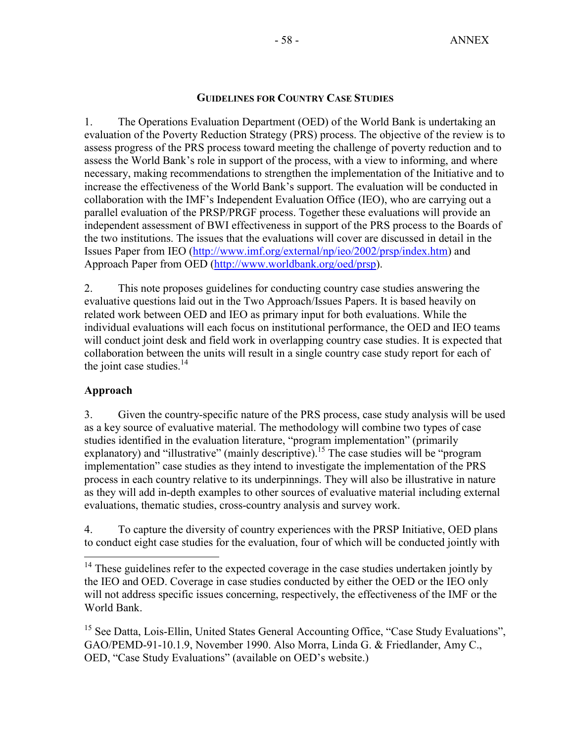## GUIDELINES FOR COUNTRY CASE STUDIES

1. The Operations Evaluation Department (OED) of the World Bank is undertaking an evaluation of the Poverty Reduction Strategy (PRS) process. The objective of the review is to assess progress of the PRS process toward meeting the challenge of poverty reduction and to assess the World Bank's role in support of the process, with a view to informing, and where necessary, making recommendations to strengthen the implementation of the Initiative and to increase the effectiveness of the World Bank's support. The evaluation will be conducted in collaboration with the IMF's Independent Evaluation Office (IEO), who are carrying out a parallel evaluation of the PRSP/PRGF process. Together these evaluations will provide an independent assessment of BWI effectiveness in support of the PRS process to the Boards of the two institutions. The issues that the evaluations will cover are discussed in detail in the Issues Paper from IEO (http://www.imf.org/external/np/ieo/2002/prsp/index.htm) and Approach Paper from OED (http://www.worldbank.org/oed/prsp).

2. This note proposes guidelines for conducting country case studies answering the evaluative questions laid out in the Two Approach/Issues Papers. It is based heavily on related work between OED and IEO as primary input for both evaluations. While the individual evaluations will each focus on institutional performance, the OED and IEO teams will conduct joint desk and field work in overlapping country case studies. It is expected that collaboration between the units will result in a single country case study report for each of the joint case studies.[14]

### Approach

3. Given the country-specific nature of the PRS process, case study analysis will be used as a key source of evaluative material. The methodology will combine two types of case studies identified in the evaluation literature, "program implementation" (primarily explanatory) and "illustrative" (mainly descriptive).[15] The case studies will be "program implementation" case studies as they intend to investigate the implementation of the PRS process in each country relative to its underpinnings. They will also be illustrative in nature as they will add in-depth examples to other sources of evaluative material including external evaluations, thematic studies, cross-country analysis and survey work.

4. To capture the diversity of country experiences with the PRSP Initiative, OED plans to conduct eight case studies for the evaluation, four of which will be conducted jointly with

---

[14] These guidelines refer to the expected coverage in the case studies undertaken jointly by the IEO and OED. Coverage in case studies conducted by either the OED or the IEO only will not address specific issues concerning, respectively, the effectiveness of the IMF or the World Bank.

[15] See Datta, Lois-Ellin, United States General Accounting Office, "Case Study Evaluations", GAO/PEMD-91-10.1.9, November 1990. Also Morra, Linda G. & Friedlander, Amy C., OED, "Case Study Evaluations" (available on OED's website.)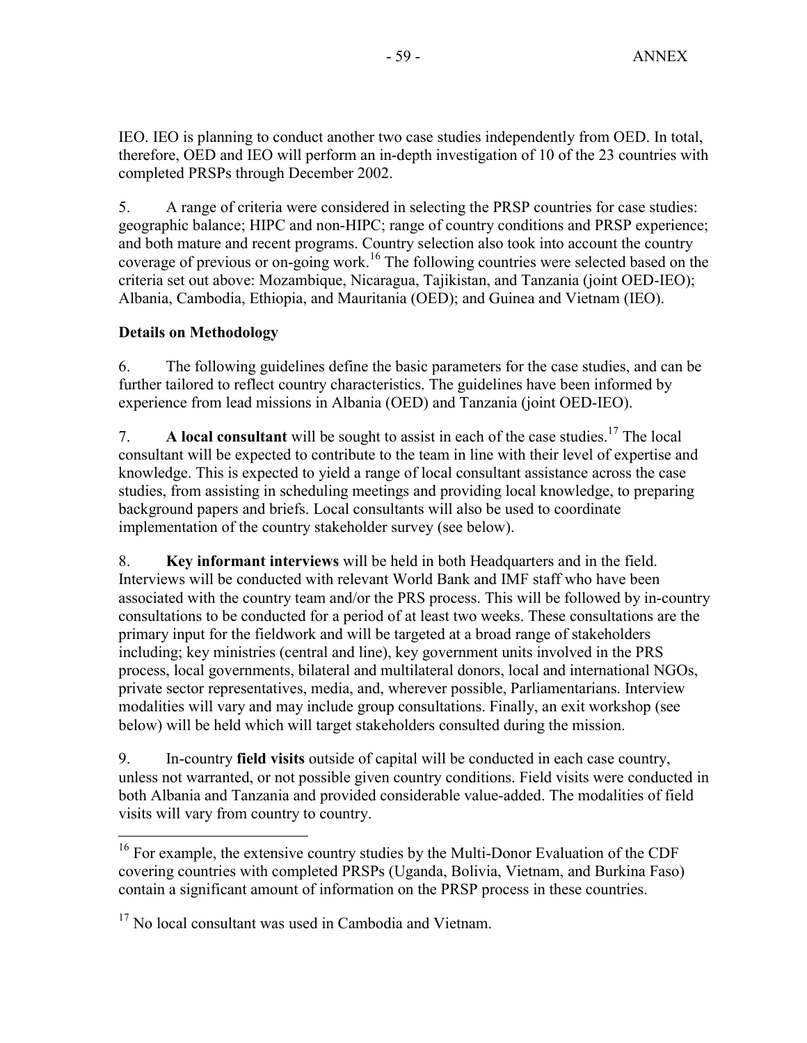IEO. IEO is planning to conduct another two case studies independently from OED. In total, therefore, OED and IEO will perform an in-depth investigation of 10 of the 23 countries with completed PRSPs through December 2002.

5. A range of criteria were considered in selecting the PRSP countries for case studies: geographic balance; HIPC and non-HIPC; range of country conditions and PRSP experience; and both mature and recent programs. Country selection also took into account the country coverage of previous or on-going work.[16] The following countries were selected based on the criteria set out above: Mozambique, Nicaragua, Tajikistan, and Tanzania (joint OED-IEO); Albania, Cambodia, Ethiopia, and Mauritania (OED); and Guinea and Vietnam (IEO).

**Details on Methodology**

6. The following guidelines define the basic parameters for the case studies, and can be further tailored to reflect country characteristics. The guidelines have been informed by experience from lead missions in Albania (OED) and Tanzania (joint OED-IEO).

7. **A local consultant** will be sought to assist in each of the case studies.[17] The local consultant will be expected to contribute to the team in line with their level of expertise and knowledge. This is expected to yield a range of local consultant assistance across the case studies, from assisting in scheduling meetings and providing local knowledge, to preparing background papers and briefs. Local consultants will also be used to coordinate implementation of the country stakeholder survey (see below).

8. **Key informant interviews** will be held in both Headquarters and in the field. Interviews will be conducted with relevant World Bank and IMF staff who have been associated with the country team and/or the PRS process. This will be followed by in-country consultations to be conducted for a period of at least two weeks. These consultations are the primary input for the fieldwork and will be targeted at a broad range of stakeholders including; key ministries (central and line), key government units involved in the PRS process, local governments, bilateral and multilateral donors, local and international NGOs, private sector representatives, media, and, wherever possible, Parliamentarians. Interview modalities will vary and may include group consultations. Finally, an exit workshop (see below) will be held which will target stakeholders consulted during the mission.

9. In-country **field visits** outside of capital will be conducted in each case country, unless not warranted, or not possible given country conditions. Field visits were conducted in both Albania and Tanzania and provided considerable value-added. The modalities of field visits will vary from country to country.

---

[16] For example, the extensive country studies by the Multi-Donor Evaluation of the CDF covering countries with completed PRSPs (Uganda, Bolivia, Vietnam, and Burkina Faso) contain a significant amount of information on the PRSP process in these countries.

[17] No local consultant was used in Cambodia and Vietnam.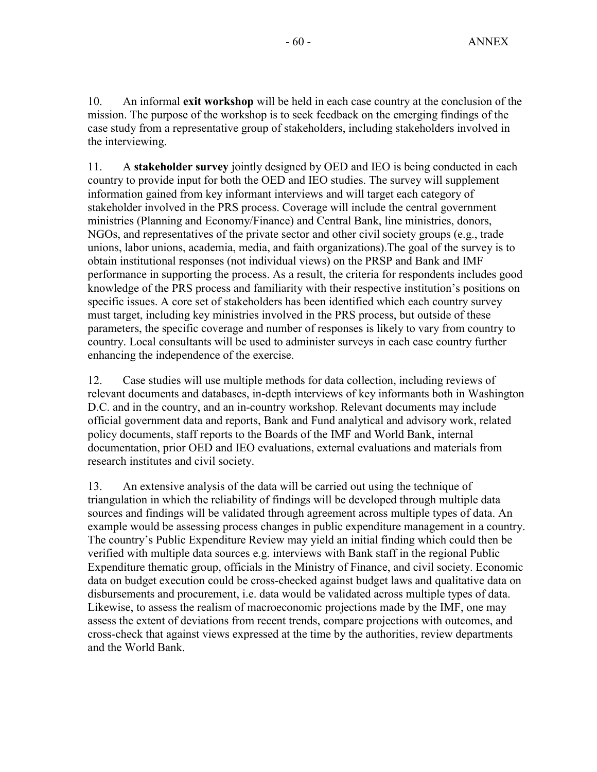10. An informal **exit workshop** will be held in each case country at the conclusion of the mission. The purpose of the workshop is to seek feedback on the emerging findings of the case study from a representative group of stakeholders, including stakeholders involved in the interviewing.

11. A **stakeholder survey** jointly designed by OED and IEO is being conducted in each country to provide input for both the OED and IEO studies. The survey will supplement information gained from key informant interviews and will target each category of stakeholder involved in the PRS process. Coverage will include the central government ministries (Planning and Economy/Finance) and Central Bank, line ministries, donors, NGOs, and representatives of the private sector and other civil society groups (e.g., trade unions, labor unions, academia, media, and faith organizations).The goal of the survey is to obtain institutional responses (not individual views) on the PRSP and Bank and IMF performance in supporting the process. As a result, the criteria for respondents includes good knowledge of the PRS process and familiarity with their respective institution's positions on specific issues. A core set of stakeholders has been identified which each country survey must target, including key ministries involved in the PRS process, but outside of these parameters, the specific coverage and number of responses is likely to vary from country to country. Local consultants will be used to administer surveys in each case country further enhancing the independence of the exercise.

12. Case studies will use multiple methods for data collection, including reviews of relevant documents and databases, in-depth interviews of key informants both in Washington D.C. and in the country, and an in-country workshop. Relevant documents may include official government data and reports, Bank and Fund analytical and advisory work, related policy documents, staff reports to the Boards of the IMF and World Bank, internal documentation, prior OED and IEO evaluations, external evaluations and materials from research institutes and civil society.

13. An extensive analysis of the data will be carried out using the technique of triangulation in which the reliability of findings will be developed through multiple data sources and findings will be validated through agreement across multiple types of data. An example would be assessing process changes in public expenditure management in a country. The country's Public Expenditure Review may yield an initial finding which could then be verified with multiple data sources e.g. interviews with Bank staff in the regional Public Expenditure thematic group, officials in the Ministry of Finance, and civil society. Economic data on budget execution could be cross-checked against budget laws and qualitative data on disbursements and procurement, i.e. data would be validated across multiple types of data. Likewise, to assess the realism of macroeconomic projections made by the IMF, one may assess the extent of deviations from recent trends, compare projections with outcomes, and cross-check that against views expressed at the time by the authorities, review departments and the World Bank.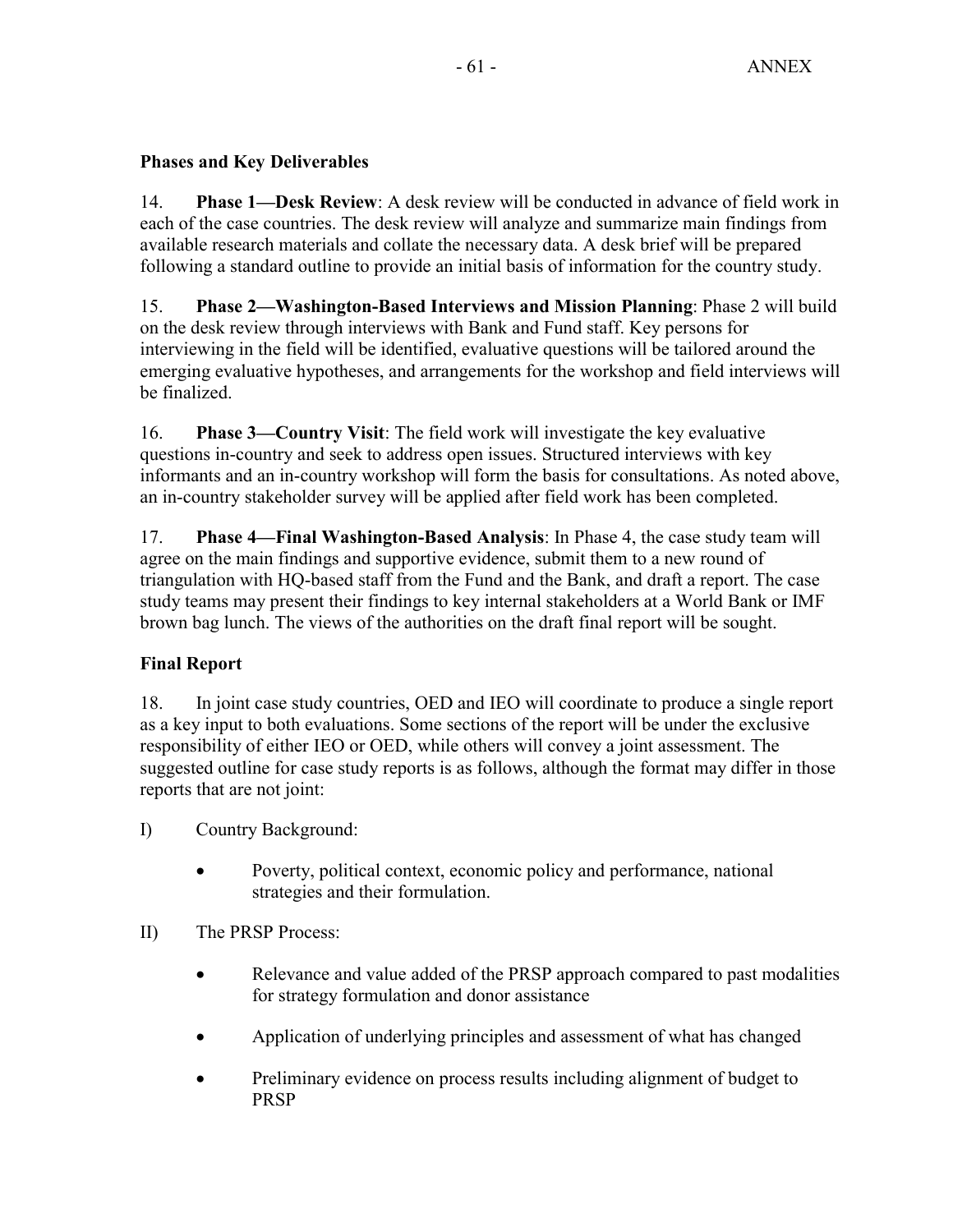**Phases and Key Deliverables**

14. **Phase 1—Desk Review**: A desk review will be conducted in advance of field work in each of the case countries. The desk review will analyze and summarize main findings from available research materials and collate the necessary data. A desk brief will be prepared following a standard outline to provide an initial basis of information for the country study.

15. **Phase 2—Washington-Based Interviews and Mission Planning**: Phase 2 will build on the desk review through interviews with Bank and Fund staff. Key persons for interviewing in the field will be identified, evaluative questions will be tailored around the emerging evaluative hypotheses, and arrangements for the workshop and field interviews will be finalized.

16. **Phase 3—Country Visit**: The field work will investigate the key evaluative questions in-country and seek to address open issues. Structured interviews with key informants and an in-country workshop will form the basis for consultations. As noted above, an in-country stakeholder survey will be applied after field work has been completed.

17. **Phase 4—Final Washington-Based Analysis**: In Phase 4, the case study team will agree on the main findings and supportive evidence, submit them to a new round of triangulation with HQ-based staff from the Fund and the Bank, and draft a report. The case study teams may present their findings to key internal stakeholders at a World Bank or IMF brown bag lunch. The views of the authorities on the draft final report will be sought.

**Final Report**

18. In joint case study countries, OED and IEO will coordinate to produce a single report as a key input to both evaluations. Some sections of the report will be under the exclusive responsibility of either IEO or OED, while others will convey a joint assessment. The suggested outline for case study reports is as follows, although the format may differ in those reports that are not joint:

I) Country Background:

- Poverty, political context, economic policy and performance, national strategies and their formulation.

II) The PRSP Process:

- Relevance and value added of the PRSP approach compared to past modalities for strategy formulation and donor assistance
- Application of underlying principles and assessment of what has changed
- Preliminary evidence on process results including alignment of budget to PRSP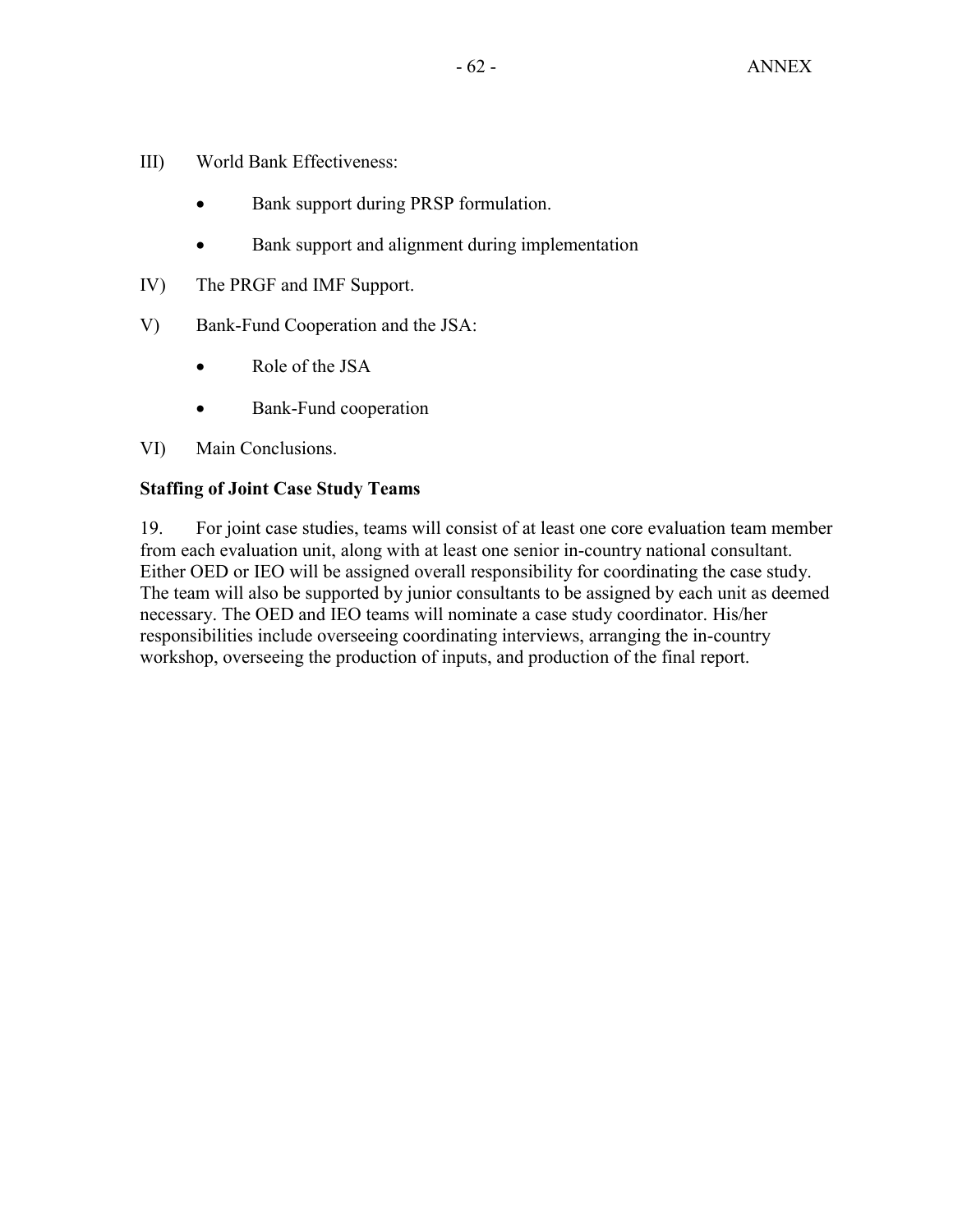III) World Bank Effectiveness:

- Bank support during PRSP formulation.
- Bank support and alignment during implementation

IV) The PRGF and IMF Support.

V) Bank-Fund Cooperation and the JSA:

- Role of the JSA
- Bank-Fund cooperation

VI) Main Conclusions.

**Staffing of Joint Case Study Teams**

19. For joint case studies, teams will consist of at least one core evaluation team member from each evaluation unit, along with at least one senior in-country national consultant. Either OED or IEO will be assigned overall responsibility for coordinating the case study. The team will also be supported by junior consultants to be assigned by each unit as deemed necessary. The OED and IEO teams will nominate a case study coordinator. His/her responsibilities include overseeing coordinating interviews, arranging the in-country workshop, overseeing the production of inputs, and production of the final report.